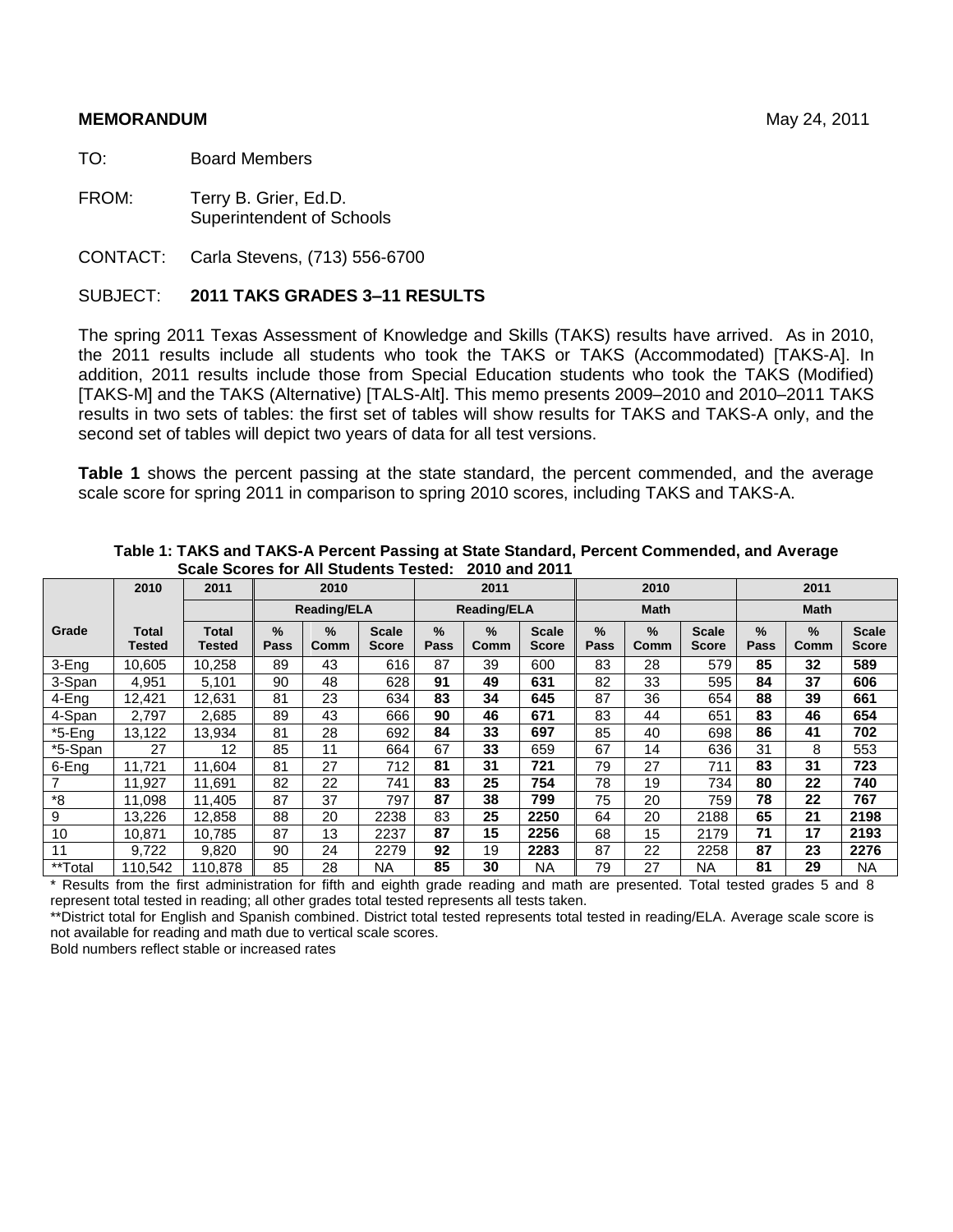**MEMORANDUM** May 24, 2011

TO: Board Members

FROM: Terry B. Grier, Ed.D.
Superintendent of Schools

CONTACT: Carla Stevens, (713) 556-6700

SUBJECT: **2011 TAKS GRADES 3–11 RESULTS**

The spring 2011 Texas Assessment of Knowledge and Skills (TAKS) results have arrived. As in 2010, the 2011 results include all students who took the TAKS or TAKS (Accommodated) [TAKS-A]. In addition, 2011 results include those from Special Education students who took the TAKS (Modified) [TAKS-M] and the TAKS (Alternative) [TALS-Alt]. This memo presents 2009–2010 and 2010–2011 TAKS results in two sets of tables: the first set of tables will show results for TAKS and TAKS-A only, and the second set of tables will depict two years of data for all test versions.

**Table 1** shows the percent passing at the state standard, the percent commended, and the average scale score for spring 2011 in comparison to spring 2010 scores, including TAKS and TAKS-A.

**Table 1: TAKS and TAKS-A Percent Passing at State Standard, Percent Commended, and Average Scale Scores for All Students Tested: 2010 and 2011**

| | 2010 | 2011 | 2010 | | | 2011 | | | 2010 | | | 2011 | | |
|---|---|---|---|---|---|---|---|---|---|---|---|---|---|---|
| | | | Reading/ELA | | | Reading/ELA | | | Math | | | Math | | |
| Grade | Total Tested | Total Tested | % Pass | % Comm | Scale Score | % Pass | % Comm | Scale Score | % Pass | % Comm | Scale Score | % Pass | % Comm | Scale Score |
| 3-Eng | 10,605 | 10,258 | 89 | 43 | 616 | 87 | 39 | 600 | 83 | 28 | 579 | **85** | **32** | **589** |
| 3-Span | 4,951 | 5,101 | 90 | 48 | 628 | **91** | **49** | **631** | 82 | 33 | 595 | **84** | **37** | **606** |
| 4-Eng | 12,421 | 12,631 | 81 | 23 | 634 | **83** | **34** | **645** | 87 | 36 | 654 | **88** | **39** | **661** |
| 4-Span | 2,797 | 2,685 | 89 | 43 | 666 | **90** | **46** | **671** | 83 | 44 | 651 | **83** | **46** | **654** |
| *5-Eng | 13,122 | 13,934 | 81 | 28 | 692 | **84** | **33** | **697** | 85 | 40 | 698 | **86** | **41** | **702** |
| *5-Span | 27 | 12 | 85 | 11 | 664 | 67 | **33** | 659 | 67 | 14 | 636 | 31 | 8 | 553 |
| 6-Eng | 11,721 | 11,604 | 81 | 27 | 712 | **81** | **31** | **721** | 79 | 27 | 711 | **83** | **31** | **723** |
| 7 | 11,927 | 11,691 | 82 | 22 | 741 | **83** | **25** | **754** | 78 | 19 | 734 | **80** | **22** | **740** |
| *8 | 11,098 | 11,405 | 87 | 37 | 797 | **87** | **38** | **799** | 75 | 20 | 759 | **78** | **22** | **767** |
| 9 | 13,226 | 12,858 | 88 | 20 | 2238 | 83 | **25** | **2250** | 64 | 20 | 2188 | **65** | **21** | **2198** |
| 10 | 10,871 | 10,785 | 87 | 13 | 2237 | **87** | **15** | **2256** | 68 | 15 | 2179 | **71** | **17** | **2193** |
| 11 | 9,722 | 9,820 | 90 | 24 | 2279 | **92** | 19 | **2283** | 87 | 22 | 2258 | **87** | **23** | **2276** |
| **Total | 110,542 | 110,878 | 85 | 28 | NA | **85** | **30** | NA | 79 | 27 | NA | **81** | **29** | NA |

\* Results from the first administration for fifth and eighth grade reading and math are presented. Total tested grades 5 and 8 represent total tested in reading; all other grades total tested represents all tests taken.

**District total for English and Spanish combined. District total tested represents total tested in reading/ELA. Average scale score is not available for reading and math due to vertical scale scores.

Bold numbers reflect stable or increased rates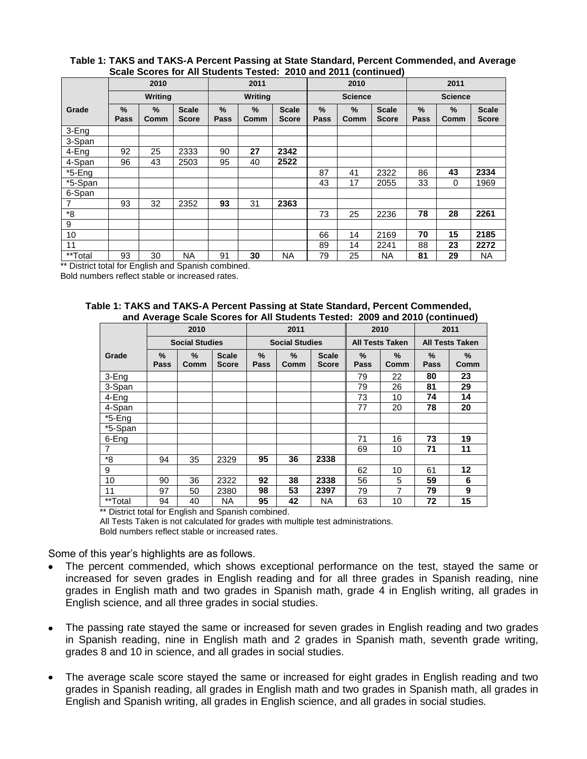**Table 1: TAKS and TAKS-A Percent Passing at State Standard, Percent Commended, and Average Scale Scores for All Students Tested: 2010 and 2011 (continued)**

| | 2010 | | | 2011 | | | 2010 | | | 2011 | | |
|---|---|---|---|---|---|---|---|---|---|---|---|---|
| | Writing | | | Writing | | | Science | | | Science | | |
| Grade | % Pass | % Comm | Scale Score | % Pass | % Comm | Scale Score | % Pass | % Comm | Scale Score | % Pass | % Comm | Scale Score |
| 3-Eng | | | | | | | | | | | | |
| 3-Span | | | | | | | | | | | | |
| 4-Eng | 92 | 25 | 2333 | 90 | **27** | **2342** | | | | | | |
| 4-Span | 96 | 43 | 2503 | 95 | 40 | **2522** | | | | | | |
| *5-Eng | | | | | | | 87 | 41 | 2322 | 86 | **43** | **2334** |
| *5-Span | | | | | | | 43 | 17 | 2055 | 33 | 0 | 1969 |
| 6-Span | | | | | | | | | | | | |
| 7 | 93 | 32 | 2352 | **93** | 31 | **2363** | | | | | | |
| *8 | | | | | | | 73 | 25 | 2236 | **78** | **28** | **2261** |
| 9 | | | | | | | | | | | | |
| 10 | | | | | | | 66 | 14 | 2169 | **70** | **15** | **2185** |
| 11 | | | | | | | 89 | 14 | 2241 | 88 | **23** | **2272** |
| **Total | 93 | 30 | NA | 91 | **30** | NA | 79 | 25 | NA | **81** | **29** | NA |

** District total for English and Spanish combined.
Bold numbers reflect stable or increased rates.

**Table 1: TAKS and TAKS-A Percent Passing at State Standard, Percent Commended, and Average Scale Scores for All Students Tested: 2009 and 2010 (continued)**

| | 2010 | | | 2011 | | | 2010 | | 2011 | |
|---|---|---|---|---|---|---|---|---|---|---|
| | Social Studies | | | Social Studies | | | All Tests Taken | | All Tests Taken | |
| Grade | % Pass | % Comm | Scale Score | % Pass | % Comm | Scale Score | % Pass | % Comm | % Pass | % Comm |
| 3-Eng | | | | | | | 79 | 22 | **80** | **23** |
| 3-Span | | | | | | | 79 | 26 | **81** | **29** |
| 4-Eng | | | | | | | 73 | 10 | **74** | **14** |
| 4-Span | | | | | | | 77 | 20 | **78** | **20** |
| *5-Eng | | | | | | | | | | |
| *5-Span | | | | | | | | | | |
| 6-Eng | | | | | | | 71 | 16 | **73** | **19** |
| 7 | | | | | | | 69 | 10 | **71** | **11** |
| *8 | 94 | 35 | 2329 | **95** | **36** | **2338** | | | | |
| 9 | | | | | | | 62 | 10 | 61 | **12** |
| 10 | 90 | 36 | 2322 | **92** | **38** | **2338** | 56 | 5 | **59** | **6** |
| 11 | 97 | 50 | 2380 | **98** | **53** | **2397** | 79 | 7 | **79** | **9** |
| **Total | 94 | 40 | NA | **95** | **42** | NA | 63 | 10 | **72** | **15** |

** District total for English and Spanish combined.
All Tests Taken is not calculated for grades with multiple test administrations.
Bold numbers reflect stable or increased rates.

Some of this year's highlights are as follows.

- The percent commended, which shows exceptional performance on the test, stayed the same or increased for seven grades in English reading and for all three grades in Spanish reading, nine grades in English math and two grades in Spanish math, grade 4 in English writing, all grades in English science, and all three grades in social studies.

- The passing rate stayed the same or increased for seven grades in English reading and two grades in Spanish reading, nine in English math and 2 grades in Spanish math, seventh grade writing, grades 8 and 10 in science, and all grades in social studies.

- The average scale score stayed the same or increased for eight grades in English reading and two grades in Spanish reading, all grades in English math and two grades in Spanish math, all grades in English and Spanish writing, all grades in English science, and all grades in social studies.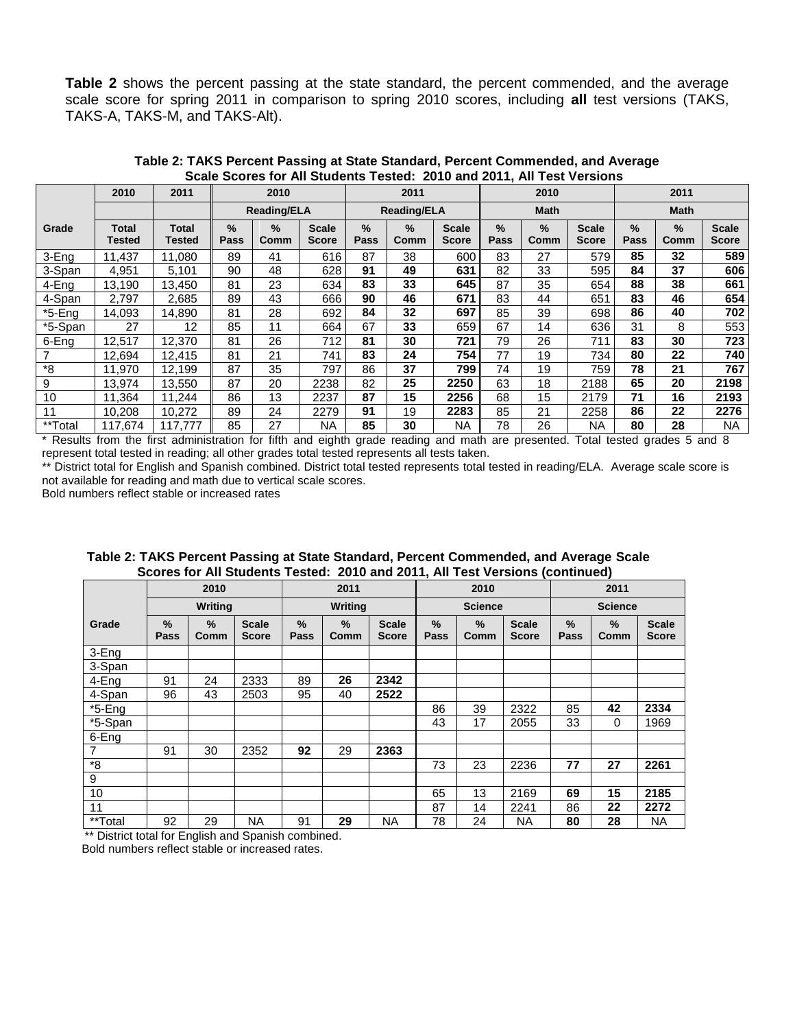**Table 2** shows the percent passing at the state standard, the percent commended, and the average scale score for spring 2011 in comparison to spring 2010 scores, including **all** test versions (TAKS, TAKS-A, TAKS-M, and TAKS-Alt).

**Table 2: TAKS Percent Passing at State Standard, Percent Commended, and Average Scale Scores for All Students Tested: 2010 and 2011, All Test Versions**

| | 2010 | 2011 | 2010 | | | 2011 | | | 2010 | | | 2011 | | |
|---|---|---|---|---|---|---|---|---|---|---|---|---|---|---|
| | | | Reading/ELA | | | Reading/ELA | | | Math | | | Math | | |
| **Grade** | **Total Tested** | **Total Tested** | **% Pass** | **% Comm** | **Scale Score** | **% Pass** | **% Comm** | **Scale Score** | **% Pass** | **% Comm** | **Scale Score** | **% Pass** | **% Comm** | **Scale Score** |
| 3-Eng | 11,437 | 11,080 | 89 | 41 | 616 | 87 | 38 | 600 | 83 | 27 | 579 | **85** | **32** | **589** |
| 3-Span | 4,951 | 5,101 | 90 | 48 | 628 | **91** | **49** | **631** | 82 | 33 | 595 | **84** | **37** | **606** |
| 4-Eng | 13,190 | 13,450 | 81 | 23 | 634 | **83** | **33** | **645** | 87 | 35 | 654 | **88** | **38** | **661** |
| 4-Span | 2,797 | 2,685 | 89 | 43 | 666 | **90** | **46** | **671** | 83 | 44 | 651 | **83** | **46** | **654** |
| *5-Eng | 14,093 | 14,890 | 81 | 28 | 692 | **84** | **32** | **697** | 85 | 39 | 698 | **86** | **40** | **702** |
| *5-Span | 27 | 12 | 85 | 11 | 664 | 67 | **33** | 659 | 67 | 14 | 636 | 31 | 8 | 553 |
| 6-Eng | 12,517 | 12,370 | 81 | 26 | 712 | **81** | **30** | **721** | 79 | 26 | 711 | **83** | **30** | **723** |
| 7 | 12,694 | 12,415 | 81 | 21 | 741 | **83** | **24** | **754** | 77 | 19 | 734 | **80** | **22** | **740** |
| *8 | 11,970 | 12,199 | 87 | 35 | 797 | 86 | **37** | **799** | 74 | 19 | 759 | **78** | **21** | **767** |
| 9 | 13,974 | 13,550 | 87 | 20 | 2238 | 82 | **25** | **2250** | 63 | 18 | 2188 | **65** | **20** | **2198** |
| 10 | 11,364 | 11,244 | 86 | 13 | 2237 | **87** | **15** | **2256** | 68 | 15 | 2179 | **71** | **16** | **2193** |
| 11 | 10,208 | 10,272 | 89 | 24 | 2279 | **91** | 19 | **2283** | 85 | 21 | 2258 | **86** | **22** | **2276** |
| **Total | 117,674 | 117,777 | 85 | 27 | NA | **85** | **30** | NA | 78 | 26 | NA | **80** | **28** | NA |

\* Results from the first administration for fifth and eighth grade reading and math are presented. Total tested grades 5 and 8 represent total tested in reading; all other grades total tested represents all tests taken.

** District total for English and Spanish combined. District total tested represents total tested in reading/ELA. Average scale score is not available for reading and math due to vertical scale scores.

Bold numbers reflect stable or increased rates

**Table 2: TAKS Percent Passing at State Standard, Percent Commended, and Average Scale Scores for All Students Tested: 2010 and 2011, All Test Versions (continued)**

| | 2010 | | | 2011 | | | 2010 | | | 2011 | | |
|---|---|---|---|---|---|---|---|---|---|---|---|---|
| | Writing | | | Writing | | | Science | | | Science | | |
| **Grade** | **% Pass** | **% Comm** | **Scale Score** | **% Pass** | **% Comm** | **Scale Score** | **% Pass** | **% Comm** | **Scale Score** | **% Pass** | **% Comm** | **Scale Score** |
| 3-Eng | | | | | | | | | | | | |
| 3-Span | | | | | | | | | | | | |
| 4-Eng | 91 | 24 | 2333 | 89 | **26** | **2342** | | | | | | |
| 4-Span | 96 | 43 | 2503 | 95 | 40 | **2522** | | | | | | |
| *5-Eng | | | | | | | 86 | 39 | 2322 | 85 | **42** | **2334** |
| *5-Span | | | | | | | 43 | 17 | 2055 | 33 | 0 | 1969 |
| 6-Eng | | | | | | | | | | | | |
| 7 | 91 | 30 | 2352 | **92** | 29 | **2363** | | | | | | |
| *8 | | | | | | | 73 | 23 | 2236 | **77** | **27** | **2261** |
| 9 | | | | | | | | | | | | |
| 10 | | | | | | | 65 | 13 | 2169 | **69** | **15** | **2185** |
| 11 | | | | | | | 87 | 14 | 2241 | 86 | **22** | **2272** |
| **Total | 92 | 29 | NA | 91 | **29** | NA | 78 | 24 | NA | **80** | **28** | NA |

** District total for English and Spanish combined.

Bold numbers reflect stable or increased rates.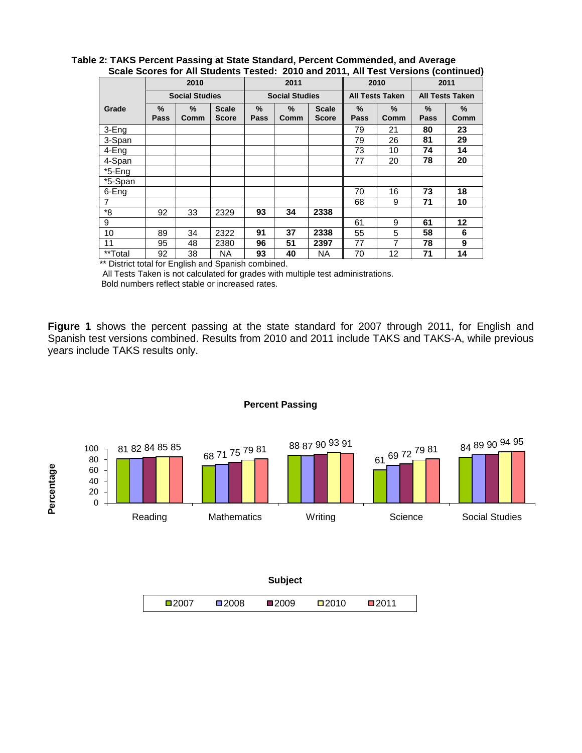**Table 2: TAKS Percent Passing at State Standard, Percent Commended, and Average Scale Scores for All Students Tested: 2010 and 2011, All Test Versions (continued)**

| | 2010 | | | 2011 | | | 2010 | | 2011 | |
|---|---|---|---|---|---|---|---|---|---|---|
| | Social Studies | | | Social Studies | | | All Tests Taken | | All Tests Taken | |
| Grade | % Pass | % Comm | Scale Score | % Pass | % Comm | Scale Score | % Pass | % Comm | % Pass | % Comm |
| 3-Eng | | | | | | | 79 | 21 | **80** | **23** |
| 3-Span | | | | | | | 79 | 26 | **81** | **29** |
| 4-Eng | | | | | | | 73 | 10 | **74** | **14** |
| 4-Span | | | | | | | 77 | 20 | **78** | **20** |
| *5-Eng | | | | | | | | | | |
| *5-Span | | | | | | | | | | |
| 6-Eng | | | | | | | 70 | 16 | **73** | **18** |
| 7 | | | | | | | 68 | 9 | **71** | **10** |
| *8 | 92 | 33 | 2329 | **93** | **34** | **2338** | | | | |
| 9 | | | | | | | 61 | 9 | **61** | **12** |
| 10 | 89 | 34 | 2322 | **91** | **37** | **2338** | 55 | 5 | **58** | **6** |
| 11 | 95 | 48 | 2380 | **96** | **51** | **2397** | 77 | 7 | **78** | **9** |
| **Total | 92 | 38 | NA | **93** | **40** | NA | 70 | 12 | **71** | **14** |

** District total for English and Spanish combined.
All Tests Taken is not calculated for grades with multiple test administrations.
Bold numbers reflect stable or increased rates.

**Figure 1** shows the percent passing at the state standard for 2007 through 2011, for English and Spanish test versions combined. Results from 2010 and 2011 include TAKS and TAKS-A, while previous years include TAKS results only.

**Percent Passing**

| Subject | 2007 | 2008 | 2009 | 2010 | 2011 |
|---|---|---|---|---|---|
| Reading | 81 | 82 | 84 | 85 | 85 |
| Mathematics | 68 | 71 | 75 | 79 | 81 |
| Writing | 88 | 87 | 90 | 93 | 91 |
| Science | 61 | 69 | 72 | 79 | 81 |
| Social Studies | 84 | 89 | 90 | 94 | 95 |

Y-axis: Percentage; X-axis: Subject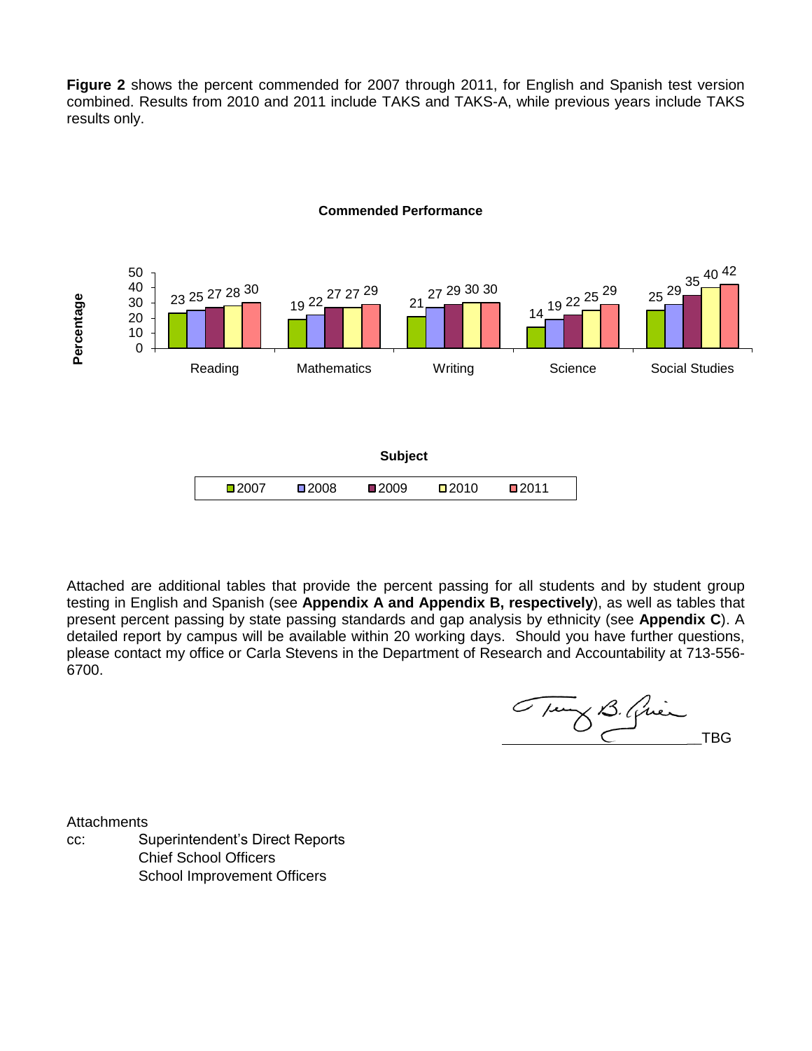**Figure 2** shows the percent commended for 2007 through 2011, for English and Spanish test version combined. Results from 2010 and 2011 include TAKS and TAKS-A, while previous years include TAKS results only.

**Commended Performance**

| Subject | 2007 | 2008 | 2009 | 2010 | 2011 |
|---|---|---|---|---|---|
| Reading | 23 | 25 | 27 | 28 | 30 |
| Mathematics | 19 | 22 | 27 | 27 | 29 |
| Writing | 21 | 27 | 29 | 30 | 30 |
| Science | 14 | 19 | 22 | 25 | 29 |
| Social Studies | 25 | 29 | 35 | 40 | 42 |

Attached are additional tables that provide the percent passing for all students and by student group testing in English and Spanish (see **Appendix A and Appendix B, respectively**), as well as tables that present percent passing by state passing standards and gap analysis by ethnicity (see **Appendix C**). A detailed report by campus will be available within 20 working days. Should you have further questions, please contact my office or Carla Stevens in the Department of Research and Accountability at 713-556-6700.

TBG

Attachments

cc: Superintendent's Direct Reports
Chief School Officers
School Improvement Officers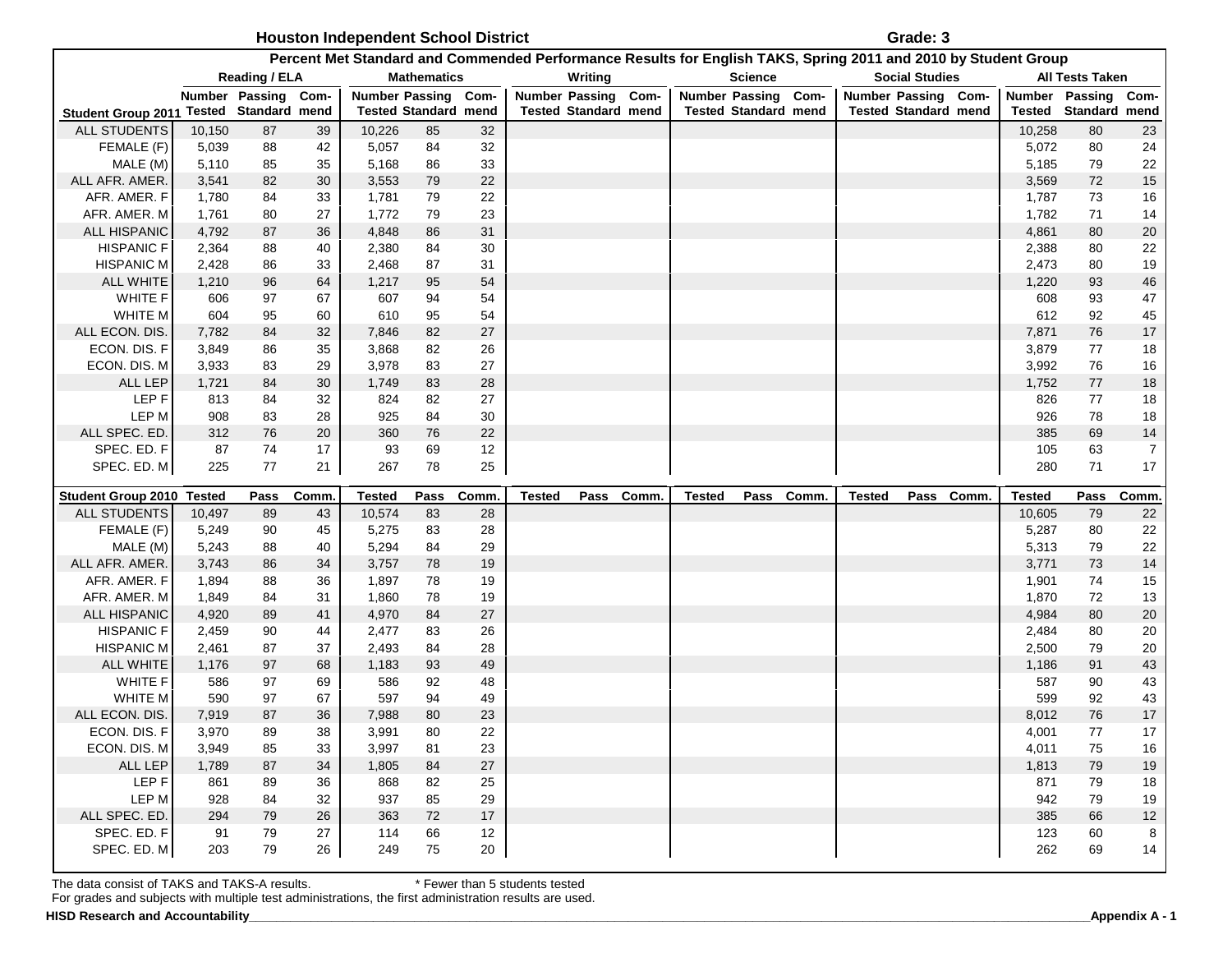**Houston Independent School District** — **Grade: 3**

**Percent Met Standard and Commended Performance Results for English TAKS, Spring 2011 and 2010 by Student Group**

| | Reading / ELA | | | Mathematics | | | Writing | | | Science | | | Social Studies | | | All Tests Taken | | |
|---|---|---|---|---|---|---|---|---|---|---|---|---|---|---|---|---|---|---|
| Student Group 2011 | Number Tested | Passing Standard | Com-mend | Number Tested | Passing Standard | Com-mend | Number Tested | Passing Standard | Com-mend | Number Tested | Passing Standard | Com-mend | Number Tested | Passing Standard | Com-mend | Number Tested | Passing Standard | Com-mend |
| ALL STUDENTS | 10,150 | 87 | 39 | 10,226 | 85 | 32 | | | | | | | | | | 10,258 | 80 | 23 |
| FEMALE (F) | 5,039 | 88 | 42 | 5,057 | 84 | 32 | | | | | | | | | | 5,072 | 80 | 24 |
| MALE (M) | 5,110 | 85 | 35 | 5,168 | 86 | 33 | | | | | | | | | | 5,185 | 79 | 22 |
| ALL AFR. AMER. | 3,541 | 82 | 30 | 3,553 | 79 | 22 | | | | | | | | | | 3,569 | 72 | 15 |
| AFR. AMER. F | 1,780 | 84 | 33 | 1,781 | 79 | 22 | | | | | | | | | | 1,787 | 73 | 16 |
| AFR. AMER. M | 1,761 | 80 | 27 | 1,772 | 79 | 23 | | | | | | | | | | 1,782 | 71 | 14 |
| ALL HISPANIC | 4,792 | 87 | 36 | 4,848 | 86 | 31 | | | | | | | | | | 4,861 | 80 | 20 |
| HISPANIC F | 2,364 | 88 | 40 | 2,380 | 84 | 30 | | | | | | | | | | 2,388 | 80 | 22 |
| HISPANIC M | 2,428 | 86 | 33 | 2,468 | 87 | 31 | | | | | | | | | | 2,473 | 80 | 19 |
| ALL WHITE | 1,210 | 96 | 64 | 1,217 | 95 | 54 | | | | | | | | | | 1,220 | 93 | 46 |
| WHITE F | 606 | 97 | 67 | 607 | 94 | 54 | | | | | | | | | | 608 | 93 | 47 |
| WHITE M | 604 | 95 | 60 | 610 | 95 | 54 | | | | | | | | | | 612 | 92 | 45 |
| ALL ECON. DIS. | 7,782 | 84 | 32 | 7,846 | 82 | 27 | | | | | | | | | | 7,871 | 76 | 17 |
| ECON. DIS. F | 3,849 | 86 | 35 | 3,868 | 82 | 26 | | | | | | | | | | 3,879 | 77 | 18 |
| ECON. DIS. M | 3,933 | 83 | 29 | 3,978 | 83 | 27 | | | | | | | | | | 3,992 | 76 | 16 |
| ALL LEP | 1,721 | 84 | 30 | 1,749 | 83 | 28 | | | | | | | | | | 1,752 | 77 | 18 |
| LEP F | 813 | 84 | 32 | 824 | 82 | 27 | | | | | | | | | | 826 | 77 | 18 |
| LEP M | 908 | 83 | 28 | 925 | 84 | 30 | | | | | | | | | | 926 | 78 | 18 |
| ALL SPEC. ED. | 312 | 76 | 20 | 360 | 76 | 22 | | | | | | | | | | 385 | 69 | 14 |
| SPEC. ED. F | 87 | 74 | 17 | 93 | 69 | 12 | | | | | | | | | | 105 | 63 | 7 |
| SPEC. ED. M | 225 | 77 | 21 | 267 | 78 | 25 | | | | | | | | | | 280 | 71 | 17 |
| **Student Group 2010** | **Tested** | **Pass** | **Comm.** | **Tested** | **Pass** | **Comm.** | **Tested** | **Pass** | **Comm.** | **Tested** | **Pass** | **Comm.** | **Tested** | **Pass** | **Comm.** | **Tested** | **Pass** | **Comm.** |
| ALL STUDENTS | 10,497 | 89 | 43 | 10,574 | 83 | 28 | | | | | | | | | | 10,605 | 79 | 22 |
| FEMALE (F) | 5,249 | 90 | 45 | 5,275 | 83 | 28 | | | | | | | | | | 5,287 | 80 | 22 |
| MALE (M) | 5,243 | 88 | 40 | 5,294 | 84 | 29 | | | | | | | | | | 5,313 | 79 | 22 |
| ALL AFR. AMER. | 3,743 | 86 | 34 | 3,757 | 78 | 19 | | | | | | | | | | 3,771 | 73 | 14 |
| AFR. AMER. F | 1,894 | 88 | 36 | 1,897 | 78 | 19 | | | | | | | | | | 1,901 | 74 | 15 |
| AFR. AMER. M | 1,849 | 84 | 31 | 1,860 | 78 | 19 | | | | | | | | | | 1,870 | 72 | 13 |
| ALL HISPANIC | 4,920 | 89 | 41 | 4,970 | 84 | 27 | | | | | | | | | | 4,984 | 80 | 20 |
| HISPANIC F | 2,459 | 90 | 44 | 2,477 | 83 | 26 | | | | | | | | | | 2,484 | 80 | 20 |
| HISPANIC M | 2,461 | 87 | 37 | 2,493 | 84 | 28 | | | | | | | | | | 2,500 | 79 | 20 |
| ALL WHITE | 1,176 | 97 | 68 | 1,183 | 93 | 49 | | | | | | | | | | 1,186 | 91 | 43 |
| WHITE F | 586 | 97 | 69 | 586 | 92 | 48 | | | | | | | | | | 587 | 90 | 43 |
| WHITE M | 590 | 97 | 67 | 597 | 94 | 49 | | | | | | | | | | 599 | 92 | 43 |
| ALL ECON. DIS. | 7,919 | 87 | 36 | 7,988 | 80 | 23 | | | | | | | | | | 8,012 | 76 | 17 |
| ECON. DIS. F | 3,970 | 89 | 38 | 3,991 | 80 | 22 | | | | | | | | | | 4,001 | 77 | 17 |
| ECON. DIS. M | 3,949 | 85 | 33 | 3,997 | 81 | 23 | | | | | | | | | | 4,011 | 75 | 16 |
| ALL LEP | 1,789 | 87 | 34 | 1,805 | 84 | 27 | | | | | | | | | | 1,813 | 79 | 19 |
| LEP F | 861 | 89 | 36 | 868 | 82 | 25 | | | | | | | | | | 871 | 79 | 18 |
| LEP M | 928 | 84 | 32 | 937 | 85 | 29 | | | | | | | | | | 942 | 79 | 19 |
| ALL SPEC. ED. | 294 | 79 | 26 | 363 | 72 | 17 | | | | | | | | | | 385 | 66 | 12 |
| SPEC. ED. F | 91 | 79 | 27 | 114 | 66 | 12 | | | | | | | | | | 123 | 60 | 8 |
| SPEC. ED. M | 203 | 79 | 26 | 249 | 75 | 20 | | | | | | | | | | 262 | 69 | 14 |

The data consist of TAKS and TAKS-A results. * Fewer than 5 students tested

For grades and subjects with multiple test administrations, the first administration results are used.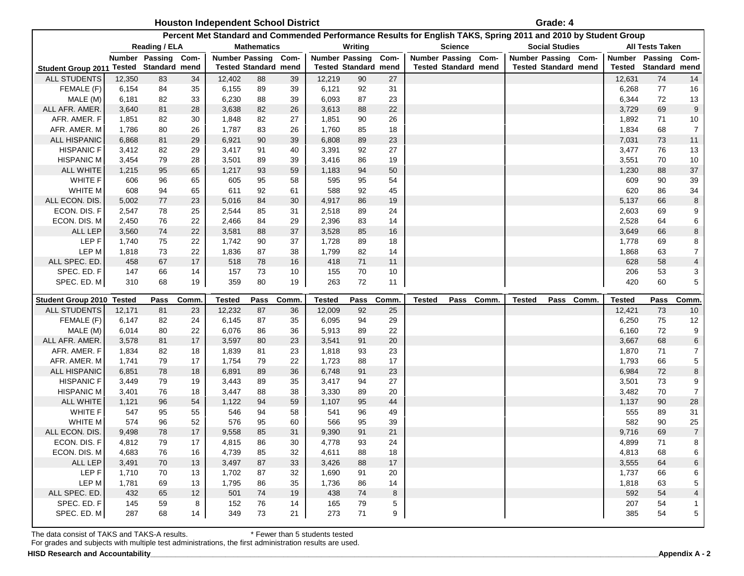## Houston Independent School District

**Grade: 4**

### Percent Met Standard and Commended Performance Results for English TAKS, Spring 2011 and 2010 by Student Group

| Student Group 2011 | Reading / ELA Number Tested | Reading / ELA Passing Standard | Reading / ELA Com-mend | Mathematics Number Tested | Mathematics Passing Standard | Mathematics Com-mend | Writing Number Tested | Writing Passing Standard | Writing Com-mend | Science Number Tested | Science Passing Standard | Science Com-mend | Social Studies Number Tested | Social Studies Passing Standard | Social Studies Com-mend | All Tests Taken Number Tested | All Tests Taken Passing Standard | All Tests Taken Com-mend |
|---|---|---|---|---|---|---|---|---|---|---|---|---|---|---|---|---|---|---|
| ALL STUDENTS | 12,350 | 83 | 34 | 12,402 | 88 | 39 | 12,219 | 90 | 27 | | | | | | | 12,631 | 74 | 14 |
| FEMALE (F) | 6,154 | 84 | 35 | 6,155 | 89 | 39 | 6,121 | 92 | 31 | | | | | | | 6,268 | 77 | 16 |
| MALE (M) | 6,181 | 82 | 33 | 6,230 | 88 | 39 | 6,093 | 87 | 23 | | | | | | | 6,344 | 72 | 13 |
| ALL AFR. AMER. | 3,640 | 81 | 28 | 3,638 | 82 | 26 | 3,613 | 88 | 22 | | | | | | | 3,729 | 69 | 9 |
| AFR. AMER. F | 1,851 | 82 | 30 | 1,848 | 82 | 27 | 1,851 | 90 | 26 | | | | | | | 1,892 | 71 | 10 |
| AFR. AMER. M | 1,786 | 80 | 26 | 1,787 | 83 | 26 | 1,760 | 85 | 18 | | | | | | | 1,834 | 68 | 7 |
| ALL HISPANIC | 6,868 | 81 | 29 | 6,921 | 90 | 39 | 6,808 | 89 | 23 | | | | | | | 7,031 | 73 | 11 |
| HISPANIC F | 3,412 | 82 | 29 | 3,417 | 91 | 40 | 3,391 | 92 | 27 | | | | | | | 3,477 | 76 | 13 |
| HISPANIC M | 3,454 | 79 | 28 | 3,501 | 89 | 39 | 3,416 | 86 | 19 | | | | | | | 3,551 | 70 | 10 |
| ALL WHITE | 1,215 | 95 | 65 | 1,217 | 93 | 59 | 1,183 | 94 | 50 | | | | | | | 1,230 | 88 | 37 |
| WHITE F | 606 | 96 | 65 | 605 | 95 | 58 | 595 | 95 | 54 | | | | | | | 609 | 90 | 39 |
| WHITE M | 608 | 94 | 65 | 611 | 92 | 61 | 588 | 92 | 45 | | | | | | | 620 | 86 | 34 |
| ALL ECON. DIS. | 5,002 | 77 | 23 | 5,016 | 84 | 30 | 4,917 | 86 | 19 | | | | | | | 5,137 | 66 | 8 |
| ECON. DIS. F | 2,547 | 78 | 25 | 2,544 | 85 | 31 | 2,518 | 89 | 24 | | | | | | | 2,603 | 69 | 9 |
| ECON. DIS. M | 2,450 | 76 | 22 | 2,466 | 84 | 29 | 2,396 | 83 | 14 | | | | | | | 2,528 | 64 | 6 |
| ALL LEP | 3,560 | 74 | 22 | 3,581 | 88 | 37 | 3,528 | 85 | 16 | | | | | | | 3,649 | 66 | 8 |
| LEP F | 1,740 | 75 | 22 | 1,742 | 90 | 37 | 1,728 | 89 | 18 | | | | | | | 1,778 | 69 | 8 |
| LEP M | 1,818 | 73 | 22 | 1,836 | 87 | 38 | 1,799 | 82 | 14 | | | | | | | 1,868 | 63 | 7 |
| ALL SPEC. ED. | 458 | 67 | 17 | 518 | 78 | 16 | 418 | 71 | 11 | | | | | | | 628 | 58 | 4 |
| SPEC. ED. F | 147 | 66 | 14 | 157 | 73 | 10 | 155 | 70 | 10 | | | | | | | 206 | 53 | 3 |
| SPEC. ED. M | 310 | 68 | 19 | 359 | 80 | 19 | 263 | 72 | 11 | | | | | | | 420 | 60 | 5 |

| Student Group 2010 | Tested | Pass | Comm. | Tested | Pass | Comm. | Tested | Pass | Comm. | Tested | Pass | Comm. | Tested | Pass | Comm. | Tested | Pass | Comm. |
|---|---|---|---|---|---|---|---|---|---|---|---|---|---|---|---|---|---|---|
| ALL STUDENTS | 12,171 | 81 | 23 | 12,232 | 87 | 36 | 12,009 | 92 | 25 | | | | | | | 12,421 | 73 | 10 |
| FEMALE (F) | 6,147 | 82 | 24 | 6,145 | 87 | 35 | 6,095 | 94 | 29 | | | | | | | 6,250 | 75 | 12 |
| MALE (M) | 6,014 | 80 | 22 | 6,076 | 86 | 36 | 5,913 | 89 | 22 | | | | | | | 6,160 | 72 | 9 |
| ALL AFR. AMER. | 3,578 | 81 | 17 | 3,597 | 80 | 23 | 3,541 | 91 | 20 | | | | | | | 3,667 | 68 | 6 |
| AFR. AMER. F | 1,834 | 82 | 18 | 1,839 | 81 | 23 | 1,818 | 93 | 23 | | | | | | | 1,870 | 71 | 7 |
| AFR. AMER. M | 1,741 | 79 | 17 | 1,754 | 79 | 22 | 1,723 | 88 | 17 | | | | | | | 1,793 | 66 | 5 |
| ALL HISPANIC | 6,851 | 78 | 18 | 6,891 | 89 | 36 | 6,748 | 91 | 23 | | | | | | | 6,984 | 72 | 8 |
| HISPANIC F | 3,449 | 79 | 19 | 3,443 | 89 | 35 | 3,417 | 94 | 27 | | | | | | | 3,501 | 73 | 9 |
| HISPANIC M | 3,401 | 76 | 18 | 3,447 | 88 | 38 | 3,330 | 89 | 20 | | | | | | | 3,482 | 70 | 7 |
| ALL WHITE | 1,121 | 96 | 54 | 1,122 | 94 | 59 | 1,107 | 95 | 44 | | | | | | | 1,137 | 90 | 28 |
| WHITE F | 547 | 95 | 55 | 546 | 94 | 58 | 541 | 96 | 49 | | | | | | | 555 | 89 | 31 |
| WHITE M | 574 | 96 | 52 | 576 | 95 | 60 | 566 | 95 | 39 | | | | | | | 582 | 90 | 25 |
| ALL ECON. DIS. | 9,498 | 78 | 17 | 9,558 | 85 | 31 | 9,390 | 91 | 21 | | | | | | | 9,716 | 69 | 7 |
| ECON. DIS. F | 4,812 | 79 | 17 | 4,815 | 86 | 30 | 4,778 | 93 | 24 | | | | | | | 4,899 | 71 | 8 |
| ECON. DIS. M | 4,683 | 76 | 16 | 4,739 | 85 | 32 | 4,611 | 88 | 18 | | | | | | | 4,813 | 68 | 6 |
| ALL LEP | 3,491 | 70 | 13 | 3,497 | 87 | 33 | 3,426 | 88 | 17 | | | | | | | 3,555 | 64 | 6 |
| LEP F | 1,710 | 70 | 13 | 1,702 | 87 | 32 | 1,690 | 91 | 20 | | | | | | | 1,737 | 66 | 6 |
| LEP M | 1,781 | 69 | 13 | 1,795 | 86 | 35 | 1,736 | 86 | 14 | | | | | | | 1,818 | 63 | 5 |
| ALL SPEC. ED. | 432 | 65 | 12 | 501 | 74 | 19 | 438 | 74 | 8 | | | | | | | 592 | 54 | 4 |
| SPEC. ED. F | 145 | 59 | 8 | 152 | 76 | 14 | 165 | 79 | 5 | | | | | | | 207 | 54 | 1 |
| SPEC. ED. M | 287 | 68 | 14 | 349 | 73 | 21 | 273 | 71 | 9 | | | | | | | 385 | 54 | 5 |

The data consist of TAKS and TAKS-A results. * Fewer than 5 students tested

For grades and subjects with multiple test administrations, the first administration results are used.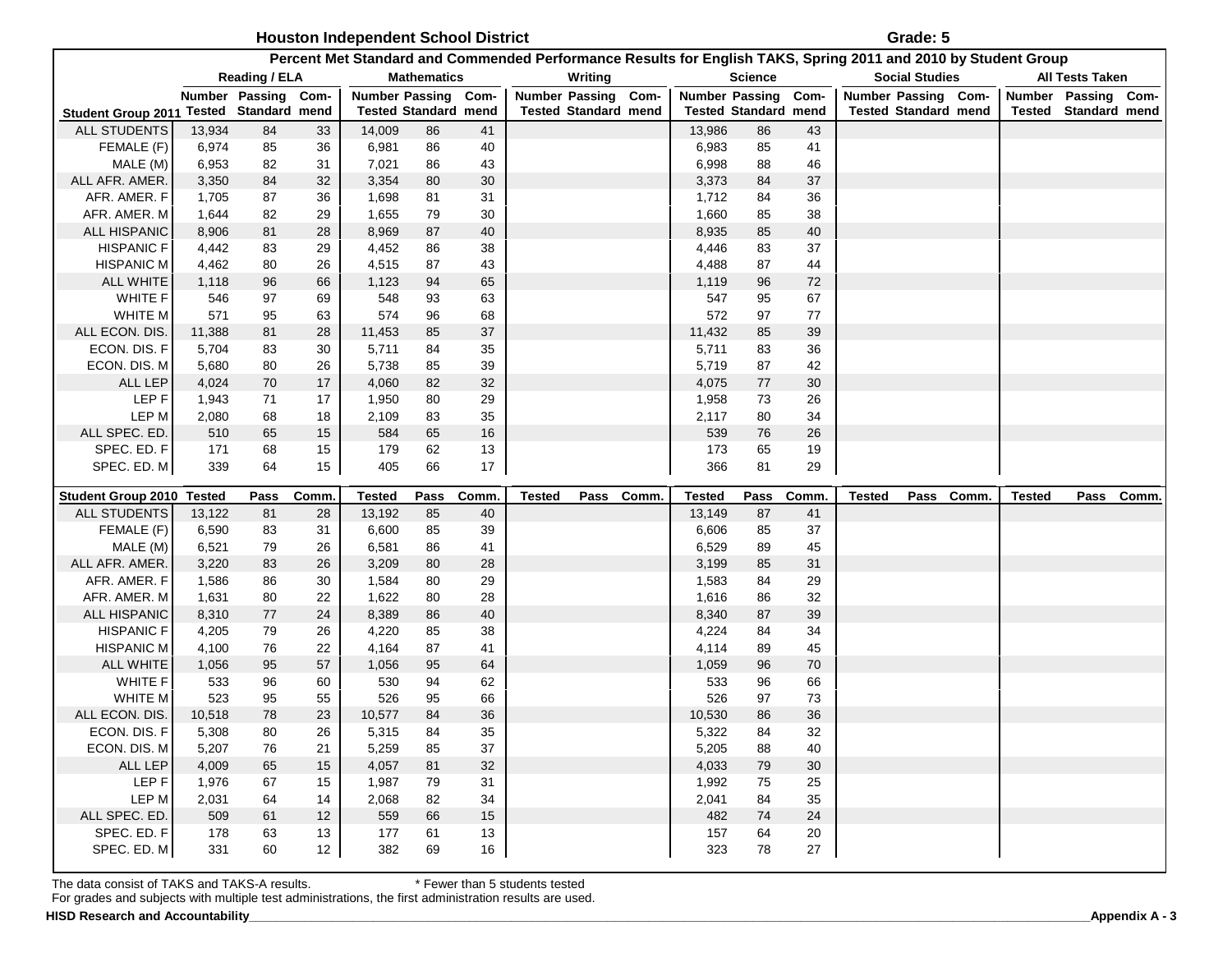## Houston Independent School District — Grade: 5

### Percent Met Standard and Commended Performance Results for English TAKS, Spring 2011 and 2010 by Student Group

| Student Group 2011 | Reading / ELA | | | Mathematics | | | Writing | | | Science | | | Social Studies | | | All Tests Taken | | |
|---|---|---|---|---|---|---|---|---|---|---|---|---|---|---|---|---|---|---|
| | Number Tested | Passing Standard | Commend | Number Tested | Passing Standard | Commend | Number Tested | Passing Standard | Commend | Number Tested | Passing Standard | Commend | Number Tested | Passing Standard | Commend | Number Tested | Passing Standard | Commend |
| ALL STUDENTS | 13,934 | 84 | 33 | 14,009 | 86 | 41 | | | | 13,986 | 86 | 43 | | | | | | |
| FEMALE (F) | 6,974 | 85 | 36 | 6,981 | 86 | 40 | | | | 6,983 | 85 | 41 | | | | | | |
| MALE (M) | 6,953 | 82 | 31 | 7,021 | 86 | 43 | | | | 6,998 | 88 | 46 | | | | | | |
| ALL AFR. AMER. | 3,350 | 84 | 32 | 3,354 | 80 | 30 | | | | 3,373 | 84 | 37 | | | | | | |
| AFR. AMER. F | 1,705 | 87 | 36 | 1,698 | 81 | 31 | | | | 1,712 | 84 | 36 | | | | | | |
| AFR. AMER. M | 1,644 | 82 | 29 | 1,655 | 79 | 30 | | | | 1,660 | 85 | 38 | | | | | | |
| ALL HISPANIC | 8,906 | 81 | 28 | 8,969 | 87 | 40 | | | | 8,935 | 85 | 40 | | | | | | |
| HISPANIC F | 4,442 | 83 | 29 | 4,452 | 86 | 38 | | | | 4,446 | 83 | 37 | | | | | | |
| HISPANIC M | 4,462 | 80 | 26 | 4,515 | 87 | 43 | | | | 4,488 | 87 | 44 | | | | | | |
| ALL WHITE | 1,118 | 96 | 66 | 1,123 | 94 | 65 | | | | 1,119 | 96 | 72 | | | | | | |
| WHITE F | 546 | 97 | 69 | 548 | 93 | 63 | | | | 547 | 95 | 67 | | | | | | |
| WHITE M | 571 | 95 | 63 | 574 | 96 | 68 | | | | 572 | 97 | 77 | | | | | | |
| ALL ECON. DIS. | 11,388 | 81 | 28 | 11,453 | 85 | 37 | | | | 11,432 | 85 | 39 | | | | | | |
| ECON. DIS. F | 5,704 | 83 | 30 | 5,711 | 84 | 35 | | | | 5,711 | 83 | 36 | | | | | | |
| ECON. DIS. M | 5,680 | 80 | 26 | 5,738 | 85 | 39 | | | | 5,719 | 87 | 42 | | | | | | |
| ALL LEP | 4,024 | 70 | 17 | 4,060 | 82 | 32 | | | | 4,075 | 77 | 30 | | | | | | |
| LEP F | 1,943 | 71 | 17 | 1,950 | 80 | 29 | | | | 1,958 | 73 | 26 | | | | | | |
| LEP M | 2,080 | 68 | 18 | 2,109 | 83 | 35 | | | | 2,117 | 80 | 34 | | | | | | |
| ALL SPEC. ED. | 510 | 65 | 15 | 584 | 65 | 16 | | | | 539 | 76 | 26 | | | | | | |
| SPEC. ED. F | 171 | 68 | 15 | 179 | 62 | 13 | | | | 173 | 65 | 19 | | | | | | |
| SPEC. ED. M | 339 | 64 | 15 | 405 | 66 | 17 | | | | 366 | 81 | 29 | | | | | | |
| **Student Group 2010** | **Tested** | **Pass** | **Comm.** | **Tested** | **Pass** | **Comm.** | **Tested** | **Pass** | **Comm.** | **Tested** | **Pass** | **Comm.** | **Tested** | **Pass** | **Comm.** | **Tested** | **Pass** | **Comm.** |
| ALL STUDENTS | 13,122 | 81 | 28 | 13,192 | 85 | 40 | | | | 13,149 | 87 | 41 | | | | | | |
| FEMALE (F) | 6,590 | 83 | 31 | 6,600 | 85 | 39 | | | | 6,606 | 85 | 37 | | | | | | |
| MALE (M) | 6,521 | 79 | 26 | 6,581 | 86 | 41 | | | | 6,529 | 89 | 45 | | | | | | |
| ALL AFR. AMER. | 3,220 | 83 | 26 | 3,209 | 80 | 28 | | | | 3,199 | 85 | 31 | | | | | | |
| AFR. AMER. F | 1,586 | 86 | 30 | 1,584 | 80 | 29 | | | | 1,583 | 84 | 29 | | | | | | |
| AFR. AMER. M | 1,631 | 80 | 22 | 1,622 | 80 | 28 | | | | 1,616 | 86 | 32 | | | | | | |
| ALL HISPANIC | 8,310 | 77 | 24 | 8,389 | 86 | 40 | | | | 8,340 | 87 | 39 | | | | | | |
| HISPANIC F | 4,205 | 79 | 26 | 4,220 | 85 | 38 | | | | 4,224 | 84 | 34 | | | | | | |
| HISPANIC M | 4,100 | 76 | 22 | 4,164 | 87 | 41 | | | | 4,114 | 89 | 45 | | | | | | |
| ALL WHITE | 1,056 | 95 | 57 | 1,056 | 95 | 64 | | | | 1,059 | 96 | 70 | | | | | | |
| WHITE F | 533 | 96 | 60 | 530 | 94 | 62 | | | | 533 | 96 | 66 | | | | | | |
| WHITE M | 523 | 95 | 55 | 526 | 95 | 66 | | | | 526 | 97 | 73 | | | | | | |
| ALL ECON. DIS. | 10,518 | 78 | 23 | 10,577 | 84 | 36 | | | | 10,530 | 86 | 36 | | | | | | |
| ECON. DIS. F | 5,308 | 80 | 26 | 5,315 | 84 | 35 | | | | 5,322 | 84 | 32 | | | | | | |
| ECON. DIS. M | 5,207 | 76 | 21 | 5,259 | 85 | 37 | | | | 5,205 | 88 | 40 | | | | | | |
| ALL LEP | 4,009 | 65 | 15 | 4,057 | 81 | 32 | | | | 4,033 | 79 | 30 | | | | | | |
| LEP F | 1,976 | 67 | 15 | 1,987 | 79 | 31 | | | | 1,992 | 75 | 25 | | | | | | |
| LEP M | 2,031 | 64 | 14 | 2,068 | 82 | 34 | | | | 2,041 | 84 | 35 | | | | | | |
| ALL SPEC. ED. | 509 | 61 | 12 | 559 | 66 | 15 | | | | 482 | 74 | 24 | | | | | | |
| SPEC. ED. F | 178 | 63 | 13 | 177 | 61 | 13 | | | | 157 | 64 | 20 | | | | | | |
| SPEC. ED. M | 331 | 60 | 12 | 382 | 69 | 16 | | | | 323 | 78 | 27 | | | | | | |

The data consist of TAKS and TAKS-A results.  * Fewer than 5 students tested
For grades and subjects with multiple test administrations, the first administration results are used.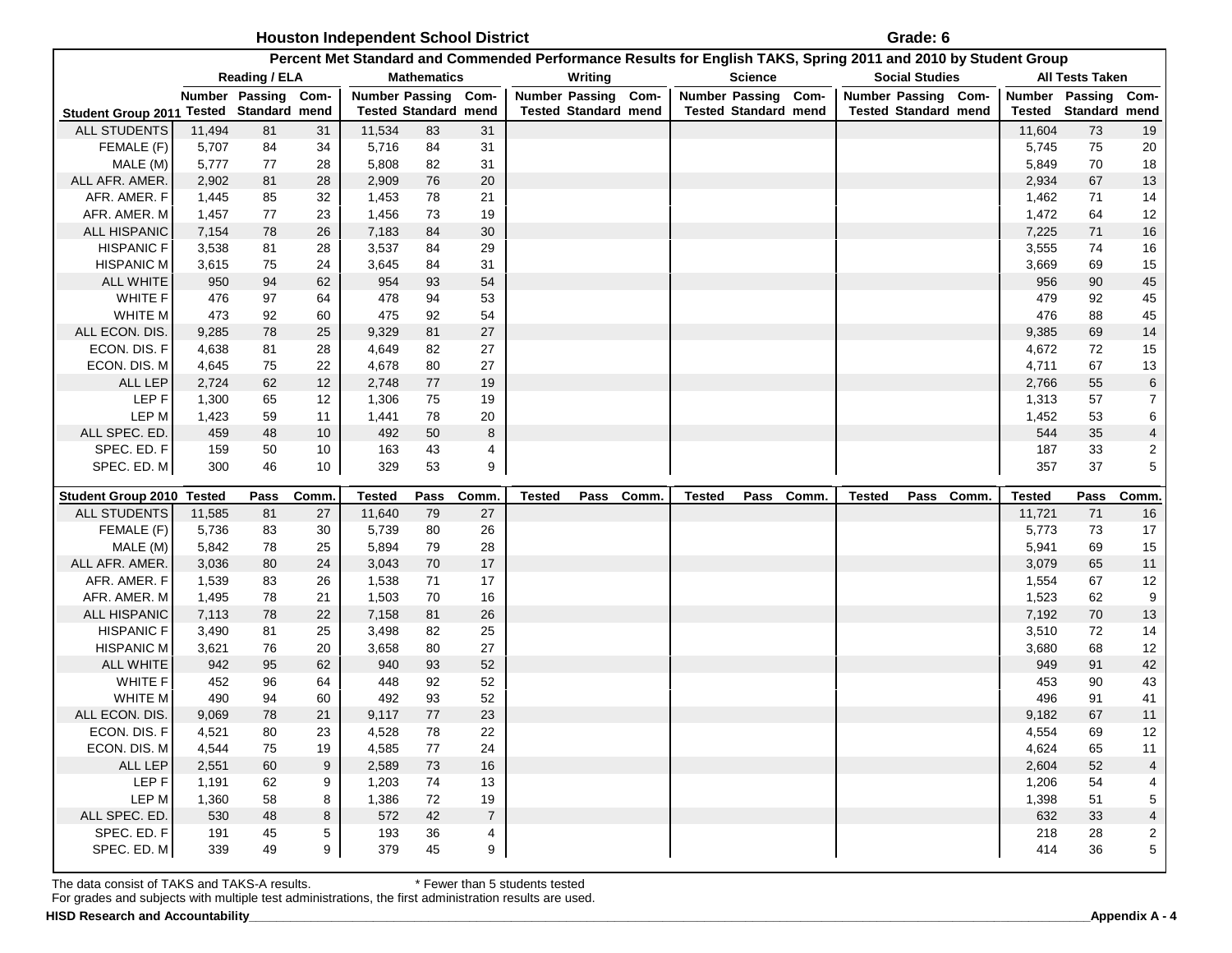## Houston Independent School District — Grade: 6

### Percent Met Standard and Commended Performance Results for English TAKS, Spring 2011 and 2010 by Student Group

| Student Group 2011 | Reading / ELA Number Tested | Reading / ELA Passing Standard | Reading / ELA Commended | Mathematics Number Tested | Mathematics Passing Standard | Mathematics Commended | Writing Number Tested | Writing Passing Standard | Writing Commended | Science Number Tested | Science Passing Standard | Science Commended | Social Studies Number Tested | Social Studies Passing Standard | Social Studies Commended | All Tests Taken Number Tested | All Tests Taken Passing Standard | All Tests Taken Commended |
|---|---|---|---|---|---|---|---|---|---|---|---|---|---|---|---|---|---|---|
| ALL STUDENTS | 11,494 | 81 | 31 | 11,534 | 83 | 31 | | | | | | | | | | 11,604 | 73 | 19 |
| FEMALE (F) | 5,707 | 84 | 34 | 5,716 | 84 | 31 | | | | | | | | | | 5,745 | 75 | 20 |
| MALE (M) | 5,777 | 77 | 28 | 5,808 | 82 | 31 | | | | | | | | | | 5,849 | 70 | 18 |
| ALL AFR. AMER. | 2,902 | 81 | 28 | 2,909 | 76 | 20 | | | | | | | | | | 2,934 | 67 | 13 |
| AFR. AMER. F | 1,445 | 85 | 32 | 1,453 | 78 | 21 | | | | | | | | | | 1,462 | 71 | 14 |
| AFR. AMER. M | 1,457 | 77 | 23 | 1,456 | 73 | 19 | | | | | | | | | | 1,472 | 64 | 12 |
| ALL HISPANIC | 7,154 | 78 | 26 | 7,183 | 84 | 30 | | | | | | | | | | 7,225 | 71 | 16 |
| HISPANIC F | 3,538 | 81 | 28 | 3,537 | 84 | 29 | | | | | | | | | | 3,555 | 74 | 16 |
| HISPANIC M | 3,615 | 75 | 24 | 3,645 | 84 | 31 | | | | | | | | | | 3,669 | 69 | 15 |
| ALL WHITE | 950 | 94 | 62 | 954 | 93 | 54 | | | | | | | | | | 956 | 90 | 45 |
| WHITE F | 476 | 97 | 64 | 478 | 94 | 53 | | | | | | | | | | 479 | 92 | 45 |
| WHITE M | 473 | 92 | 60 | 475 | 92 | 54 | | | | | | | | | | 476 | 88 | 45 |
| ALL ECON. DIS. | 9,285 | 78 | 25 | 9,329 | 81 | 27 | | | | | | | | | | 9,385 | 69 | 14 |
| ECON. DIS. F | 4,638 | 81 | 28 | 4,649 | 82 | 27 | | | | | | | | | | 4,672 | 72 | 15 |
| ECON. DIS. M | 4,645 | 75 | 22 | 4,678 | 80 | 27 | | | | | | | | | | 4,711 | 67 | 13 |
| ALL LEP | 2,724 | 62 | 12 | 2,748 | 77 | 19 | | | | | | | | | | 2,766 | 55 | 6 |
| LEP F | 1,300 | 65 | 12 | 1,306 | 75 | 19 | | | | | | | | | | 1,313 | 57 | 7 |
| LEP M | 1,423 | 59 | 11 | 1,441 | 78 | 20 | | | | | | | | | | 1,452 | 53 | 6 |
| ALL SPEC. ED. | 459 | 48 | 10 | 492 | 50 | 8 | | | | | | | | | | 544 | 35 | 4 |
| SPEC. ED. F | 159 | 50 | 10 | 163 | 43 | 4 | | | | | | | | | | 187 | 33 | 2 |
| SPEC. ED. M | 300 | 46 | 10 | 329 | 53 | 9 | | | | | | | | | | 357 | 37 | 5 |
| **Student Group 2010** | **Tested** | **Pass** | **Comm.** | **Tested** | **Pass** | **Comm.** | **Tested** | **Pass** | **Comm.** | **Tested** | **Pass** | **Comm.** | **Tested** | **Pass** | **Comm.** | **Tested** | **Pass** | **Comm.** |
| ALL STUDENTS | 11,585 | 81 | 27 | 11,640 | 79 | 27 | | | | | | | | | | 11,721 | 71 | 16 |
| FEMALE (F) | 5,736 | 83 | 30 | 5,739 | 80 | 26 | | | | | | | | | | 5,773 | 73 | 17 |
| MALE (M) | 5,842 | 78 | 25 | 5,894 | 79 | 28 | | | | | | | | | | 5,941 | 69 | 15 |
| ALL AFR. AMER. | 3,036 | 80 | 24 | 3,043 | 70 | 17 | | | | | | | | | | 3,079 | 65 | 11 |
| AFR. AMER. F | 1,539 | 83 | 26 | 1,538 | 71 | 17 | | | | | | | | | | 1,554 | 67 | 12 |
| AFR. AMER. M | 1,495 | 78 | 21 | 1,503 | 70 | 16 | | | | | | | | | | 1,523 | 62 | 9 |
| ALL HISPANIC | 7,113 | 78 | 22 | 7,158 | 81 | 26 | | | | | | | | | | 7,192 | 70 | 13 |
| HISPANIC F | 3,490 | 81 | 25 | 3,498 | 82 | 25 | | | | | | | | | | 3,510 | 72 | 14 |
| HISPANIC M | 3,621 | 76 | 20 | 3,658 | 80 | 27 | | | | | | | | | | 3,680 | 68 | 12 |
| ALL WHITE | 942 | 95 | 62 | 940 | 93 | 52 | | | | | | | | | | 949 | 91 | 42 |
| WHITE F | 452 | 96 | 64 | 448 | 92 | 52 | | | | | | | | | | 453 | 90 | 43 |
| WHITE M | 490 | 94 | 60 | 492 | 93 | 52 | | | | | | | | | | 496 | 91 | 41 |
| ALL ECON. DIS. | 9,069 | 78 | 21 | 9,117 | 77 | 23 | | | | | | | | | | 9,182 | 67 | 11 |
| ECON. DIS. F | 4,521 | 80 | 23 | 4,528 | 78 | 22 | | | | | | | | | | 4,554 | 69 | 12 |
| ECON. DIS. M | 4,544 | 75 | 19 | 4,585 | 77 | 24 | | | | | | | | | | 4,624 | 65 | 11 |
| ALL LEP | 2,551 | 60 | 9 | 2,589 | 73 | 16 | | | | | | | | | | 2,604 | 52 | 4 |
| LEP F | 1,191 | 62 | 9 | 1,203 | 74 | 13 | | | | | | | | | | 1,206 | 54 | 4 |
| LEP M | 1,360 | 58 | 8 | 1,386 | 72 | 19 | | | | | | | | | | 1,398 | 51 | 5 |
| ALL SPEC. ED. | 530 | 48 | 8 | 572 | 42 | 7 | | | | | | | | | | 632 | 33 | 4 |
| SPEC. ED. F | 191 | 45 | 5 | 193 | 36 | 4 | | | | | | | | | | 218 | 28 | 2 |
| SPEC. ED. M | 339 | 49 | 9 | 379 | 45 | 9 | | | | | | | | | | 414 | 36 | 5 |

The data consist of TAKS and TAKS-A results. * Fewer than 5 students tested

For grades and subjects with multiple test administrations, the first administration results are used.

**HISD Research and Accountability** **Appendix A - 4**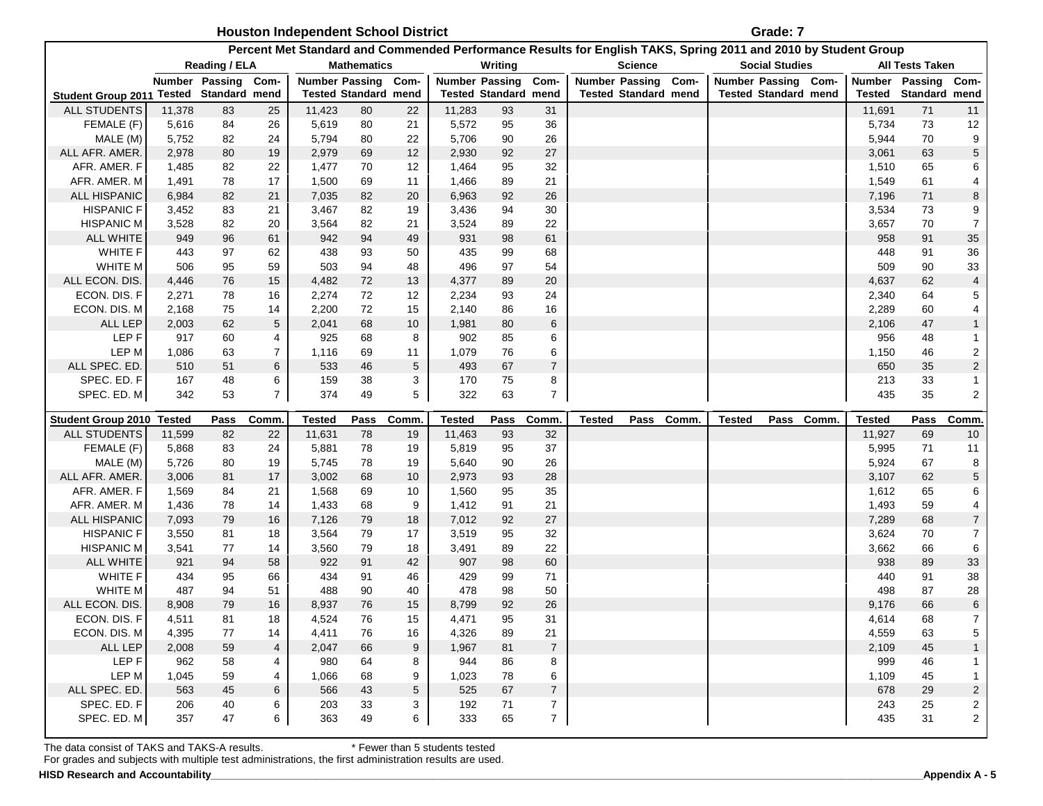# Houston Independent School District

**Grade: 7**

## Percent Met Standard and Commended Performance Results for English TAKS, Spring 2011 and 2010 by Student Group

| Student Group 2011 | Reading / ELA Number Tested | Reading / ELA Passing Standard | Reading / ELA Commend | Mathematics Number Tested | Mathematics Passing Standard | Mathematics Commend | Writing Number Tested | Writing Passing Standard | Writing Commend | Science Number Tested | Science Passing Standard | Science Commend | Social Studies Number Tested | Social Studies Passing Standard | Social Studies Commend | All Tests Taken Number Tested | All Tests Taken Passing Standard | All Tests Taken Commend |
|---|---|---|---|---|---|---|---|---|---|---|---|---|---|---|---|---|---|---|
| ALL STUDENTS | 11,378 | 83 | 25 | 11,423 | 80 | 22 | 11,283 | 93 | 31 | | | | | | | 11,691 | 71 | 11 |
| FEMALE (F) | 5,616 | 84 | 26 | 5,619 | 80 | 21 | 5,572 | 95 | 36 | | | | | | | 5,734 | 73 | 12 |
| MALE (M) | 5,752 | 82 | 24 | 5,794 | 80 | 22 | 5,706 | 90 | 26 | | | | | | | 5,944 | 70 | 9 |
| ALL AFR. AMER. | 2,978 | 80 | 19 | 2,979 | 69 | 12 | 2,930 | 92 | 27 | | | | | | | 3,061 | 63 | 5 |
| AFR. AMER. F | 1,485 | 82 | 22 | 1,477 | 70 | 12 | 1,464 | 95 | 32 | | | | | | | 1,510 | 65 | 6 |
| AFR. AMER. M | 1,491 | 78 | 17 | 1,500 | 69 | 11 | 1,466 | 89 | 21 | | | | | | | 1,549 | 61 | 4 |
| ALL HISPANIC | 6,984 | 82 | 21 | 7,035 | 82 | 20 | 6,963 | 92 | 26 | | | | | | | 7,196 | 71 | 8 |
| HISPANIC F | 3,452 | 83 | 21 | 3,467 | 82 | 19 | 3,436 | 94 | 30 | | | | | | | 3,534 | 73 | 9 |
| HISPANIC M | 3,528 | 82 | 20 | 3,564 | 82 | 21 | 3,524 | 89 | 22 | | | | | | | 3,657 | 70 | 7 |
| ALL WHITE | 949 | 96 | 61 | 942 | 94 | 49 | 931 | 98 | 61 | | | | | | | 958 | 91 | 35 |
| WHITE F | 443 | 97 | 62 | 438 | 93 | 50 | 435 | 99 | 68 | | | | | | | 448 | 91 | 36 |
| WHITE M | 506 | 95 | 59 | 503 | 94 | 48 | 496 | 97 | 54 | | | | | | | 509 | 90 | 33 |
| ALL ECON. DIS. | 4,446 | 76 | 15 | 4,482 | 72 | 13 | 4,377 | 89 | 20 | | | | | | | 4,637 | 62 | 4 |
| ECON. DIS. F | 2,271 | 78 | 16 | 2,274 | 72 | 12 | 2,234 | 93 | 24 | | | | | | | 2,340 | 64 | 5 |
| ECON. DIS. M | 2,168 | 75 | 14 | 2,200 | 72 | 15 | 2,140 | 86 | 16 | | | | | | | 2,289 | 60 | 4 |
| ALL LEP | 2,003 | 62 | 5 | 2,041 | 68 | 10 | 1,981 | 80 | 6 | | | | | | | 2,106 | 47 | 1 |
| LEP F | 917 | 60 | 4 | 925 | 68 | 8 | 902 | 85 | 6 | | | | | | | 956 | 48 | 1 |
| LEP M | 1,086 | 63 | 7 | 1,116 | 69 | 11 | 1,079 | 76 | 6 | | | | | | | 1,150 | 46 | 2 |
| ALL SPEC. ED. | 510 | 51 | 6 | 533 | 46 | 5 | 493 | 67 | 7 | | | | | | | 650 | 35 | 2 |
| SPEC. ED. F | 167 | 48 | 6 | 159 | 38 | 3 | 170 | 75 | 8 | | | | | | | 213 | 33 | 1 |
| SPEC. ED. M | 342 | 53 | 7 | 374 | 49 | 5 | 322 | 63 | 7 | | | | | | | 435 | 35 | 2 |

| Student Group 2010 | Reading / ELA Tested | Reading / ELA Pass | Reading / ELA Comm. | Mathematics Tested | Mathematics Pass | Mathematics Comm. | Writing Tested | Writing Pass | Writing Comm. | Science Tested | Science Pass | Science Comm. | Social Studies Tested | Social Studies Pass | Social Studies Comm. | All Tests Taken Tested | All Tests Taken Pass | All Tests Taken Comm. |
|---|---|---|---|---|---|---|---|---|---|---|---|---|---|---|---|---|---|---|
| ALL STUDENTS | 11,599 | 82 | 22 | 11,631 | 78 | 19 | 11,463 | 93 | 32 | | | | | | | 11,927 | 69 | 10 |
| FEMALE (F) | 5,868 | 83 | 24 | 5,881 | 78 | 19 | 5,819 | 95 | 37 | | | | | | | 5,995 | 71 | 11 |
| MALE (M) | 5,726 | 80 | 19 | 5,745 | 78 | 19 | 5,640 | 90 | 26 | | | | | | | 5,924 | 67 | 8 |
| ALL AFR. AMER. | 3,006 | 81 | 17 | 3,002 | 68 | 10 | 2,973 | 93 | 28 | | | | | | | 3,107 | 62 | 5 |
| AFR. AMER. F | 1,569 | 84 | 21 | 1,568 | 69 | 10 | 1,560 | 95 | 35 | | | | | | | 1,612 | 65 | 6 |
| AFR. AMER. M | 1,436 | 78 | 14 | 1,433 | 68 | 9 | 1,412 | 91 | 21 | | | | | | | 1,493 | 59 | 4 |
| ALL HISPANIC | 7,093 | 79 | 16 | 7,126 | 79 | 18 | 7,012 | 92 | 27 | | | | | | | 7,289 | 68 | 7 |
| HISPANIC F | 3,550 | 81 | 18 | 3,564 | 79 | 17 | 3,519 | 95 | 32 | | | | | | | 3,624 | 70 | 7 |
| HISPANIC M | 3,541 | 77 | 14 | 3,560 | 79 | 18 | 3,491 | 89 | 22 | | | | | | | 3,662 | 66 | 6 |
| ALL WHITE | 921 | 94 | 58 | 922 | 91 | 42 | 907 | 98 | 60 | | | | | | | 938 | 89 | 33 |
| WHITE F | 434 | 95 | 66 | 434 | 91 | 46 | 429 | 99 | 71 | | | | | | | 440 | 91 | 38 |
| WHITE M | 487 | 94 | 51 | 488 | 90 | 40 | 478 | 98 | 50 | | | | | | | 498 | 87 | 28 |
| ALL ECON. DIS. | 8,908 | 79 | 16 | 8,937 | 76 | 15 | 8,799 | 92 | 26 | | | | | | | 9,176 | 66 | 6 |
| ECON. DIS. F | 4,511 | 81 | 18 | 4,524 | 76 | 15 | 4,471 | 95 | 31 | | | | | | | 4,614 | 68 | 7 |
| ECON. DIS. M | 4,395 | 77 | 14 | 4,411 | 76 | 16 | 4,326 | 89 | 21 | | | | | | | 4,559 | 63 | 5 |
| ALL LEP | 2,008 | 59 | 4 | 2,047 | 66 | 9 | 1,967 | 81 | 7 | | | | | | | 2,109 | 45 | 1 |
| LEP F | 962 | 58 | 4 | 980 | 64 | 8 | 944 | 86 | 8 | | | | | | | 999 | 46 | 1 |
| LEP M | 1,045 | 59 | 4 | 1,066 | 68 | 9 | 1,023 | 78 | 6 | | | | | | | 1,109 | 45 | 1 |
| ALL SPEC. ED. | 563 | 45 | 6 | 566 | 43 | 5 | 525 | 67 | 7 | | | | | | | 678 | 29 | 2 |
| SPEC. ED. F | 206 | 40 | 6 | 203 | 33 | 3 | 192 | 71 | 7 | | | | | | | 243 | 25 | 2 |
| SPEC. ED. M | 357 | 47 | 6 | 363 | 49 | 6 | 333 | 65 | 7 | | | | | | | 435 | 31 | 2 |

The data consist of TAKS and TAKS-A results.   * Fewer than 5 students tested

For grades and subjects with multiple test administrations, the first administration results are used.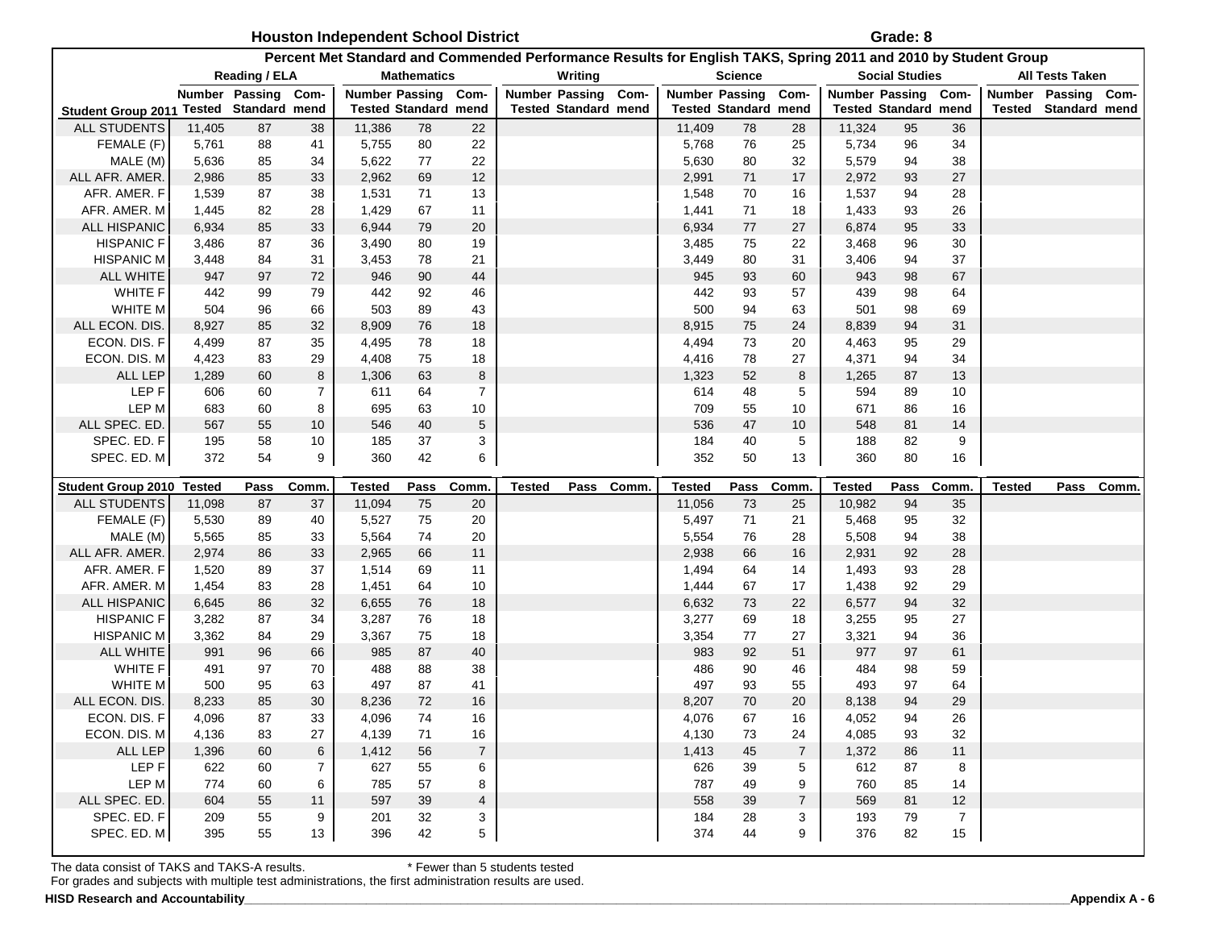## Houston Independent School District — Grade: 8

### Percent Met Standard and Commended Performance Results for English TAKS, Spring 2011 and 2010 by Student Group

| Student Group 2011 | Reading / ELA | | | Mathematics | | | Writing | | | Science | | | Social Studies | | | All Tests Taken | | |
|---|---|---|---|---|---|---|---|---|---|---|---|---|---|---|---|---|---|---|
| | Number Tested | Passing Standard | Commend | Number Tested | Passing Standard | Commend | Number Tested | Passing Standard | Commend | Number Tested | Passing Standard | Commend | Number Tested | Passing Standard | Commend | Number Tested | Passing Standard | Commend |
| ALL STUDENTS | 11,405 | 87 | 38 | 11,386 | 78 | 22 | | | | 11,409 | 78 | 28 | 11,324 | 95 | 36 | | | |
| FEMALE (F) | 5,761 | 88 | 41 | 5,755 | 80 | 22 | | | | 5,768 | 76 | 25 | 5,734 | 96 | 34 | | | |
| MALE (M) | 5,636 | 85 | 34 | 5,622 | 77 | 22 | | | | 5,630 | 80 | 32 | 5,579 | 94 | 38 | | | |
| ALL AFR. AMER. | 2,986 | 85 | 33 | 2,962 | 69 | 12 | | | | 2,991 | 71 | 17 | 2,972 | 93 | 27 | | | |
| AFR. AMER. F | 1,539 | 87 | 38 | 1,531 | 71 | 13 | | | | 1,548 | 70 | 16 | 1,537 | 94 | 28 | | | |
| AFR. AMER. M | 1,445 | 82 | 28 | 1,429 | 67 | 11 | | | | 1,441 | 71 | 18 | 1,433 | 93 | 26 | | | |
| ALL HISPANIC | 6,934 | 85 | 33 | 6,944 | 79 | 20 | | | | 6,934 | 77 | 27 | 6,874 | 95 | 33 | | | |
| HISPANIC F | 3,486 | 87 | 36 | 3,490 | 80 | 19 | | | | 3,485 | 75 | 22 | 3,468 | 96 | 30 | | | |
| HISPANIC M | 3,448 | 84 | 31 | 3,453 | 78 | 21 | | | | 3,449 | 80 | 31 | 3,406 | 94 | 37 | | | |
| ALL WHITE | 947 | 97 | 72 | 946 | 90 | 44 | | | | 945 | 93 | 60 | 943 | 98 | 67 | | | |
| WHITE F | 442 | 99 | 79 | 442 | 92 | 46 | | | | 442 | 93 | 57 | 439 | 98 | 64 | | | |
| WHITE M | 504 | 96 | 66 | 503 | 89 | 43 | | | | 500 | 94 | 63 | 501 | 98 | 69 | | | |
| ALL ECON. DIS. | 8,927 | 85 | 32 | 8,909 | 76 | 18 | | | | 8,915 | 75 | 24 | 8,839 | 94 | 31 | | | |
| ECON. DIS. F | 4,499 | 87 | 35 | 4,495 | 78 | 18 | | | | 4,494 | 73 | 20 | 4,463 | 95 | 29 | | | |
| ECON. DIS. M | 4,423 | 83 | 29 | 4,408 | 75 | 18 | | | | 4,416 | 78 | 27 | 4,371 | 94 | 34 | | | |
| ALL LEP | 1,289 | 60 | 8 | 1,306 | 63 | 8 | | | | 1,323 | 52 | 8 | 1,265 | 87 | 13 | | | |
| LEP F | 606 | 60 | 7 | 611 | 64 | 7 | | | | 614 | 48 | 5 | 594 | 89 | 10 | | | |
| LEP M | 683 | 60 | 8 | 695 | 63 | 10 | | | | 709 | 55 | 10 | 671 | 86 | 16 | | | |
| ALL SPEC. ED. | 567 | 55 | 10 | 546 | 40 | 5 | | | | 536 | 47 | 10 | 548 | 81 | 14 | | | |
| SPEC. ED. F | 195 | 58 | 10 | 185 | 37 | 3 | | | | 184 | 40 | 5 | 188 | 82 | 9 | | | |
| SPEC. ED. M | 372 | 54 | 9 | 360 | 42 | 6 | | | | 352 | 50 | 13 | 360 | 80 | 16 | | | |

| Student Group 2010 | Tested | Pass | Comm. | Tested | Pass | Comm. | Tested | Pass | Comm. | Tested | Pass | Comm. | Tested | Pass | Comm. | Tested | Pass | Comm. |
|---|---|---|---|---|---|---|---|---|---|---|---|---|---|---|---|---|---|---|
| ALL STUDENTS | 11,098 | 87 | 37 | 11,094 | 75 | 20 | | | | 11,056 | 73 | 25 | 10,982 | 94 | 35 | | | |
| FEMALE (F) | 5,530 | 89 | 40 | 5,527 | 75 | 20 | | | | 5,497 | 71 | 21 | 5,468 | 95 | 32 | | | |
| MALE (M) | 5,565 | 85 | 33 | 5,564 | 74 | 20 | | | | 5,554 | 76 | 28 | 5,508 | 94 | 38 | | | |
| ALL AFR. AMER. | 2,974 | 86 | 33 | 2,965 | 66 | 11 | | | | 2,938 | 66 | 16 | 2,931 | 92 | 28 | | | |
| AFR. AMER. F | 1,520 | 89 | 37 | 1,514 | 69 | 11 | | | | 1,494 | 64 | 14 | 1,493 | 93 | 28 | | | |
| AFR. AMER. M | 1,454 | 83 | 28 | 1,451 | 64 | 10 | | | | 1,444 | 67 | 17 | 1,438 | 92 | 29 | | | |
| ALL HISPANIC | 6,645 | 86 | 32 | 6,655 | 76 | 18 | | | | 6,632 | 73 | 22 | 6,577 | 94 | 32 | | | |
| HISPANIC F | 3,282 | 87 | 34 | 3,287 | 76 | 18 | | | | 3,277 | 69 | 18 | 3,255 | 95 | 27 | | | |
| HISPANIC M | 3,362 | 84 | 29 | 3,367 | 75 | 18 | | | | 3,354 | 77 | 27 | 3,321 | 94 | 36 | | | |
| ALL WHITE | 991 | 96 | 66 | 985 | 87 | 40 | | | | 983 | 92 | 51 | 977 | 97 | 61 | | | |
| WHITE F | 491 | 97 | 70 | 488 | 88 | 38 | | | | 486 | 90 | 46 | 484 | 98 | 59 | | | |
| WHITE M | 500 | 95 | 63 | 497 | 87 | 41 | | | | 497 | 93 | 55 | 493 | 97 | 64 | | | |
| ALL ECON. DIS. | 8,233 | 85 | 30 | 8,236 | 72 | 16 | | | | 8,207 | 70 | 20 | 8,138 | 94 | 29 | | | |
| ECON. DIS. F | 4,096 | 87 | 33 | 4,096 | 74 | 16 | | | | 4,076 | 67 | 16 | 4,052 | 94 | 26 | | | |
| ECON. DIS. M | 4,136 | 83 | 27 | 4,139 | 71 | 16 | | | | 4,130 | 73 | 24 | 4,085 | 93 | 32 | | | |
| ALL LEP | 1,396 | 60 | 6 | 1,412 | 56 | 7 | | | | 1,413 | 45 | 7 | 1,372 | 86 | 11 | | | |
| LEP F | 622 | 60 | 7 | 627 | 55 | 6 | | | | 626 | 39 | 5 | 612 | 87 | 8 | | | |
| LEP M | 774 | 60 | 6 | 785 | 57 | 8 | | | | 787 | 49 | 9 | 760 | 85 | 14 | | | |
| ALL SPEC. ED. | 604 | 55 | 11 | 597 | 39 | 4 | | | | 558 | 39 | 7 | 569 | 81 | 12 | | | |
| SPEC. ED. F | 209 | 55 | 9 | 201 | 32 | 3 | | | | 184 | 28 | 3 | 193 | 79 | 7 | | | |
| SPEC. ED. M | 395 | 55 | 13 | 396 | 42 | 5 | | | | 374 | 44 | 9 | 376 | 82 | 15 | | | |

The data consist of TAKS and TAKS-A results. * Fewer than 5 students tested
For grades and subjects with multiple test administrations, the first administration results are used.

HISD Research and Accountability — Appendix A - 6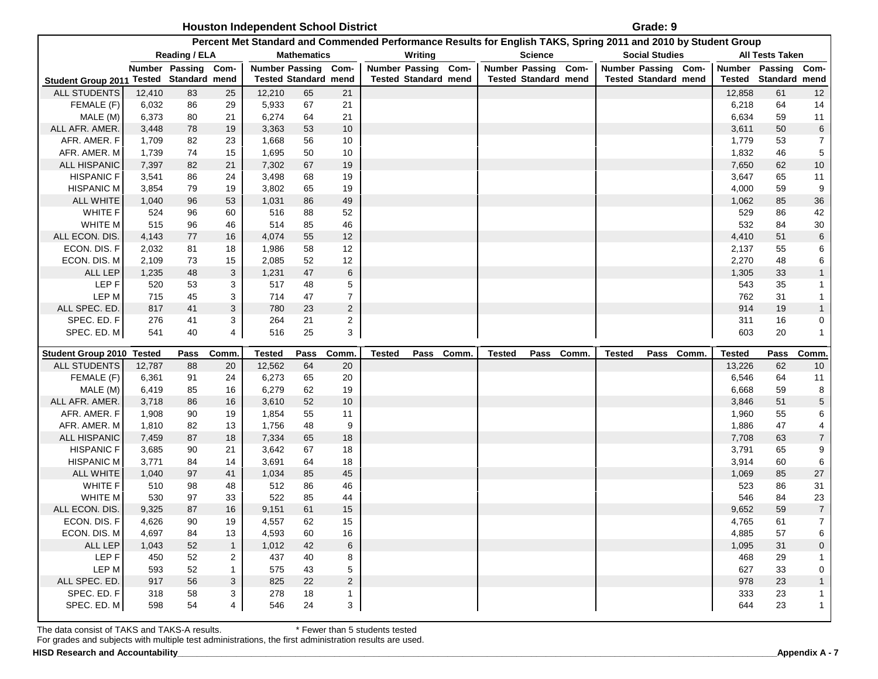# Houston Independent School District

**Grade: 9**

**Percent Met Standard and Commended Performance Results for English TAKS, Spring 2011 and 2010 by Student Group**

| | Reading / ELA | | | Mathematics | | | Writing | | | Science | | | Social Studies | | | All Tests Taken | | |
|---|---|---|---|---|---|---|---|---|---|---|---|---|---|---|---|---|---|---|
| **Student Group 2011** | **Number Tested** | **Passing Standard** | **Com-mend** | **Number Tested** | **Passing Standard** | **Com-mend** | **Number Tested** | **Passing Standard** | **Com-mend** | **Number Tested** | **Passing Standard** | **Com-mend** | **Number Tested** | **Passing Standard** | **Com-mend** | **Number Tested** | **Passing Standard** | **Com-mend** |
| ALL STUDENTS | 12,410 | 83 | 25 | 12,210 | 65 | 21 | | | | | | | | | | 12,858 | 61 | 12 |
| FEMALE (F) | 6,032 | 86 | 29 | 5,933 | 67 | 21 | | | | | | | | | | 6,218 | 64 | 14 |
| MALE (M) | 6,373 | 80 | 21 | 6,274 | 64 | 21 | | | | | | | | | | 6,634 | 59 | 11 |
| ALL AFR. AMER. | 3,448 | 78 | 19 | 3,363 | 53 | 10 | | | | | | | | | | 3,611 | 50 | 6 |
| AFR. AMER. F | 1,709 | 82 | 23 | 1,668 | 56 | 10 | | | | | | | | | | 1,779 | 53 | 7 |
| AFR. AMER. M | 1,739 | 74 | 15 | 1,695 | 50 | 10 | | | | | | | | | | 1,832 | 46 | 5 |
| ALL HISPANIC | 7,397 | 82 | 21 | 7,302 | 67 | 19 | | | | | | | | | | 7,650 | 62 | 10 |
| HISPANIC F | 3,541 | 86 | 24 | 3,498 | 68 | 19 | | | | | | | | | | 3,647 | 65 | 11 |
| HISPANIC M | 3,854 | 79 | 19 | 3,802 | 65 | 19 | | | | | | | | | | 4,000 | 59 | 9 |
| ALL WHITE | 1,040 | 96 | 53 | 1,031 | 86 | 49 | | | | | | | | | | 1,062 | 85 | 36 |
| WHITE F | 524 | 96 | 60 | 516 | 88 | 52 | | | | | | | | | | 529 | 86 | 42 |
| WHITE M | 515 | 96 | 46 | 514 | 85 | 46 | | | | | | | | | | 532 | 84 | 30 |
| ALL ECON. DIS. | 4,143 | 77 | 16 | 4,074 | 55 | 12 | | | | | | | | | | 4,410 | 51 | 6 |
| ECON. DIS. F | 2,032 | 81 | 18 | 1,986 | 58 | 12 | | | | | | | | | | 2,137 | 55 | 6 |
| ECON. DIS. M | 2,109 | 73 | 15 | 2,085 | 52 | 12 | | | | | | | | | | 2,270 | 48 | 6 |
| ALL LEP | 1,235 | 48 | 3 | 1,231 | 47 | 6 | | | | | | | | | | 1,305 | 33 | 1 |
| LEP F | 520 | 53 | 3 | 517 | 48 | 5 | | | | | | | | | | 543 | 35 | 1 |
| LEP M | 715 | 45 | 3 | 714 | 47 | 7 | | | | | | | | | | 762 | 31 | 1 |
| ALL SPEC. ED. | 817 | 41 | 3 | 780 | 23 | 2 | | | | | | | | | | 914 | 19 | 1 |
| SPEC. ED. F | 276 | 41 | 3 | 264 | 21 | 2 | | | | | | | | | | 311 | 16 | 0 |
| SPEC. ED. M | 541 | 40 | 4 | 516 | 25 | 3 | | | | | | | | | | 603 | 20 | 1 |
| **Student Group 2010** | **Tested** | **Pass** | **Comm.** | **Tested** | **Pass** | **Comm.** | **Tested** | **Pass** | **Comm.** | **Tested** | **Pass** | **Comm.** | **Tested** | **Pass** | **Comm.** | **Tested** | **Pass** | **Comm.** |
| ALL STUDENTS | 12,787 | 88 | 20 | 12,562 | 64 | 20 | | | | | | | | | | 13,226 | 62 | 10 |
| FEMALE (F) | 6,361 | 91 | 24 | 6,273 | 65 | 20 | | | | | | | | | | 6,546 | 64 | 11 |
| MALE (M) | 6,419 | 85 | 16 | 6,279 | 62 | 19 | | | | | | | | | | 6,668 | 59 | 8 |
| ALL AFR. AMER. | 3,718 | 86 | 16 | 3,610 | 52 | 10 | | | | | | | | | | 3,846 | 51 | 5 |
| AFR. AMER. F | 1,908 | 90 | 19 | 1,854 | 55 | 11 | | | | | | | | | | 1,960 | 55 | 6 |
| AFR. AMER. M | 1,810 | 82 | 13 | 1,756 | 48 | 9 | | | | | | | | | | 1,886 | 47 | 4 |
| ALL HISPANIC | 7,459 | 87 | 18 | 7,334 | 65 | 18 | | | | | | | | | | 7,708 | 63 | 7 |
| HISPANIC F | 3,685 | 90 | 21 | 3,642 | 67 | 18 | | | | | | | | | | 3,791 | 65 | 9 |
| HISPANIC M | 3,771 | 84 | 14 | 3,691 | 64 | 18 | | | | | | | | | | 3,914 | 60 | 6 |
| ALL WHITE | 1,040 | 97 | 41 | 1,034 | 85 | 45 | | | | | | | | | | 1,069 | 85 | 27 |
| WHITE F | 510 | 98 | 48 | 512 | 86 | 46 | | | | | | | | | | 523 | 86 | 31 |
| WHITE M | 530 | 97 | 33 | 522 | 85 | 44 | | | | | | | | | | 546 | 84 | 23 |
| ALL ECON. DIS. | 9,325 | 87 | 16 | 9,151 | 61 | 15 | | | | | | | | | | 9,652 | 59 | 7 |
| ECON. DIS. F | 4,626 | 90 | 19 | 4,557 | 62 | 15 | | | | | | | | | | 4,765 | 61 | 7 |
| ECON. DIS. M | 4,697 | 84 | 13 | 4,593 | 60 | 16 | | | | | | | | | | 4,885 | 57 | 6 |
| ALL LEP | 1,043 | 52 | 1 | 1,012 | 42 | 6 | | | | | | | | | | 1,095 | 31 | 0 |
| LEP F | 450 | 52 | 2 | 437 | 40 | 8 | | | | | | | | | | 468 | 29 | 1 |
| LEP M | 593 | 52 | 1 | 575 | 43 | 5 | | | | | | | | | | 627 | 33 | 0 |
| ALL SPEC. ED. | 917 | 56 | 3 | 825 | 22 | 2 | | | | | | | | | | 978 | 23 | 1 |
| SPEC. ED. F | 318 | 58 | 3 | 278 | 18 | 1 | | | | | | | | | | 333 | 23 | 1 |
| SPEC. ED. M | 598 | 54 | 4 | 546 | 24 | 3 | | | | | | | | | | 644 | 23 | 1 |

The data consist of TAKS and TAKS-A results. * Fewer than 5 students tested

For grades and subjects with multiple test administrations, the first administration results are used.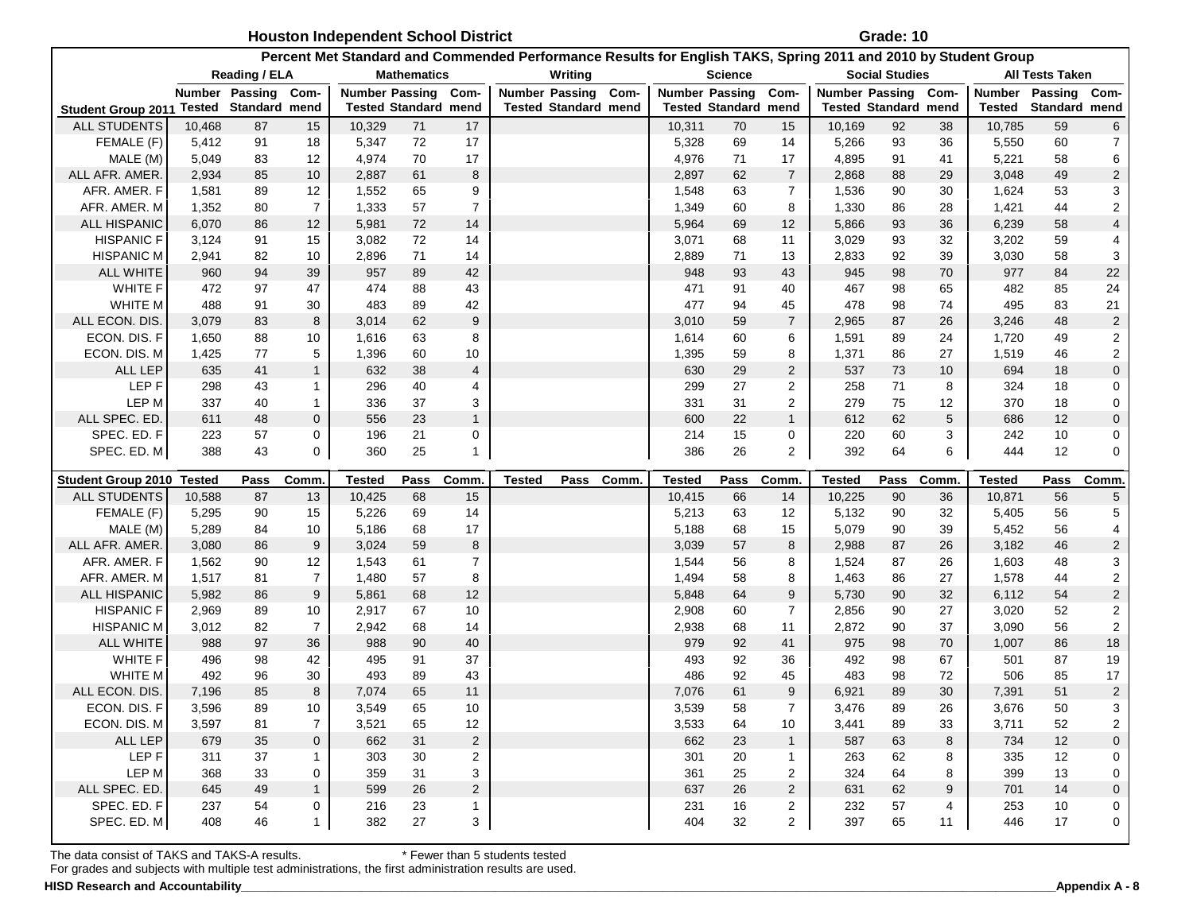**Houston Independent School District** — **Grade: 10**

**Percent Met Standard and Commended Performance Results for English TAKS, Spring 2011 and 2010 by Student Group**

| | Reading / ELA | | | Mathematics | | | Writing | | | Science | | | Social Studies | | | All Tests Taken | | |
|---|---|---|---|---|---|---|---|---|---|---|---|---|---|---|---|---|---|---|
| **Student Group 2011** | **Number Tested** | **Passing Standard** | **Com-mend** | **Number Tested** | **Passing Standard** | **Com-mend** | **Number Tested** | **Passing Standard** | **Com-mend** | **Number Tested** | **Passing Standard** | **Com-mend** | **Number Tested** | **Passing Standard** | **Com-mend** | **Number Tested** | **Passing Standard** | **Com-mend** |
| ALL STUDENTS | 10,468 | 87 | 15 | 10,329 | 71 | 17 | | | | 10,311 | 70 | 15 | 10,169 | 92 | 38 | 10,785 | 59 | 6 |
| FEMALE (F) | 5,412 | 91 | 18 | 5,347 | 72 | 17 | | | | 5,328 | 69 | 14 | 5,266 | 93 | 36 | 5,550 | 60 | 7 |
| MALE (M) | 5,049 | 83 | 12 | 4,974 | 70 | 17 | | | | 4,976 | 71 | 17 | 4,895 | 91 | 41 | 5,221 | 58 | 6 |
| ALL AFR. AMER. | 2,934 | 85 | 10 | 2,887 | 61 | 8 | | | | 2,897 | 62 | 7 | 2,868 | 88 | 29 | 3,048 | 49 | 2 |
| AFR. AMER. F | 1,581 | 89 | 12 | 1,552 | 65 | 9 | | | | 1,548 | 63 | 7 | 1,536 | 90 | 30 | 1,624 | 53 | 3 |
| AFR. AMER. M | 1,352 | 80 | 7 | 1,333 | 57 | 7 | | | | 1,349 | 60 | 8 | 1,330 | 86 | 28 | 1,421 | 44 | 2 |
| ALL HISPANIC | 6,070 | 86 | 12 | 5,981 | 72 | 14 | | | | 5,964 | 69 | 12 | 5,866 | 93 | 36 | 6,239 | 58 | 4 |
| HISPANIC F | 3,124 | 91 | 15 | 3,082 | 72 | 14 | | | | 3,071 | 68 | 11 | 3,029 | 93 | 32 | 3,202 | 59 | 4 |
| HISPANIC M | 2,941 | 82 | 10 | 2,896 | 71 | 14 | | | | 2,889 | 71 | 13 | 2,833 | 92 | 39 | 3,030 | 58 | 3 |
| ALL WHITE | 960 | 94 | 39 | 957 | 89 | 42 | | | | 948 | 93 | 43 | 945 | 98 | 70 | 977 | 84 | 22 |
| WHITE F | 472 | 97 | 47 | 474 | 88 | 43 | | | | 471 | 91 | 40 | 467 | 98 | 65 | 482 | 85 | 24 |
| WHITE M | 488 | 91 | 30 | 483 | 89 | 42 | | | | 477 | 94 | 45 | 478 | 98 | 74 | 495 | 83 | 21 |
| ALL ECON. DIS. | 3,079 | 83 | 8 | 3,014 | 62 | 9 | | | | 3,010 | 59 | 7 | 2,965 | 87 | 26 | 3,246 | 48 | 2 |
| ECON. DIS. F | 1,650 | 88 | 10 | 1,616 | 63 | 8 | | | | 1,614 | 60 | 6 | 1,591 | 89 | 24 | 1,720 | 49 | 2 |
| ECON. DIS. M | 1,425 | 77 | 5 | 1,396 | 60 | 10 | | | | 1,395 | 59 | 8 | 1,371 | 86 | 27 | 1,519 | 46 | 2 |
| ALL LEP | 635 | 41 | 1 | 632 | 38 | 4 | | | | 630 | 29 | 2 | 537 | 73 | 10 | 694 | 18 | 0 |
| LEP F | 298 | 43 | 1 | 296 | 40 | 4 | | | | 299 | 27 | 2 | 258 | 71 | 8 | 324 | 18 | 0 |
| LEP M | 337 | 40 | 1 | 336 | 37 | 3 | | | | 331 | 31 | 2 | 279 | 75 | 12 | 370 | 18 | 0 |
| ALL SPEC. ED. | 611 | 48 | 0 | 556 | 23 | 1 | | | | 600 | 22 | 1 | 612 | 62 | 5 | 686 | 12 | 0 |
| SPEC. ED. F | 223 | 57 | 0 | 196 | 21 | 0 | | | | 214 | 15 | 0 | 220 | 60 | 3 | 242 | 10 | 0 |
| SPEC. ED. M | 388 | 43 | 0 | 360 | 25 | 1 | | | | 386 | 26 | 2 | 392 | 64 | 6 | 444 | 12 | 0 |
| **Student Group 2010** | **Tested** | **Pass** | **Comm.** | **Tested** | **Pass** | **Comm.** | **Tested** | **Pass** | **Comm.** | **Tested** | **Pass** | **Comm.** | **Tested** | **Pass** | **Comm.** | **Tested** | **Pass** | **Comm.** |
| ALL STUDENTS | 10,588 | 87 | 13 | 10,425 | 68 | 15 | | | | 10,415 | 66 | 14 | 10,225 | 90 | 36 | 10,871 | 56 | 5 |
| FEMALE (F) | 5,295 | 90 | 15 | 5,226 | 69 | 14 | | | | 5,213 | 63 | 12 | 5,132 | 90 | 32 | 5,405 | 56 | 5 |
| MALE (M) | 5,289 | 84 | 10 | 5,186 | 68 | 17 | | | | 5,188 | 68 | 15 | 5,079 | 90 | 39 | 5,452 | 56 | 4 |
| ALL AFR. AMER. | 3,080 | 86 | 9 | 3,024 | 59 | 8 | | | | 3,039 | 57 | 8 | 2,988 | 87 | 26 | 3,182 | 46 | 2 |
| AFR. AMER. F | 1,562 | 90 | 12 | 1,543 | 61 | 7 | | | | 1,544 | 56 | 8 | 1,524 | 87 | 26 | 1,603 | 48 | 3 |
| AFR. AMER. M | 1,517 | 81 | 7 | 1,480 | 57 | 8 | | | | 1,494 | 58 | 8 | 1,463 | 86 | 27 | 1,578 | 44 | 2 |
| ALL HISPANIC | 5,982 | 86 | 9 | 5,861 | 68 | 12 | | | | 5,848 | 64 | 9 | 5,730 | 90 | 32 | 6,112 | 54 | 2 |
| HISPANIC F | 2,969 | 89 | 10 | 2,917 | 67 | 10 | | | | 2,908 | 60 | 7 | 2,856 | 90 | 27 | 3,020 | 52 | 2 |
| HISPANIC M | 3,012 | 82 | 7 | 2,942 | 68 | 14 | | | | 2,938 | 68 | 11 | 2,872 | 90 | 37 | 3,090 | 56 | 2 |
| ALL WHITE | 988 | 97 | 36 | 988 | 90 | 40 | | | | 979 | 92 | 41 | 975 | 98 | 70 | 1,007 | 86 | 18 |
| WHITE F | 496 | 98 | 42 | 495 | 91 | 37 | | | | 493 | 92 | 36 | 492 | 98 | 67 | 501 | 87 | 19 |
| WHITE M | 492 | 96 | 30 | 493 | 89 | 43 | | | | 486 | 92 | 45 | 483 | 98 | 72 | 506 | 85 | 17 |
| ALL ECON. DIS. | 7,196 | 85 | 8 | 7,074 | 65 | 11 | | | | 7,076 | 61 | 9 | 6,921 | 89 | 30 | 7,391 | 51 | 2 |
| ECON. DIS. F | 3,596 | 89 | 10 | 3,549 | 65 | 10 | | | | 3,539 | 58 | 7 | 3,476 | 89 | 26 | 3,676 | 50 | 3 |
| ECON. DIS. M | 3,597 | 81 | 7 | 3,521 | 65 | 12 | | | | 3,533 | 64 | 10 | 3,441 | 89 | 33 | 3,711 | 52 | 2 |
| ALL LEP | 679 | 35 | 0 | 662 | 31 | 2 | | | | 662 | 23 | 1 | 587 | 63 | 8 | 734 | 12 | 0 |
| LEP F | 311 | 37 | 1 | 303 | 30 | 2 | | | | 301 | 20 | 1 | 263 | 62 | 8 | 335 | 12 | 0 |
| LEP M | 368 | 33 | 0 | 359 | 31 | 3 | | | | 361 | 25 | 2 | 324 | 64 | 8 | 399 | 13 | 0 |
| ALL SPEC. ED. | 645 | 49 | 1 | 599 | 26 | 2 | | | | 637 | 26 | 2 | 631 | 62 | 9 | 701 | 14 | 0 |
| SPEC. ED. F | 237 | 54 | 0 | 216 | 23 | 1 | | | | 231 | 16 | 2 | 232 | 57 | 4 | 253 | 10 | 0 |
| SPEC. ED. M | 408 | 46 | 1 | 382 | 27 | 3 | | | | 404 | 32 | 2 | 397 | 65 | 11 | 446 | 17 | 0 |

The data consist of TAKS and TAKS-A results. * Fewer than 5 students tested
For grades and subjects with multiple test administrations, the first administration results are used.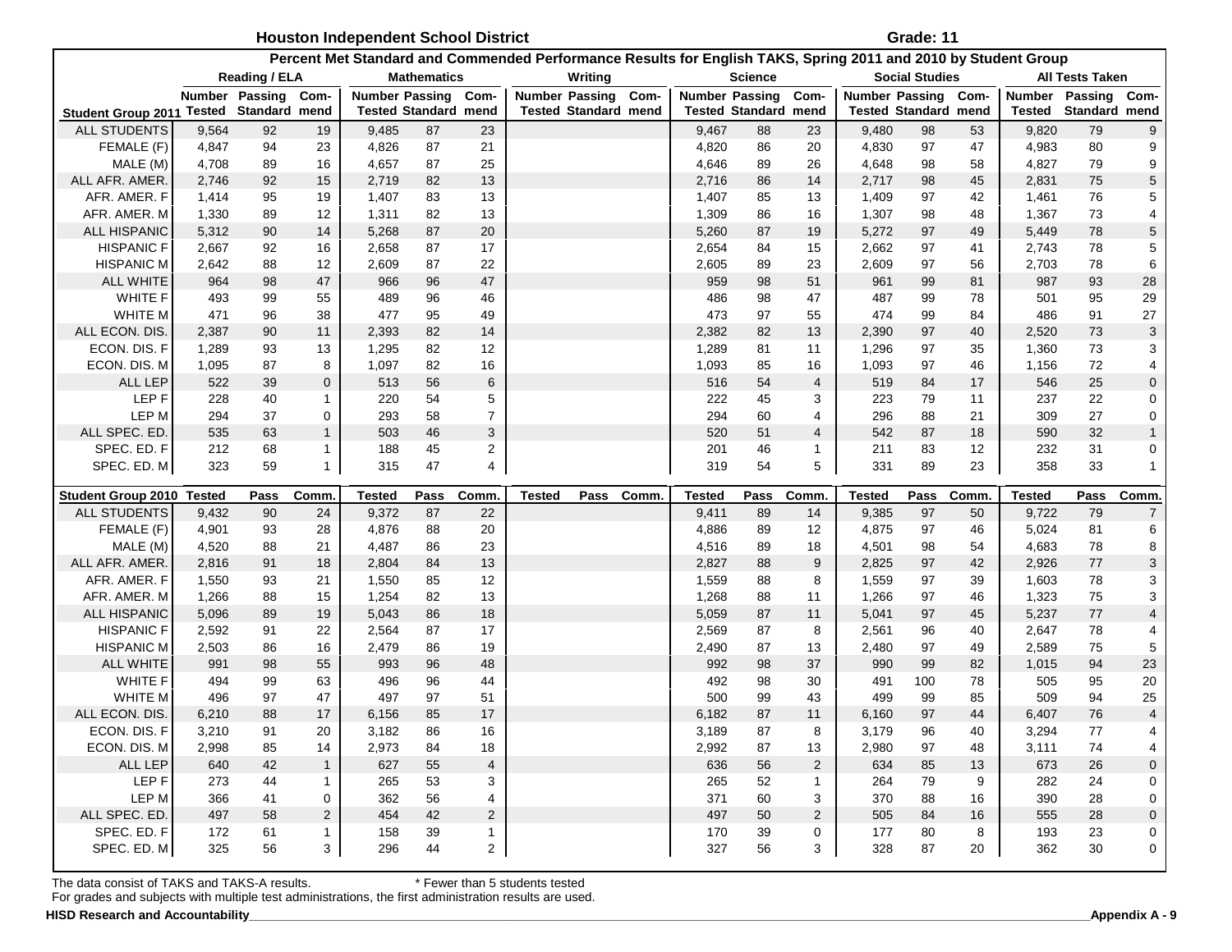## Houston Independent School District

**Grade: 11**

### Percent Met Standard and Commended Performance Results for English TAKS, Spring 2011 and 2010 by Student Group

| | Reading / ELA | | | Mathematics | | | Writing | | | Science | | | Social Studies | | | All Tests Taken | | |
|---|---|---|---|---|---|---|---|---|---|---|---|---|---|---|---|---|---|---|
| Student Group 2011 | Number Tested | Passing Standard | Com-mend | Number Tested | Passing Standard | Com-mend | Number Tested | Passing Standard | Com-mend | Number Tested | Passing Standard | Com-mend | Number Tested | Passing Standard | Com-mend | Number Tested | Passing Standard | Com-mend |
| ALL STUDENTS | 9,564 | 92 | 19 | 9,485 | 87 | 23 | | | | 9,467 | 88 | 23 | 9,480 | 98 | 53 | 9,820 | 79 | 9 |
| FEMALE (F) | 4,847 | 94 | 23 | 4,826 | 87 | 21 | | | | 4,820 | 86 | 20 | 4,830 | 97 | 47 | 4,983 | 80 | 9 |
| MALE (M) | 4,708 | 89 | 16 | 4,657 | 87 | 25 | | | | 4,646 | 89 | 26 | 4,648 | 98 | 58 | 4,827 | 79 | 9 |
| ALL AFR. AMER. | 2,746 | 92 | 15 | 2,719 | 82 | 13 | | | | 2,716 | 86 | 14 | 2,717 | 98 | 45 | 2,831 | 75 | 5 |
| AFR. AMER. F | 1,414 | 95 | 19 | 1,407 | 83 | 13 | | | | 1,407 | 85 | 13 | 1,409 | 97 | 42 | 1,461 | 76 | 5 |
| AFR. AMER. M | 1,330 | 89 | 12 | 1,311 | 82 | 13 | | | | 1,309 | 86 | 16 | 1,307 | 98 | 48 | 1,367 | 73 | 4 |
| ALL HISPANIC | 5,312 | 90 | 14 | 5,268 | 87 | 20 | | | | 5,260 | 87 | 19 | 5,272 | 97 | 49 | 5,449 | 78 | 5 |
| HISPANIC F | 2,667 | 92 | 16 | 2,658 | 87 | 17 | | | | 2,654 | 84 | 15 | 2,662 | 97 | 41 | 2,743 | 78 | 5 |
| HISPANIC M | 2,642 | 88 | 12 | 2,609 | 87 | 22 | | | | 2,605 | 89 | 23 | 2,609 | 97 | 56 | 2,703 | 78 | 6 |
| ALL WHITE | 964 | 98 | 47 | 966 | 96 | 47 | | | | 959 | 98 | 51 | 961 | 99 | 81 | 987 | 93 | 28 |
| WHITE F | 493 | 99 | 55 | 489 | 96 | 46 | | | | 486 | 98 | 47 | 487 | 99 | 78 | 501 | 95 | 29 |
| WHITE M | 471 | 96 | 38 | 477 | 95 | 49 | | | | 473 | 97 | 55 | 474 | 99 | 84 | 486 | 91 | 27 |
| ALL ECON. DIS. | 2,387 | 90 | 11 | 2,393 | 82 | 14 | | | | 2,382 | 82 | 13 | 2,390 | 97 | 40 | 2,520 | 73 | 3 |
| ECON. DIS. F | 1,289 | 93 | 13 | 1,295 | 82 | 12 | | | | 1,289 | 81 | 11 | 1,296 | 97 | 35 | 1,360 | 73 | 3 |
| ECON. DIS. M | 1,095 | 87 | 8 | 1,097 | 82 | 16 | | | | 1,093 | 85 | 16 | 1,093 | 97 | 46 | 1,156 | 72 | 4 |
| ALL LEP | 522 | 39 | 0 | 513 | 56 | 6 | | | | 516 | 54 | 4 | 519 | 84 | 17 | 546 | 25 | 0 |
| LEP F | 228 | 40 | 1 | 220 | 54 | 5 | | | | 222 | 45 | 3 | 223 | 79 | 11 | 237 | 22 | 0 |
| LEP M | 294 | 37 | 0 | 293 | 58 | 7 | | | | 294 | 60 | 4 | 296 | 88 | 21 | 309 | 27 | 0 |
| ALL SPEC. ED. | 535 | 63 | 1 | 503 | 46 | 3 | | | | 520 | 51 | 4 | 542 | 87 | 18 | 590 | 32 | 1 |
| SPEC. ED. F | 212 | 68 | 1 | 188 | 45 | 2 | | | | 201 | 46 | 1 | 211 | 83 | 12 | 232 | 31 | 0 |
| SPEC. ED. M | 323 | 59 | 1 | 315 | 47 | 4 | | | | 319 | 54 | 5 | 331 | 89 | 23 | 358 | 33 | 1 |
| **Student Group 2010** | **Tested** | **Pass** | **Comm.** | **Tested** | **Pass** | **Comm.** | **Tested** | **Pass** | **Comm.** | **Tested** | **Pass** | **Comm.** | **Tested** | **Pass** | **Comm.** | **Tested** | **Pass** | **Comm.** |
| ALL STUDENTS | 9,432 | 90 | 24 | 9,372 | 87 | 22 | | | | 9,411 | 89 | 14 | 9,385 | 97 | 50 | 9,722 | 79 | 7 |
| FEMALE (F) | 4,901 | 93 | 28 | 4,876 | 88 | 20 | | | | 4,886 | 89 | 12 | 4,875 | 97 | 46 | 5,024 | 81 | 6 |
| MALE (M) | 4,520 | 88 | 21 | 4,487 | 86 | 23 | | | | 4,516 | 89 | 18 | 4,501 | 98 | 54 | 4,683 | 78 | 8 |
| ALL AFR. AMER. | 2,816 | 91 | 18 | 2,804 | 84 | 13 | | | | 2,827 | 88 | 9 | 2,825 | 97 | 42 | 2,926 | 77 | 3 |
| AFR. AMER. F | 1,550 | 93 | 21 | 1,550 | 85 | 12 | | | | 1,559 | 88 | 8 | 1,559 | 97 | 39 | 1,603 | 78 | 3 |
| AFR. AMER. M | 1,266 | 88 | 15 | 1,254 | 82 | 13 | | | | 1,268 | 88 | 11 | 1,266 | 97 | 46 | 1,323 | 75 | 3 |
| ALL HISPANIC | 5,096 | 89 | 19 | 5,043 | 86 | 18 | | | | 5,059 | 87 | 11 | 5,041 | 97 | 45 | 5,237 | 77 | 4 |
| HISPANIC F | 2,592 | 91 | 22 | 2,564 | 87 | 17 | | | | 2,569 | 87 | 8 | 2,561 | 96 | 40 | 2,647 | 78 | 4 |
| HISPANIC M | 2,503 | 86 | 16 | 2,479 | 86 | 19 | | | | 2,490 | 87 | 13 | 2,480 | 97 | 49 | 2,589 | 75 | 5 |
| ALL WHITE | 991 | 98 | 55 | 993 | 96 | 48 | | | | 992 | 98 | 37 | 990 | 99 | 82 | 1,015 | 94 | 23 |
| WHITE F | 494 | 99 | 63 | 496 | 96 | 44 | | | | 492 | 98 | 30 | 491 | 100 | 78 | 505 | 95 | 20 |
| WHITE M | 496 | 97 | 47 | 497 | 97 | 51 | | | | 500 | 99 | 43 | 499 | 99 | 85 | 509 | 94 | 25 |
| ALL ECON. DIS. | 6,210 | 88 | 17 | 6,156 | 85 | 17 | | | | 6,182 | 87 | 11 | 6,160 | 97 | 44 | 6,407 | 76 | 4 |
| ECON. DIS. F | 3,210 | 91 | 20 | 3,182 | 86 | 16 | | | | 3,189 | 87 | 8 | 3,179 | 96 | 40 | 3,294 | 77 | 4 |
| ECON. DIS. M | 2,998 | 85 | 14 | 2,973 | 84 | 18 | | | | 2,992 | 87 | 13 | 2,980 | 97 | 48 | 3,111 | 74 | 4 |
| ALL LEP | 640 | 42 | 1 | 627 | 55 | 4 | | | | 636 | 56 | 2 | 634 | 85 | 13 | 673 | 26 | 0 |
| LEP F | 273 | 44 | 1 | 265 | 53 | 3 | | | | 265 | 52 | 1 | 264 | 79 | 9 | 282 | 24 | 0 |
| LEP M | 366 | 41 | 0 | 362 | 56 | 4 | | | | 371 | 60 | 3 | 370 | 88 | 16 | 390 | 28 | 0 |
| ALL SPEC. ED. | 497 | 58 | 2 | 454 | 42 | 2 | | | | 497 | 50 | 2 | 505 | 84 | 16 | 555 | 28 | 0 |
| SPEC. ED. F | 172 | 61 | 1 | 158 | 39 | 1 | | | | 170 | 39 | 0 | 177 | 80 | 8 | 193 | 23 | 0 |
| SPEC. ED. M | 325 | 56 | 3 | 296 | 44 | 2 | | | | 327 | 56 | 3 | 328 | 87 | 20 | 362 | 30 | 0 |

The data consist of TAKS and TAKS-A results. * Fewer than 5 students tested

For grades and subjects with multiple test administrations, the first administration results are used.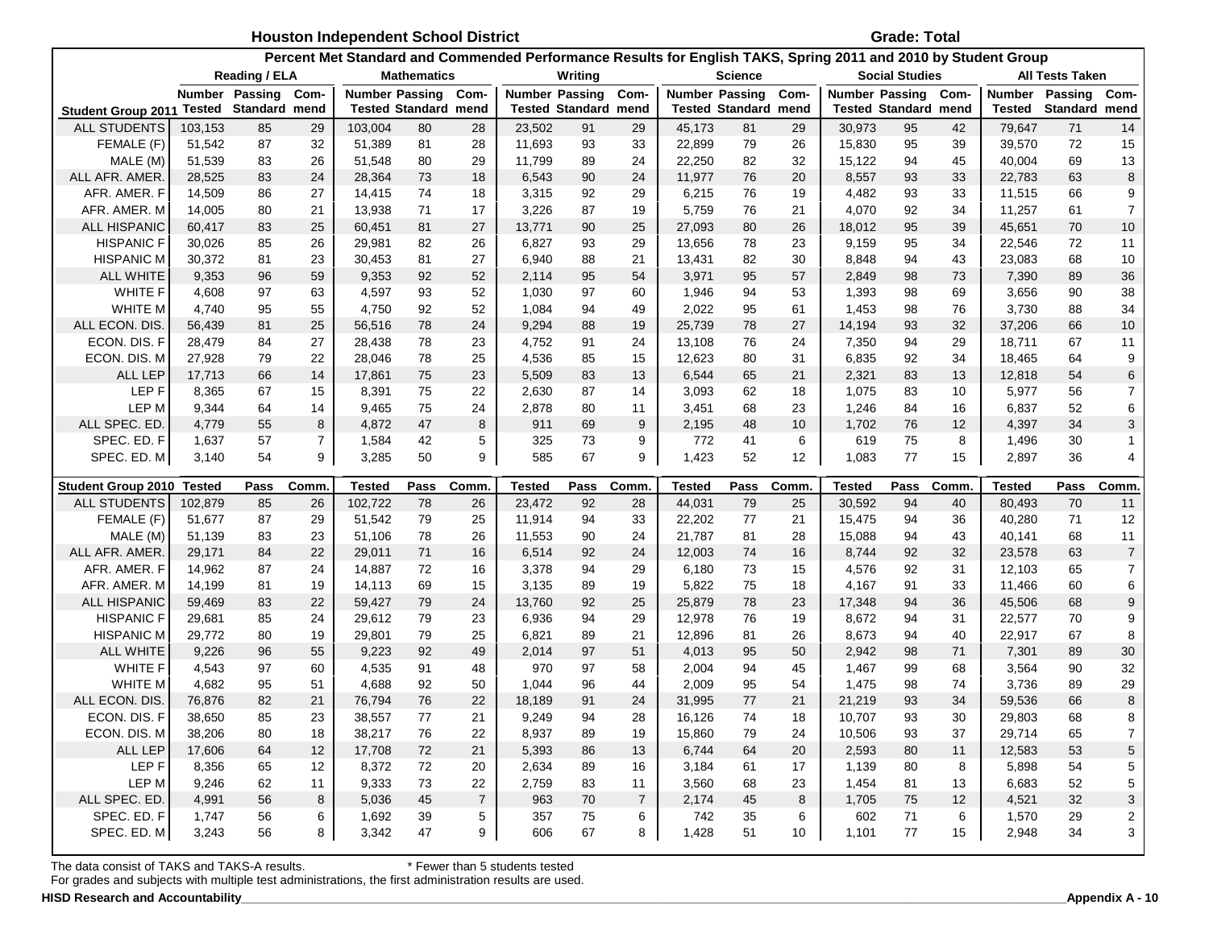# Houston Independent School District

**Grade: Total**

## Percent Met Standard and Commended Performance Results for English TAKS, Spring 2011 and 2010 by Student Group

| | Reading / ELA | | | Mathematics | | | Writing | | | Science | | | Social Studies | | | All Tests Taken | | |
|---|---|---|---|---|---|---|---|---|---|---|---|---|---|---|---|---|---|---|
| Student Group 2011 | Number Tested | Passing Standard | Com-mend | Number Tested | Passing Standard | Com-mend | Number Tested | Passing Standard | Com-mend | Number Tested | Passing Standard | Com-mend | Number Tested | Passing Standard | Com-mend | Number Tested | Passing Standard | Com-mend |
| ALL STUDENTS | 103,153 | 85 | 29 | 103,004 | 80 | 28 | 23,502 | 91 | 29 | 45,173 | 81 | 29 | 30,973 | 95 | 42 | 79,647 | 71 | 14 |
| FEMALE (F) | 51,542 | 87 | 32 | 51,389 | 81 | 28 | 11,693 | 93 | 33 | 22,899 | 79 | 26 | 15,830 | 95 | 39 | 39,570 | 72 | 15 |
| MALE (M) | 51,539 | 83 | 26 | 51,548 | 80 | 29 | 11,799 | 89 | 24 | 22,250 | 82 | 32 | 15,122 | 94 | 45 | 40,004 | 69 | 13 |
| ALL AFR. AMER. | 28,525 | 83 | 24 | 28,364 | 73 | 18 | 6,543 | 90 | 24 | 11,977 | 76 | 20 | 8,557 | 93 | 33 | 22,783 | 63 | 8 |
| AFR. AMER. F | 14,509 | 86 | 27 | 14,415 | 74 | 18 | 3,315 | 92 | 29 | 6,215 | 76 | 19 | 4,482 | 93 | 33 | 11,515 | 66 | 9 |
| AFR. AMER. M | 14,005 | 80 | 21 | 13,938 | 71 | 17 | 3,226 | 87 | 19 | 5,759 | 76 | 21 | 4,070 | 92 | 34 | 11,257 | 61 | 7 |
| ALL HISPANIC | 60,417 | 83 | 25 | 60,451 | 81 | 27 | 13,771 | 90 | 25 | 27,093 | 80 | 26 | 18,012 | 95 | 39 | 45,651 | 70 | 10 |
| HISPANIC F | 30,026 | 85 | 26 | 29,981 | 82 | 26 | 6,827 | 93 | 29 | 13,656 | 78 | 23 | 9,159 | 95 | 34 | 22,546 | 72 | 11 |
| HISPANIC M | 30,372 | 81 | 23 | 30,453 | 81 | 27 | 6,940 | 88 | 21 | 13,431 | 82 | 30 | 8,848 | 94 | 43 | 23,083 | 68 | 10 |
| ALL WHITE | 9,353 | 96 | 59 | 9,353 | 92 | 52 | 2,114 | 95 | 54 | 3,971 | 95 | 57 | 2,849 | 98 | 73 | 7,390 | 89 | 36 |
| WHITE F | 4,608 | 97 | 63 | 4,597 | 93 | 52 | 1,030 | 97 | 60 | 1,946 | 94 | 53 | 1,393 | 98 | 69 | 3,656 | 90 | 38 |
| WHITE M | 4,740 | 95 | 55 | 4,750 | 92 | 52 | 1,084 | 94 | 49 | 2,022 | 95 | 61 | 1,453 | 98 | 76 | 3,730 | 88 | 34 |
| ALL ECON. DIS. | 56,439 | 81 | 25 | 56,516 | 78 | 24 | 9,294 | 88 | 19 | 25,739 | 78 | 27 | 14,194 | 93 | 32 | 37,206 | 66 | 10 |
| ECON. DIS. F | 28,479 | 84 | 27 | 28,438 | 78 | 23 | 4,752 | 91 | 24 | 13,108 | 76 | 24 | 7,350 | 94 | 29 | 18,711 | 67 | 11 |
| ECON. DIS. M | 27,928 | 79 | 22 | 28,046 | 78 | 25 | 4,536 | 85 | 15 | 12,623 | 80 | 31 | 6,835 | 92 | 34 | 18,465 | 64 | 9 |
| ALL LEP | 17,713 | 66 | 14 | 17,861 | 75 | 23 | 5,509 | 83 | 13 | 6,544 | 65 | 21 | 2,321 | 83 | 13 | 12,818 | 54 | 6 |
| LEP F | 8,365 | 67 | 15 | 8,391 | 75 | 22 | 2,630 | 87 | 14 | 3,093 | 62 | 18 | 1,075 | 83 | 10 | 5,977 | 56 | 7 |
| LEP M | 9,344 | 64 | 14 | 9,465 | 75 | 24 | 2,878 | 80 | 11 | 3,451 | 68 | 23 | 1,246 | 84 | 16 | 6,837 | 52 | 6 |
| ALL SPEC. ED. | 4,779 | 55 | 8 | 4,872 | 47 | 8 | 911 | 69 | 9 | 2,195 | 48 | 10 | 1,702 | 76 | 12 | 4,397 | 34 | 3 |
| SPEC. ED. F | 1,637 | 57 | 7 | 1,584 | 42 | 5 | 325 | 73 | 9 | 772 | 41 | 6 | 619 | 75 | 8 | 1,496 | 30 | 1 |
| SPEC. ED. M | 3,140 | 54 | 9 | 3,285 | 50 | 9 | 585 | 67 | 9 | 1,423 | 52 | 12 | 1,083 | 77 | 15 | 2,897 | 36 | 4 |
| **Student Group 2010** | **Tested** | **Pass** | **Comm.** | **Tested** | **Pass** | **Comm.** | **Tested** | **Pass** | **Comm.** | **Tested** | **Pass** | **Comm.** | **Tested** | **Pass** | **Comm.** | **Tested** | **Pass** | **Comm.** |
| ALL STUDENTS | 102,879 | 85 | 26 | 102,722 | 78 | 26 | 23,472 | 92 | 28 | 44,031 | 79 | 25 | 30,592 | 94 | 40 | 80,493 | 70 | 11 |
| FEMALE (F) | 51,677 | 87 | 29 | 51,542 | 79 | 25 | 11,914 | 94 | 33 | 22,202 | 77 | 21 | 15,475 | 94 | 36 | 40,280 | 71 | 12 |
| MALE (M) | 51,139 | 83 | 23 | 51,106 | 78 | 26 | 11,553 | 90 | 24 | 21,787 | 81 | 28 | 15,088 | 94 | 43 | 40,141 | 68 | 11 |
| ALL AFR. AMER. | 29,171 | 84 | 22 | 29,011 | 71 | 16 | 6,514 | 92 | 24 | 12,003 | 74 | 16 | 8,744 | 92 | 32 | 23,578 | 63 | 7 |
| AFR. AMER. F | 14,962 | 87 | 24 | 14,887 | 72 | 16 | 3,378 | 94 | 29 | 6,180 | 73 | 15 | 4,576 | 92 | 31 | 12,103 | 65 | 7 |
| AFR. AMER. M | 14,199 | 81 | 19 | 14,113 | 69 | 15 | 3,135 | 89 | 19 | 5,822 | 75 | 18 | 4,167 | 91 | 33 | 11,466 | 60 | 6 |
| ALL HISPANIC | 59,469 | 83 | 22 | 59,427 | 79 | 24 | 13,760 | 92 | 25 | 25,879 | 78 | 23 | 17,348 | 94 | 36 | 45,506 | 68 | 9 |
| HISPANIC F | 29,681 | 85 | 24 | 29,612 | 79 | 23 | 6,936 | 94 | 29 | 12,978 | 76 | 19 | 8,672 | 94 | 31 | 22,577 | 70 | 9 |
| HISPANIC M | 29,772 | 80 | 19 | 29,801 | 79 | 25 | 6,821 | 89 | 21 | 12,896 | 81 | 26 | 8,673 | 94 | 40 | 22,917 | 67 | 8 |
| ALL WHITE | 9,226 | 96 | 55 | 9,223 | 92 | 49 | 2,014 | 97 | 51 | 4,013 | 95 | 50 | 2,942 | 98 | 71 | 7,301 | 89 | 30 |
| WHITE F | 4,543 | 97 | 60 | 4,535 | 91 | 48 | 970 | 97 | 58 | 2,004 | 94 | 45 | 1,467 | 99 | 68 | 3,564 | 90 | 32 |
| WHITE M | 4,682 | 95 | 51 | 4,688 | 92 | 50 | 1,044 | 96 | 44 | 2,009 | 95 | 54 | 1,475 | 98 | 74 | 3,736 | 89 | 29 |
| ALL ECON. DIS. | 76,876 | 82 | 21 | 76,794 | 76 | 22 | 18,189 | 91 | 24 | 31,995 | 77 | 21 | 21,219 | 93 | 34 | 59,536 | 66 | 8 |
| ECON. DIS. F | 38,650 | 85 | 23 | 38,557 | 77 | 21 | 9,249 | 94 | 28 | 16,126 | 74 | 18 | 10,707 | 93 | 30 | 29,803 | 68 | 8 |
| ECON. DIS. M | 38,206 | 80 | 18 | 38,217 | 76 | 22 | 8,937 | 89 | 19 | 15,860 | 79 | 24 | 10,506 | 93 | 37 | 29,714 | 65 | 7 |
| ALL LEP | 17,606 | 64 | 12 | 17,708 | 72 | 21 | 5,393 | 86 | 13 | 6,744 | 64 | 20 | 2,593 | 80 | 11 | 12,583 | 53 | 5 |
| LEP F | 8,356 | 65 | 12 | 8,372 | 72 | 20 | 2,634 | 89 | 16 | 3,184 | 61 | 17 | 1,139 | 80 | 8 | 5,898 | 54 | 5 |
| LEP M | 9,246 | 62 | 11 | 9,333 | 73 | 22 | 2,759 | 83 | 11 | 3,560 | 68 | 23 | 1,454 | 81 | 13 | 6,683 | 52 | 5 |
| ALL SPEC. ED. | 4,991 | 56 | 8 | 5,036 | 45 | 7 | 963 | 70 | 7 | 2,174 | 45 | 8 | 1,705 | 75 | 12 | 4,521 | 32 | 3 |
| SPEC. ED. F | 1,747 | 56 | 6 | 1,692 | 39 | 5 | 357 | 75 | 6 | 742 | 35 | 6 | 602 | 71 | 6 | 1,570 | 29 | 2 |
| SPEC. ED. M | 3,243 | 56 | 8 | 3,342 | 47 | 9 | 606 | 67 | 8 | 1,428 | 51 | 10 | 1,101 | 77 | 15 | 2,948 | 34 | 3 |

The data consist of TAKS and TAKS-A results. * Fewer than 5 students tested

For grades and subjects with multiple test administrations, the first administration results are used.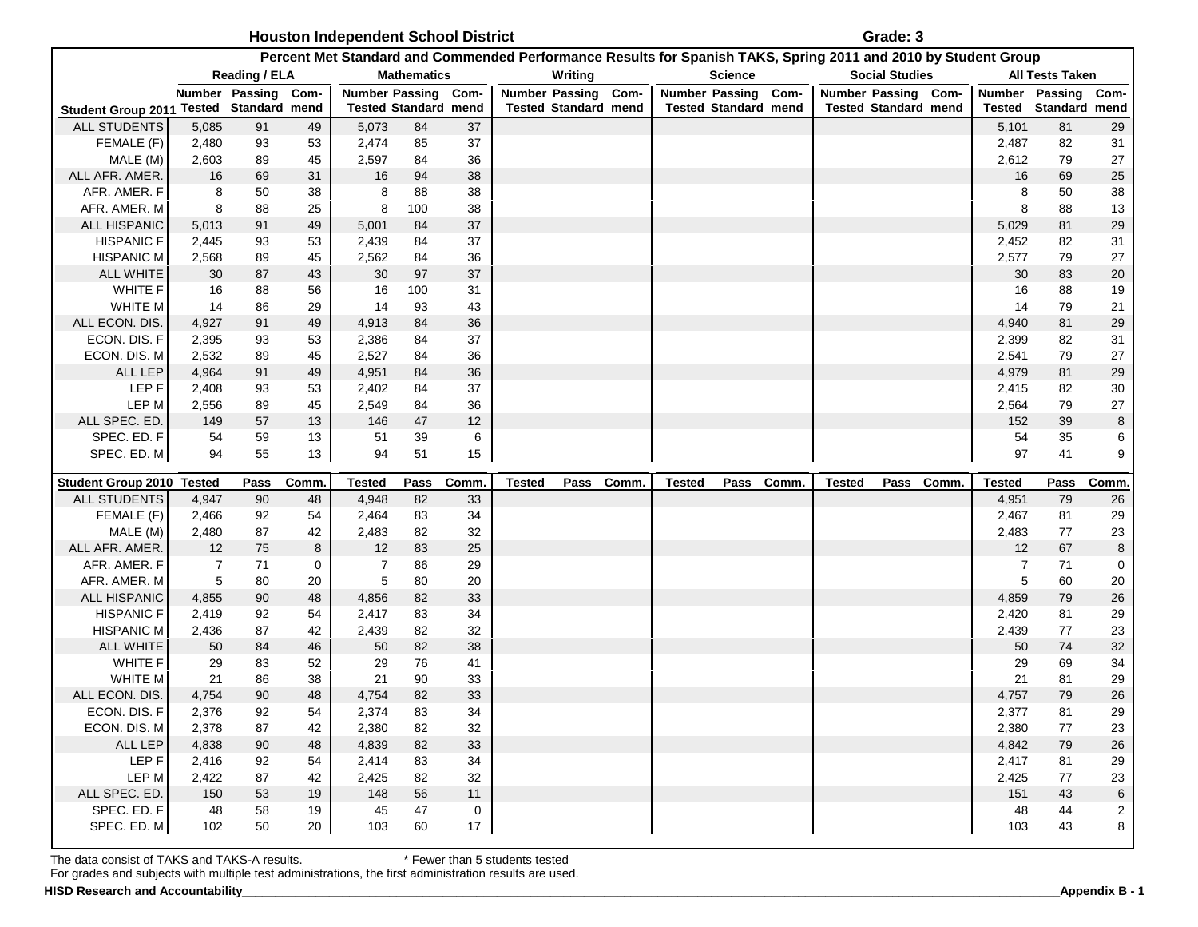**Houston Independent School District** **Grade: 3**

**Percent Met Standard and Commended Performance Results for Spanish TAKS, Spring 2011 and 2010 by Student Group**

| | Reading / ELA | | | Mathematics | | | Writing | | | Science | | | Social Studies | | | All Tests Taken | | |
|---|---|---|---|---|---|---|---|---|---|---|---|---|---|---|---|---|---|---|
| Student Group 2011 | Number Tested | Passing Standard | Com-mend | Number Tested | Passing Standard | Com-mend | Number Tested | Passing Standard | Com-mend | Number Tested | Passing Standard | Com-mend | Number Tested | Passing Standard | Com-mend | Number Tested | Passing Standard | Com-mend |
| ALL STUDENTS | 5,085 | 91 | 49 | 5,073 | 84 | 37 | | | | | | | | | | 5,101 | 81 | 29 |
| FEMALE (F) | 2,480 | 93 | 53 | 2,474 | 85 | 37 | | | | | | | | | | 2,487 | 82 | 31 |
| MALE (M) | 2,603 | 89 | 45 | 2,597 | 84 | 36 | | | | | | | | | | 2,612 | 79 | 27 |
| ALL AFR. AMER. | 16 | 69 | 31 | 16 | 94 | 38 | | | | | | | | | | 16 | 69 | 25 |
| AFR. AMER. F | 8 | 50 | 38 | 8 | 88 | 38 | | | | | | | | | | 8 | 50 | 38 |
| AFR. AMER. M | 8 | 88 | 25 | 8 | 100 | 38 | | | | | | | | | | 8 | 88 | 13 |
| ALL HISPANIC | 5,013 | 91 | 49 | 5,001 | 84 | 37 | | | | | | | | | | 5,029 | 81 | 29 |
| HISPANIC F | 2,445 | 93 | 53 | 2,439 | 84 | 37 | | | | | | | | | | 2,452 | 82 | 31 |
| HISPANIC M | 2,568 | 89 | 45 | 2,562 | 84 | 36 | | | | | | | | | | 2,577 | 79 | 27 |
| ALL WHITE | 30 | 87 | 43 | 30 | 97 | 37 | | | | | | | | | | 30 | 83 | 20 |
| WHITE F | 16 | 88 | 56 | 16 | 100 | 31 | | | | | | | | | | 16 | 88 | 19 |
| WHITE M | 14 | 86 | 29 | 14 | 93 | 43 | | | | | | | | | | 14 | 79 | 21 |
| ALL ECON. DIS. | 4,927 | 91 | 49 | 4,913 | 84 | 36 | | | | | | | | | | 4,940 | 81 | 29 |
| ECON. DIS. F | 2,395 | 93 | 53 | 2,386 | 84 | 37 | | | | | | | | | | 2,399 | 82 | 31 |
| ECON. DIS. M | 2,532 | 89 | 45 | 2,527 | 84 | 36 | | | | | | | | | | 2,541 | 79 | 27 |
| ALL LEP | 4,964 | 91 | 49 | 4,951 | 84 | 36 | | | | | | | | | | 4,979 | 81 | 29 |
| LEP F | 2,408 | 93 | 53 | 2,402 | 84 | 37 | | | | | | | | | | 2,415 | 82 | 30 |
| LEP M | 2,556 | 89 | 45 | 2,549 | 84 | 36 | | | | | | | | | | 2,564 | 79 | 27 |
| ALL SPEC. ED. | 149 | 57 | 13 | 146 | 47 | 12 | | | | | | | | | | 152 | 39 | 8 |
| SPEC. ED. F | 54 | 59 | 13 | 51 | 39 | 6 | | | | | | | | | | 54 | 35 | 6 |
| SPEC. ED. M | 94 | 55 | 13 | 94 | 51 | 15 | | | | | | | | | | 97 | 41 | 9 |
| **Student Group 2010** | **Tested** | **Pass** | **Comm.** | **Tested** | **Pass** | **Comm.** | **Tested** | **Pass** | **Comm.** | **Tested** | **Pass** | **Comm.** | **Tested** | **Pass** | **Comm.** | **Tested** | **Pass** | **Comm.** |
| ALL STUDENTS | 4,947 | 90 | 48 | 4,948 | 82 | 33 | | | | | | | | | | 4,951 | 79 | 26 |
| FEMALE (F) | 2,466 | 92 | 54 | 2,464 | 83 | 34 | | | | | | | | | | 2,467 | 81 | 29 |
| MALE (M) | 2,480 | 87 | 42 | 2,483 | 82 | 32 | | | | | | | | | | 2,483 | 77 | 23 |
| ALL AFR. AMER. | 12 | 75 | 8 | 12 | 83 | 25 | | | | | | | | | | 12 | 67 | 8 |
| AFR. AMER. F | 7 | 71 | 0 | 7 | 86 | 29 | | | | | | | | | | 7 | 71 | 0 |
| AFR. AMER. M | 5 | 80 | 20 | 5 | 80 | 20 | | | | | | | | | | 5 | 60 | 20 |
| ALL HISPANIC | 4,855 | 90 | 48 | 4,856 | 82 | 33 | | | | | | | | | | 4,859 | 79 | 26 |
| HISPANIC F | 2,419 | 92 | 54 | 2,417 | 83 | 34 | | | | | | | | | | 2,420 | 81 | 29 |
| HISPANIC M | 2,436 | 87 | 42 | 2,439 | 82 | 32 | | | | | | | | | | 2,439 | 77 | 23 |
| ALL WHITE | 50 | 84 | 46 | 50 | 82 | 38 | | | | | | | | | | 50 | 74 | 32 |
| WHITE F | 29 | 83 | 52 | 29 | 76 | 41 | | | | | | | | | | 29 | 69 | 34 |
| WHITE M | 21 | 86 | 38 | 21 | 90 | 33 | | | | | | | | | | 21 | 81 | 29 |
| ALL ECON. DIS. | 4,754 | 90 | 48 | 4,754 | 82 | 33 | | | | | | | | | | 4,757 | 79 | 26 |
| ECON. DIS. F | 2,376 | 92 | 54 | 2,374 | 83 | 34 | | | | | | | | | | 2,377 | 81 | 29 |
| ECON. DIS. M | 2,378 | 87 | 42 | 2,380 | 82 | 32 | | | | | | | | | | 2,380 | 77 | 23 |
| ALL LEP | 4,838 | 90 | 48 | 4,839 | 82 | 33 | | | | | | | | | | 4,842 | 79 | 26 |
| LEP F | 2,416 | 92 | 54 | 2,414 | 83 | 34 | | | | | | | | | | 2,417 | 81 | 29 |
| LEP M | 2,422 | 87 | 42 | 2,425 | 82 | 32 | | | | | | | | | | 2,425 | 77 | 23 |
| ALL SPEC. ED. | 150 | 53 | 19 | 148 | 56 | 11 | | | | | | | | | | 151 | 43 | 6 |
| SPEC. ED. F | 48 | 58 | 19 | 45 | 47 | 0 | | | | | | | | | | 48 | 44 | 2 |
| SPEC. ED. M | 102 | 50 | 20 | 103 | 60 | 17 | | | | | | | | | | 103 | 43 | 8 |

The data consist of TAKS and TAKS-A results. * Fewer than 5 students tested
For grades and subjects with multiple test administrations, the first administration results are used.

**HISD Research and Accountability** **Appendix B - 1**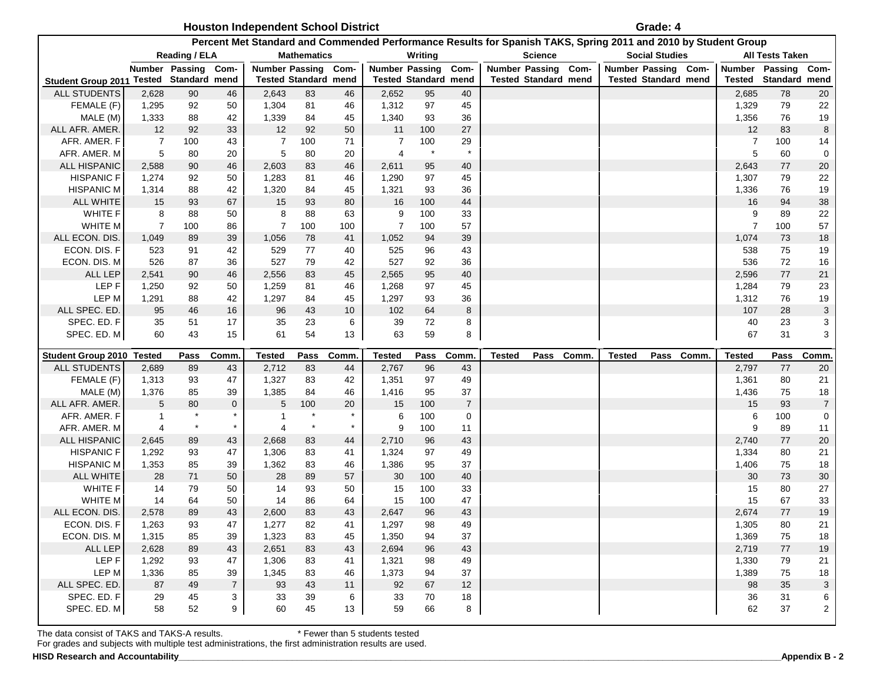**Houston Independent School District** **Grade: 4**

**Percent Met Standard and Commended Performance Results for Spanish TAKS, Spring 2011 and 2010 by Student Group**

| Student Group 2011 | Reading / ELA Number Tested | Reading / ELA Passing Standard | Reading / ELA Com-mend | Mathematics Number Tested | Mathematics Passing Standard | Mathematics Com-mend | Writing Number Tested | Writing Passing Standard | Writing Com-mend | Science Number Tested | Science Passing Standard | Science Com-mend | Social Studies Number Tested | Social Studies Passing Standard | Social Studies Com-mend | All Tests Taken Number Tested | All Tests Taken Passing Standard | All Tests Taken Com-mend |
|---|---|---|---|---|---|---|---|---|---|---|---|---|---|---|---|---|---|---|
| ALL STUDENTS | 2,628 | 90 | 46 | 2,643 | 83 | 46 | 2,652 | 95 | 40 | | | | | | | 2,685 | 78 | 20 |
| FEMALE (F) | 1,295 | 92 | 50 | 1,304 | 81 | 46 | 1,312 | 97 | 45 | | | | | | | 1,329 | 79 | 22 |
| MALE (M) | 1,333 | 88 | 42 | 1,339 | 84 | 45 | 1,340 | 93 | 36 | | | | | | | 1,356 | 76 | 19 |
| ALL AFR. AMER. | 12 | 92 | 33 | 12 | 92 | 50 | 11 | 100 | 27 | | | | | | | 12 | 83 | 8 |
| AFR. AMER. F | 7 | 100 | 43 | 7 | 100 | 71 | 7 | 100 | 29 | | | | | | | 7 | 100 | 14 |
| AFR. AMER. M | 5 | 80 | 20 | 5 | 80 | 20 | 4 | * | * | | | | | | | 5 | 60 | 0 |
| ALL HISPANIC | 2,588 | 90 | 46 | 2,603 | 83 | 46 | 2,611 | 95 | 40 | | | | | | | 2,643 | 77 | 20 |
| HISPANIC F | 1,274 | 92 | 50 | 1,283 | 81 | 46 | 1,290 | 97 | 45 | | | | | | | 1,307 | 79 | 22 |
| HISPANIC M | 1,314 | 88 | 42 | 1,320 | 84 | 45 | 1,321 | 93 | 36 | | | | | | | 1,336 | 76 | 19 |
| ALL WHITE | 15 | 93 | 67 | 15 | 93 | 80 | 16 | 100 | 44 | | | | | | | 16 | 94 | 38 |
| WHITE F | 8 | 88 | 50 | 8 | 88 | 63 | 9 | 100 | 33 | | | | | | | 9 | 89 | 22 |
| WHITE M | 7 | 100 | 86 | 7 | 100 | 100 | 7 | 100 | 57 | | | | | | | 7 | 100 | 57 |
| ALL ECON. DIS. | 1,049 | 89 | 39 | 1,056 | 78 | 41 | 1,052 | 94 | 39 | | | | | | | 1,074 | 73 | 18 |
| ECON. DIS. F | 523 | 91 | 42 | 529 | 77 | 40 | 525 | 96 | 43 | | | | | | | 538 | 75 | 19 |
| ECON. DIS. M | 526 | 87 | 36 | 527 | 79 | 42 | 527 | 92 | 36 | | | | | | | 536 | 72 | 16 |
| ALL LEP | 2,541 | 90 | 46 | 2,556 | 83 | 45 | 2,565 | 95 | 40 | | | | | | | 2,596 | 77 | 21 |
| LEP F | 1,250 | 92 | 50 | 1,259 | 81 | 46 | 1,268 | 97 | 45 | | | | | | | 1,284 | 79 | 23 |
| LEP M | 1,291 | 88 | 42 | 1,297 | 84 | 45 | 1,297 | 93 | 36 | | | | | | | 1,312 | 76 | 19 |
| ALL SPEC. ED. | 95 | 46 | 16 | 96 | 43 | 10 | 102 | 64 | 8 | | | | | | | 107 | 28 | 3 |
| SPEC. ED. F | 35 | 51 | 17 | 35 | 23 | 6 | 39 | 72 | 8 | | | | | | | 40 | 23 | 3 |
| SPEC. ED. M | 60 | 43 | 15 | 61 | 54 | 13 | 63 | 59 | 8 | | | | | | | 67 | 31 | 3 |
| **Student Group 2010** | **Tested** | **Pass** | **Comm.** | **Tested** | **Pass** | **Comm.** | **Tested** | **Pass** | **Comm.** | **Tested** | **Pass** | **Comm.** | **Tested** | **Pass** | **Comm.** | **Tested** | **Pass** | **Comm.** |
| ALL STUDENTS | 2,689 | 89 | 43 | 2,712 | 83 | 44 | 2,767 | 96 | 43 | | | | | | | 2,797 | 77 | 20 |
| FEMALE (F) | 1,313 | 93 | 47 | 1,327 | 83 | 42 | 1,351 | 97 | 49 | | | | | | | 1,361 | 80 | 21 |
| MALE (M) | 1,376 | 85 | 39 | 1,385 | 84 | 46 | 1,416 | 95 | 37 | | | | | | | 1,436 | 75 | 18 |
| ALL AFR. AMER. | 5 | 80 | 0 | 5 | 100 | 20 | 15 | 100 | 7 | | | | | | | 15 | 93 | 7 |
| AFR. AMER. F | 1 | * | * | 1 | * | * | 6 | 100 | 0 | | | | | | | 6 | 100 | 0 |
| AFR. AMER. M | 4 | * | * | 4 | * | * | 9 | 100 | 11 | | | | | | | 9 | 89 | 11 |
| ALL HISPANIC | 2,645 | 89 | 43 | 2,668 | 83 | 44 | 2,710 | 96 | 43 | | | | | | | 2,740 | 77 | 20 |
| HISPANIC F | 1,292 | 93 | 47 | 1,306 | 83 | 41 | 1,324 | 97 | 49 | | | | | | | 1,334 | 80 | 21 |
| HISPANIC M | 1,353 | 85 | 39 | 1,362 | 83 | 46 | 1,386 | 95 | 37 | | | | | | | 1,406 | 75 | 18 |
| ALL WHITE | 28 | 71 | 50 | 28 | 89 | 57 | 30 | 100 | 40 | | | | | | | 30 | 73 | 30 |
| WHITE F | 14 | 79 | 50 | 14 | 93 | 50 | 15 | 100 | 33 | | | | | | | 15 | 80 | 27 |
| WHITE M | 14 | 64 | 50 | 14 | 86 | 64 | 15 | 100 | 47 | | | | | | | 15 | 67 | 33 |
| ALL ECON. DIS. | 2,578 | 89 | 43 | 2,600 | 83 | 43 | 2,647 | 96 | 43 | | | | | | | 2,674 | 77 | 19 |
| ECON. DIS. F | 1,263 | 93 | 47 | 1,277 | 82 | 41 | 1,297 | 98 | 49 | | | | | | | 1,305 | 80 | 21 |
| ECON. DIS. M | 1,315 | 85 | 39 | 1,323 | 83 | 45 | 1,350 | 94 | 37 | | | | | | | 1,369 | 75 | 18 |
| ALL LEP | 2,628 | 89 | 43 | 2,651 | 83 | 43 | 2,694 | 96 | 43 | | | | | | | 2,719 | 77 | 19 |
| LEP F | 1,292 | 93 | 47 | 1,306 | 83 | 41 | 1,321 | 98 | 49 | | | | | | | 1,330 | 79 | 21 |
| LEP M | 1,336 | 85 | 39 | 1,345 | 83 | 46 | 1,373 | 94 | 37 | | | | | | | 1,389 | 75 | 18 |
| ALL SPEC. ED. | 87 | 49 | 7 | 93 | 43 | 11 | 92 | 67 | 12 | | | | | | | 98 | 35 | 3 |
| SPEC. ED. F | 29 | 45 | 3 | 33 | 39 | 6 | 33 | 70 | 18 | | | | | | | 36 | 31 | 6 |
| SPEC. ED. M | 58 | 52 | 9 | 60 | 45 | 13 | 59 | 66 | 8 | | | | | | | 62 | 37 | 2 |

The data consist of TAKS and TAKS-A results. * Fewer than 5 students tested

For grades and subjects with multiple test administrations, the first administration results are used.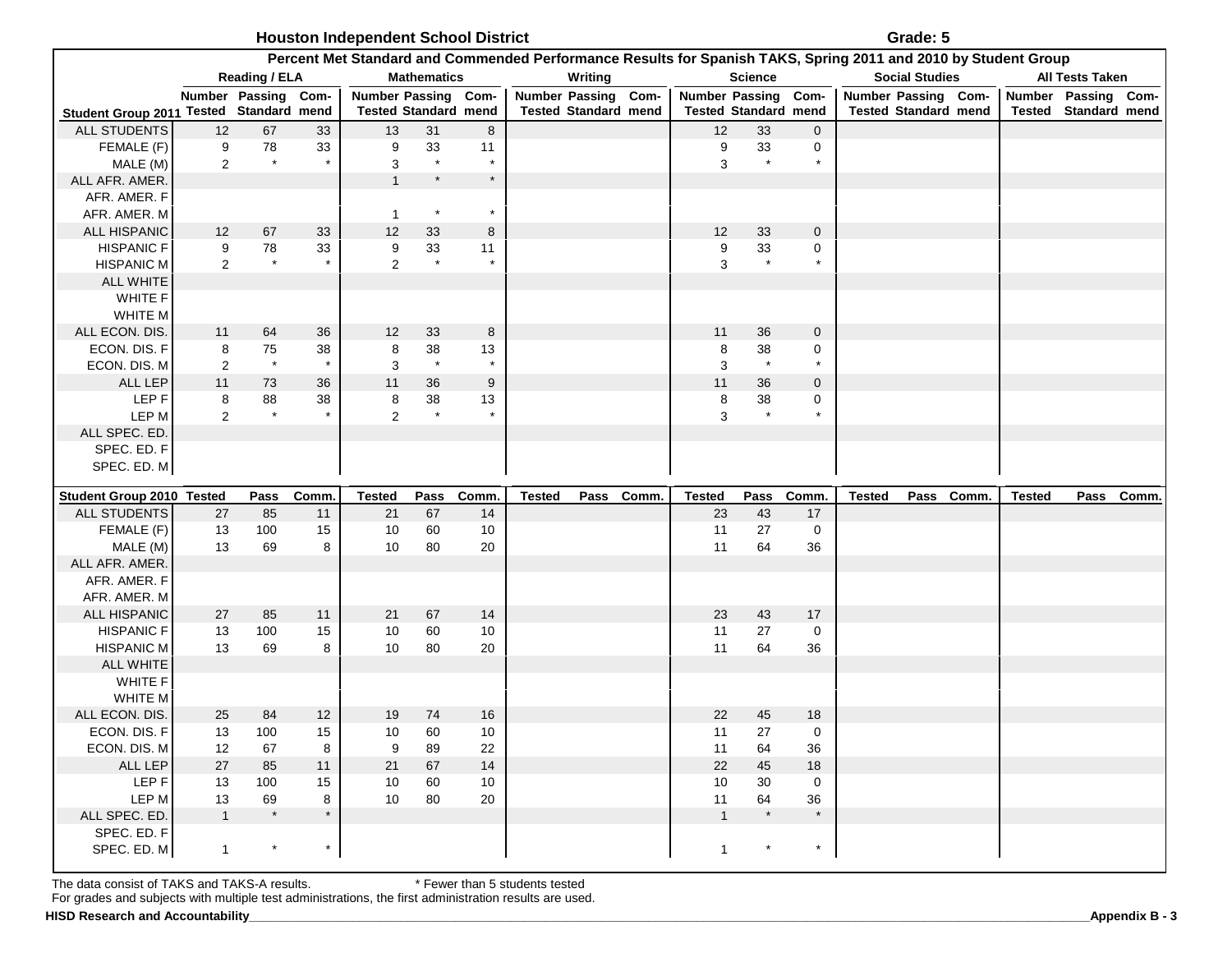Houston Independent School District — Grade: 5

**Percent Met Standard and Commended Performance Results for Spanish TAKS, Spring 2011 and 2010 by Student Group**

| Student Group 2011 | Reading / ELA Number Tested | Reading / ELA Passing Standard | Reading / ELA Commend | Mathematics Number Tested | Mathematics Passing Standard | Mathematics Commend | Writing Number Tested | Writing Passing Standard | Writing Commend | Science Number Tested | Science Passing Standard | Science Commend | Social Studies Number Tested | Social Studies Passing Standard | Social Studies Commend | All Tests Taken Number Tested | All Tests Taken Passing Standard | All Tests Taken Commend |
|---|---|---|---|---|---|---|---|---|---|---|---|---|---|---|---|---|---|---|
| ALL STUDENTS | 12 | 67 | 33 | 13 | 31 | 8 | | | | 12 | 33 | 0 | | | | | | |
| FEMALE (F) | 9 | 78 | 33 | 9 | 33 | 11 | | | | 9 | 33 | 0 | | | | | | |
| MALE (M) | 2 | * | * | 3 | * | * | | | | 3 | * | * | | | | | | |
| ALL AFR. AMER. | | | | 1 | * | * | | | | | | | | | | | | |
| AFR. AMER. F | | | | | | | | | | | | | | | | | | |
| AFR. AMER. M | | | | 1 | * | * | | | | | | | | | | | | |
| ALL HISPANIC | 12 | 67 | 33 | 12 | 33 | 8 | | | | 12 | 33 | 0 | | | | | | |
| HISPANIC F | 9 | 78 | 33 | 9 | 33 | 11 | | | | 9 | 33 | 0 | | | | | | |
| HISPANIC M | 2 | * | * | 2 | * | * | | | | 3 | * | * | | | | | | |
| ALL WHITE | | | | | | | | | | | | | | | | | | |
| WHITE F | | | | | | | | | | | | | | | | | | |
| WHITE M | | | | | | | | | | | | | | | | | | |
| ALL ECON. DIS. | 11 | 64 | 36 | 12 | 33 | 8 | | | | 11 | 36 | 0 | | | | | | |
| ECON. DIS. F | 8 | 75 | 38 | 8 | 38 | 13 | | | | 8 | 38 | 0 | | | | | | |
| ECON. DIS. M | 2 | * | * | 3 | * | * | | | | 3 | * | * | | | | | | |
| ALL LEP | 11 | 73 | 36 | 11 | 36 | 9 | | | | 11 | 36 | 0 | | | | | | |
| LEP F | 8 | 88 | 38 | 8 | 38 | 13 | | | | 8 | 38 | 0 | | | | | | |
| LEP M | 2 | * | * | 2 | * | * | | | | 3 | * | * | | | | | | |
| ALL SPEC. ED. | | | | | | | | | | | | | | | | | | |
| SPEC. ED. F | | | | | | | | | | | | | | | | | | |
| SPEC. ED. M | | | | | | | | | | | | | | | | | | |

| Student Group 2010 | Reading Tested | Reading Pass | Reading Comm. | Math Tested | Math Pass | Math Comm. | Writing Tested | Writing Pass | Writing Comm. | Science Tested | Science Pass | Science Comm. | Social Studies Tested | Social Studies Pass | Social Studies Comm. | All Tests Tested | All Tests Pass | All Tests Comm. |
|---|---|---|---|---|---|---|---|---|---|---|---|---|---|---|---|---|---|---|
| ALL STUDENTS | 27 | 85 | 11 | 21 | 67 | 14 | | | | 23 | 43 | 17 | | | | | | |
| FEMALE (F) | 13 | 100 | 15 | 10 | 60 | 10 | | | | 11 | 27 | 0 | | | | | | |
| MALE (M) | 13 | 69 | 8 | 10 | 80 | 20 | | | | 11 | 64 | 36 | | | | | | |
| ALL AFR. AMER. | | | | | | | | | | | | | | | | | | |
| AFR. AMER. F | | | | | | | | | | | | | | | | | | |
| AFR. AMER. M | | | | | | | | | | | | | | | | | | |
| ALL HISPANIC | 27 | 85 | 11 | 21 | 67 | 14 | | | | 23 | 43 | 17 | | | | | | |
| HISPANIC F | 13 | 100 | 15 | 10 | 60 | 10 | | | | 11 | 27 | 0 | | | | | | |
| HISPANIC M | 13 | 69 | 8 | 10 | 80 | 20 | | | | 11 | 64 | 36 | | | | | | |
| ALL WHITE | | | | | | | | | | | | | | | | | | |
| WHITE F | | | | | | | | | | | | | | | | | | |
| WHITE M | | | | | | | | | | | | | | | | | | |
| ALL ECON. DIS. | 25 | 84 | 12 | 19 | 74 | 16 | | | | 22 | 45 | 18 | | | | | | |
| ECON. DIS. F | 13 | 100 | 15 | 10 | 60 | 10 | | | | 11 | 27 | 0 | | | | | | |
| ECON. DIS. M | 12 | 67 | 8 | 9 | 89 | 22 | | | | 11 | 64 | 36 | | | | | | |
| ALL LEP | 27 | 85 | 11 | 21 | 67 | 14 | | | | 22 | 45 | 18 | | | | | | |
| LEP F | 13 | 100 | 15 | 10 | 60 | 10 | | | | 10 | 30 | 0 | | | | | | |
| LEP M | 13 | 69 | 8 | 10 | 80 | 20 | | | | 11 | 64 | 36 | | | | | | |
| ALL SPEC. ED. | 1 | * | * | | | | | | | 1 | * | * | | | | | | |
| SPEC. ED. F | | | | | | | | | | | | | | | | | | |
| SPEC. ED. M | 1 | * | * | | | | | | | 1 | * | * | | | | | | |

The data consist of TAKS and TAKS-A results. * Fewer than 5 students tested

For grades and subjects with multiple test administrations, the first administration results are used.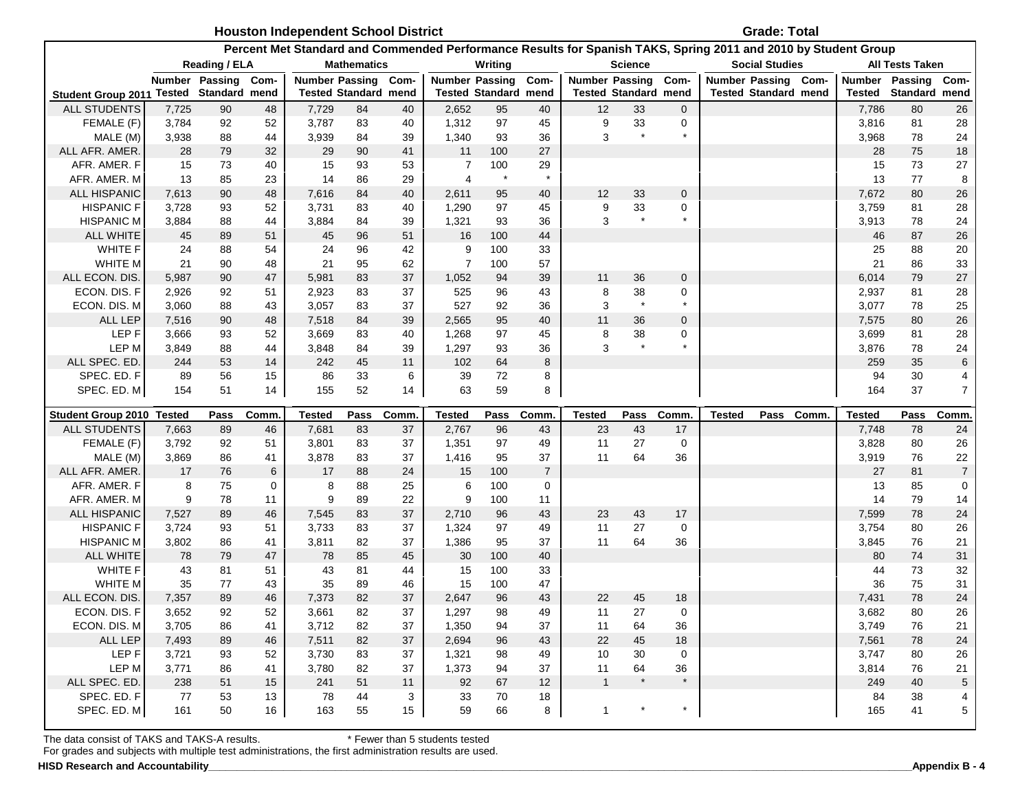**Houston Independent School District** — **Grade: Total**

**Percent Met Standard and Commended Performance Results for Spanish TAKS, Spring 2011 and 2010 by Student Group**

| Student Group 2011 | Reading / ELA Number Tested | Reading / ELA Passing Standard | Reading / ELA Commend | Mathematics Number Tested | Mathematics Passing Standard | Mathematics Commend | Writing Number Tested | Writing Passing Standard | Writing Commend | Science Number Tested | Science Passing Standard | Science Commend | Social Studies Number Tested | Social Studies Passing Standard | Social Studies Commend | All Tests Taken Number Tested | All Tests Taken Passing Standard | All Tests Taken Commend |
|---|---|---|---|---|---|---|---|---|---|---|---|---|---|---|---|---|---|---|
| ALL STUDENTS | 7,725 | 90 | 48 | 7,729 | 84 | 40 | 2,652 | 95 | 40 | 12 | 33 | 0 | | | | 7,786 | 80 | 26 |
| FEMALE (F) | 3,784 | 92 | 52 | 3,787 | 83 | 40 | 1,312 | 97 | 45 | 9 | 33 | 0 | | | | 3,816 | 81 | 28 |
| MALE (M) | 3,938 | 88 | 44 | 3,939 | 84 | 39 | 1,340 | 93 | 36 | 3 | * | * | | | | 3,968 | 78 | 24 |
| ALL AFR. AMER. | 28 | 79 | 32 | 29 | 90 | 41 | 11 | 100 | 27 | | | | | | | 28 | 75 | 18 |
| AFR. AMER. F | 15 | 73 | 40 | 15 | 93 | 53 | 7 | 100 | 29 | | | | | | | 15 | 73 | 27 |
| AFR. AMER. M | 13 | 85 | 23 | 14 | 86 | 29 | 4 | * | * | | | | | | | 13 | 77 | 8 |
| ALL HISPANIC | 7,613 | 90 | 48 | 7,616 | 84 | 40 | 2,611 | 95 | 40 | 12 | 33 | 0 | | | | 7,672 | 80 | 26 |
| HISPANIC F | 3,728 | 93 | 52 | 3,731 | 83 | 40 | 1,290 | 97 | 45 | 9 | 33 | 0 | | | | 3,759 | 81 | 28 |
| HISPANIC M | 3,884 | 88 | 44 | 3,884 | 84 | 39 | 1,321 | 93 | 36 | 3 | * | * | | | | 3,913 | 78 | 24 |
| ALL WHITE | 45 | 89 | 51 | 45 | 96 | 51 | 16 | 100 | 44 | | | | | | | 46 | 87 | 26 |
| WHITE F | 24 | 88 | 54 | 24 | 96 | 42 | 9 | 100 | 33 | | | | | | | 25 | 88 | 20 |
| WHITE M | 21 | 90 | 48 | 21 | 95 | 62 | 7 | 100 | 57 | | | | | | | 21 | 86 | 33 |
| ALL ECON. DIS. | 5,987 | 90 | 47 | 5,981 | 83 | 37 | 1,052 | 94 | 39 | 11 | 36 | 0 | | | | 6,014 | 79 | 27 |
| ECON. DIS. F | 2,926 | 92 | 51 | 2,923 | 83 | 37 | 525 | 96 | 43 | 8 | 38 | 0 | | | | 2,937 | 81 | 28 |
| ECON. DIS. M | 3,060 | 88 | 43 | 3,057 | 83 | 37 | 527 | 92 | 36 | 3 | * | * | | | | 3,077 | 78 | 25 |
| ALL LEP | 7,516 | 90 | 48 | 7,518 | 84 | 39 | 2,565 | 95 | 40 | 11 | 36 | 0 | | | | 7,575 | 80 | 26 |
| LEP F | 3,666 | 93 | 52 | 3,669 | 83 | 40 | 1,268 | 97 | 45 | 8 | 38 | 0 | | | | 3,699 | 81 | 28 |
| LEP M | 3,849 | 88 | 44 | 3,848 | 84 | 39 | 1,297 | 93 | 36 | 3 | * | * | | | | 3,876 | 78 | 24 |
| ALL SPEC. ED. | 244 | 53 | 14 | 242 | 45 | 11 | 102 | 64 | 8 | | | | | | | 259 | 35 | 6 |
| SPEC. ED. F | 89 | 56 | 15 | 86 | 33 | 6 | 39 | 72 | 8 | | | | | | | 94 | 30 | 4 |
| SPEC. ED. M | 154 | 51 | 14 | 155 | 52 | 14 | 63 | 59 | 8 | | | | | | | 164 | 37 | 7 |
| **Student Group 2010** | **Tested** | **Pass** | **Comm.** | **Tested** | **Pass** | **Comm.** | **Tested** | **Pass** | **Comm.** | **Tested** | **Pass** | **Comm.** | **Tested** | **Pass** | **Comm.** | **Tested** | **Pass** | **Comm.** |
| ALL STUDENTS | 7,663 | 89 | 46 | 7,681 | 83 | 37 | 2,767 | 96 | 43 | 23 | 43 | 17 | | | | 7,748 | 78 | 24 |
| FEMALE (F) | 3,792 | 92 | 51 | 3,801 | 83 | 37 | 1,351 | 97 | 49 | 11 | 27 | 0 | | | | 3,828 | 80 | 26 |
| MALE (M) | 3,869 | 86 | 41 | 3,878 | 83 | 37 | 1,416 | 95 | 37 | 11 | 64 | 36 | | | | 3,919 | 76 | 22 |
| ALL AFR. AMER. | 17 | 76 | 6 | 17 | 88 | 24 | 15 | 100 | 7 | | | | | | | 27 | 81 | 7 |
| AFR. AMER. F | 8 | 75 | 0 | 8 | 88 | 25 | 6 | 100 | 0 | | | | | | | 13 | 85 | 0 |
| AFR. AMER. M | 9 | 78 | 11 | 9 | 89 | 22 | 9 | 100 | 11 | | | | | | | 14 | 79 | 14 |
| ALL HISPANIC | 7,527 | 89 | 46 | 7,545 | 83 | 37 | 2,710 | 96 | 43 | 23 | 43 | 17 | | | | 7,599 | 78 | 24 |
| HISPANIC F | 3,724 | 93 | 51 | 3,733 | 83 | 37 | 1,324 | 97 | 49 | 11 | 27 | 0 | | | | 3,754 | 80 | 26 |
| HISPANIC M | 3,802 | 86 | 41 | 3,811 | 82 | 37 | 1,386 | 95 | 37 | 11 | 64 | 36 | | | | 3,845 | 76 | 21 |
| ALL WHITE | 78 | 79 | 47 | 78 | 85 | 45 | 30 | 100 | 40 | | | | | | | 80 | 74 | 31 |
| WHITE F | 43 | 81 | 51 | 43 | 81 | 44 | 15 | 100 | 33 | | | | | | | 44 | 73 | 32 |
| WHITE M | 35 | 77 | 43 | 35 | 89 | 46 | 15 | 100 | 47 | | | | | | | 36 | 75 | 31 |
| ALL ECON. DIS. | 7,357 | 89 | 46 | 7,373 | 82 | 37 | 2,647 | 96 | 43 | 22 | 45 | 18 | | | | 7,431 | 78 | 24 |
| ECON. DIS. F | 3,652 | 92 | 52 | 3,661 | 82 | 37 | 1,297 | 98 | 49 | 11 | 27 | 0 | | | | 3,682 | 80 | 26 |
| ECON. DIS. M | 3,705 | 86 | 41 | 3,712 | 82 | 37 | 1,350 | 94 | 37 | 11 | 64 | 36 | | | | 3,749 | 76 | 21 |
| ALL LEP | 7,493 | 89 | 46 | 7,511 | 82 | 37 | 2,694 | 96 | 43 | 22 | 45 | 18 | | | | 7,561 | 78 | 24 |
| LEP F | 3,721 | 93 | 52 | 3,730 | 83 | 37 | 1,321 | 98 | 49 | 10 | 30 | 0 | | | | 3,747 | 80 | 26 |
| LEP M | 3,771 | 86 | 41 | 3,780 | 82 | 37 | 1,373 | 94 | 37 | 11 | 64 | 36 | | | | 3,814 | 76 | 21 |
| ALL SPEC. ED. | 238 | 51 | 15 | 241 | 51 | 11 | 92 | 67 | 12 | 1 | * | * | | | | 249 | 40 | 5 |
| SPEC. ED. F | 77 | 53 | 13 | 78 | 44 | 3 | 33 | 70 | 18 | | | | | | | 84 | 38 | 4 |
| SPEC. ED. M | 161 | 50 | 16 | 163 | 55 | 15 | 59 | 66 | 8 | 1 | * | * | | | | 165 | 41 | 5 |

The data consist of TAKS and TAKS-A results. * Fewer than 5 students tested

For grades and subjects with multiple test administrations, the first administration results are used.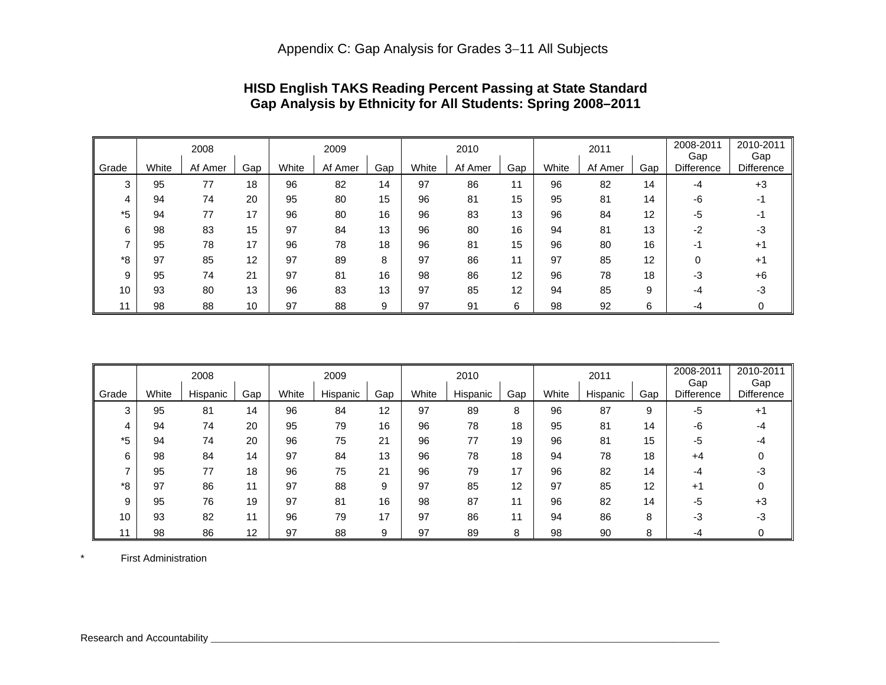Appendix C: Gap Analysis for Grades 3–11 All Subjects

**HISD English TAKS Reading Percent Passing at State Standard**
**Gap Analysis by Ethnicity for All Students: Spring 2008–2011**

| | 2008 | | | 2009 | | | 2010 | | | 2011 | | | 2008-2011 | 2010-2011 |
|---|---|---|---|---|---|---|---|---|---|---|---|---|---|---|
| Grade | White | Af Amer | Gap | White | Af Amer | Gap | White | Af Amer | Gap | White | Af Amer | Gap | Gap Difference | Gap Difference |
| 3 | 95 | 77 | 18 | 96 | 82 | 14 | 97 | 86 | 11 | 96 | 82 | 14 | -4 | +3 |
| 4 | 94 | 74 | 20 | 95 | 80 | 15 | 96 | 81 | 15 | 95 | 81 | 14 | -6 | -1 |
| *5 | 94 | 77 | 17 | 96 | 80 | 16 | 96 | 83 | 13 | 96 | 84 | 12 | -5 | -1 |
| 6 | 98 | 83 | 15 | 97 | 84 | 13 | 96 | 80 | 16 | 94 | 81 | 13 | -2 | -3 |
| 7 | 95 | 78 | 17 | 96 | 78 | 18 | 96 | 81 | 15 | 96 | 80 | 16 | -1 | +1 |
| *8 | 97 | 85 | 12 | 97 | 89 | 8 | 97 | 86 | 11 | 97 | 85 | 12 | 0 | +1 |
| 9 | 95 | 74 | 21 | 97 | 81 | 16 | 98 | 86 | 12 | 96 | 78 | 18 | -3 | +6 |
| 10 | 93 | 80 | 13 | 96 | 83 | 13 | 97 | 85 | 12 | 94 | 85 | 9 | -4 | -3 |
| 11 | 98 | 88 | 10 | 97 | 88 | 9 | 97 | 91 | 6 | 98 | 92 | 6 | -4 | 0 |

| | 2008 | | | 2009 | | | 2010 | | | 2011 | | | 2008-2011 | 2010-2011 |
|---|---|---|---|---|---|---|---|---|---|---|---|---|---|---|
| Grade | White | Hispanic | Gap | White | Hispanic | Gap | White | Hispanic | Gap | White | Hispanic | Gap | Gap Difference | Gap Difference |
| 3 | 95 | 81 | 14 | 96 | 84 | 12 | 97 | 89 | 8 | 96 | 87 | 9 | -5 | +1 |
| 4 | 94 | 74 | 20 | 95 | 79 | 16 | 96 | 78 | 18 | 95 | 81 | 14 | -6 | -4 |
| *5 | 94 | 74 | 20 | 96 | 75 | 21 | 96 | 77 | 19 | 96 | 81 | 15 | -5 | -4 |
| 6 | 98 | 84 | 14 | 97 | 84 | 13 | 96 | 78 | 18 | 94 | 78 | 18 | +4 | 0 |
| 7 | 95 | 77 | 18 | 96 | 75 | 21 | 96 | 79 | 17 | 96 | 82 | 14 | -4 | -3 |
| *8 | 97 | 86 | 11 | 97 | 88 | 9 | 97 | 85 | 12 | 97 | 85 | 12 | +1 | 0 |
| 9 | 95 | 76 | 19 | 97 | 81 | 16 | 98 | 87 | 11 | 96 | 82 | 14 | -5 | +3 |
| 10 | 93 | 82 | 11 | 96 | 79 | 17 | 97 | 86 | 11 | 94 | 86 | 8 | -3 | -3 |
| 11 | 98 | 86 | 12 | 97 | 88 | 9 | 97 | 89 | 8 | 98 | 90 | 8 | -4 | 0 |

\* First Administration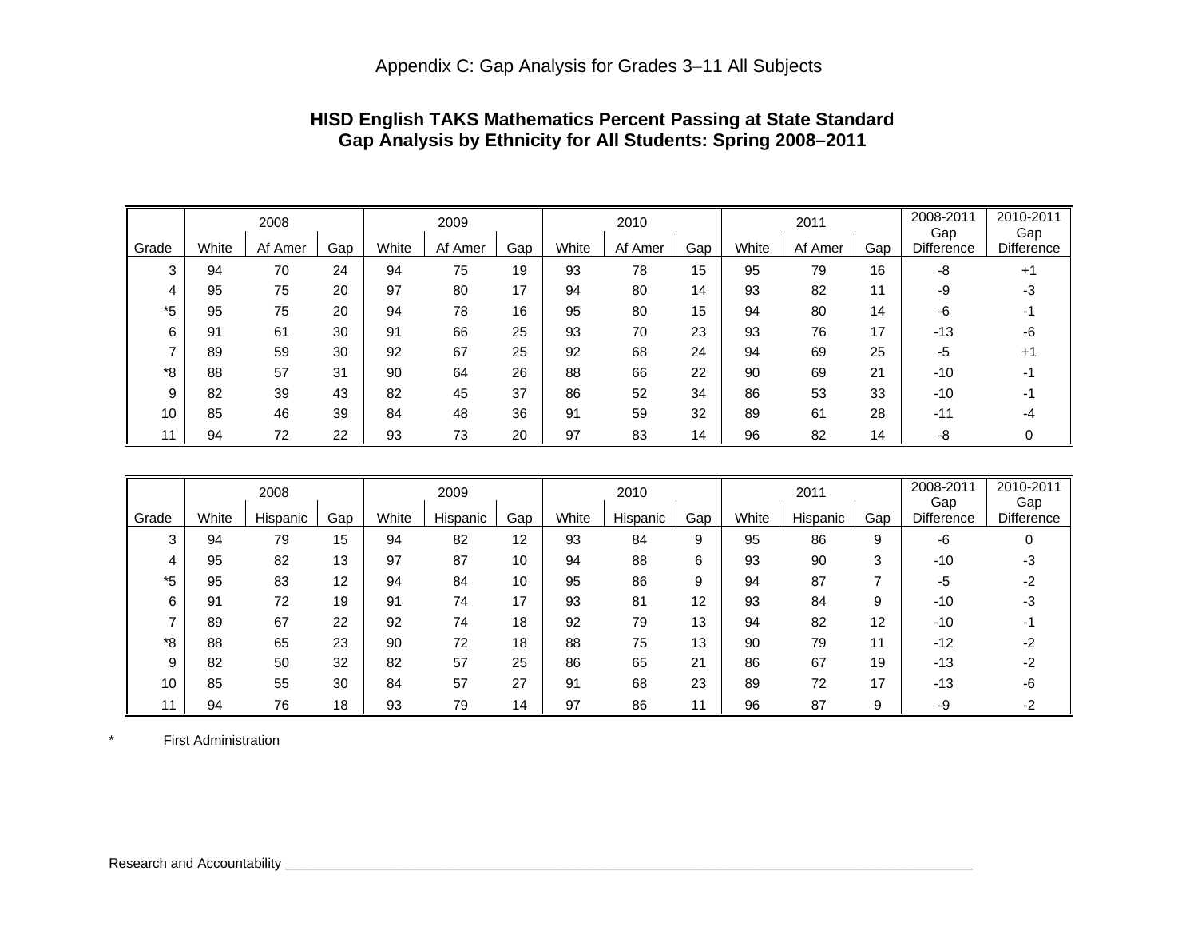# Appendix C: Gap Analysis for Grades 3–11 All Subjects

**HISD English TAKS Mathematics Percent Passing at State Standard**
**Gap Analysis by Ethnicity for All Students: Spring 2008–2011**

| | 2008 | | | 2009 | | | 2010 | | | 2011 | | | 2008-2011 | 2010-2011 |
|---|---|---|---|---|---|---|---|---|---|---|---|---|---|---|
| Grade | White | Af Amer | Gap | White | Af Amer | Gap | White | Af Amer | Gap | White | Af Amer | Gap | Gap Difference | Gap Difference |
| 3 | 94 | 70 | 24 | 94 | 75 | 19 | 93 | 78 | 15 | 95 | 79 | 16 | -8 | +1 |
| 4 | 95 | 75 | 20 | 97 | 80 | 17 | 94 | 80 | 14 | 93 | 82 | 11 | -9 | -3 |
| *5 | 95 | 75 | 20 | 94 | 78 | 16 | 95 | 80 | 15 | 94 | 80 | 14 | -6 | -1 |
| 6 | 91 | 61 | 30 | 91 | 66 | 25 | 93 | 70 | 23 | 93 | 76 | 17 | -13 | -6 |
| 7 | 89 | 59 | 30 | 92 | 67 | 25 | 92 | 68 | 24 | 94 | 69 | 25 | -5 | +1 |
| *8 | 88 | 57 | 31 | 90 | 64 | 26 | 88 | 66 | 22 | 90 | 69 | 21 | -10 | -1 |
| 9 | 82 | 39 | 43 | 82 | 45 | 37 | 86 | 52 | 34 | 86 | 53 | 33 | -10 | -1 |
| 10 | 85 | 46 | 39 | 84 | 48 | 36 | 91 | 59 | 32 | 89 | 61 | 28 | -11 | -4 |
| 11 | 94 | 72 | 22 | 93 | 73 | 20 | 97 | 83 | 14 | 96 | 82 | 14 | -8 | 0 |

| | 2008 | | | 2009 | | | 2010 | | | 2011 | | | 2008-2011 | 2010-2011 |
|---|---|---|---|---|---|---|---|---|---|---|---|---|---|---|
| Grade | White | Hispanic | Gap | White | Hispanic | Gap | White | Hispanic | Gap | White | Hispanic | Gap | Gap Difference | Gap Difference |
| 3 | 94 | 79 | 15 | 94 | 82 | 12 | 93 | 84 | 9 | 95 | 86 | 9 | -6 | 0 |
| 4 | 95 | 82 | 13 | 97 | 87 | 10 | 94 | 88 | 6 | 93 | 90 | 3 | -10 | -3 |
| *5 | 95 | 83 | 12 | 94 | 84 | 10 | 95 | 86 | 9 | 94 | 87 | 7 | -5 | -2 |
| 6 | 91 | 72 | 19 | 91 | 74 | 17 | 93 | 81 | 12 | 93 | 84 | 9 | -10 | -3 |
| 7 | 89 | 67 | 22 | 92 | 74 | 18 | 92 | 79 | 13 | 94 | 82 | 12 | -10 | -1 |
| *8 | 88 | 65 | 23 | 90 | 72 | 18 | 88 | 75 | 13 | 90 | 79 | 11 | -12 | -2 |
| 9 | 82 | 50 | 32 | 82 | 57 | 25 | 86 | 65 | 21 | 86 | 67 | 19 | -13 | -2 |
| 10 | 85 | 55 | 30 | 84 | 57 | 27 | 91 | 68 | 23 | 89 | 72 | 17 | -13 | -6 |
| 11 | 94 | 76 | 18 | 93 | 79 | 14 | 97 | 86 | 11 | 96 | 87 | 9 | -9 | -2 |

* First Administration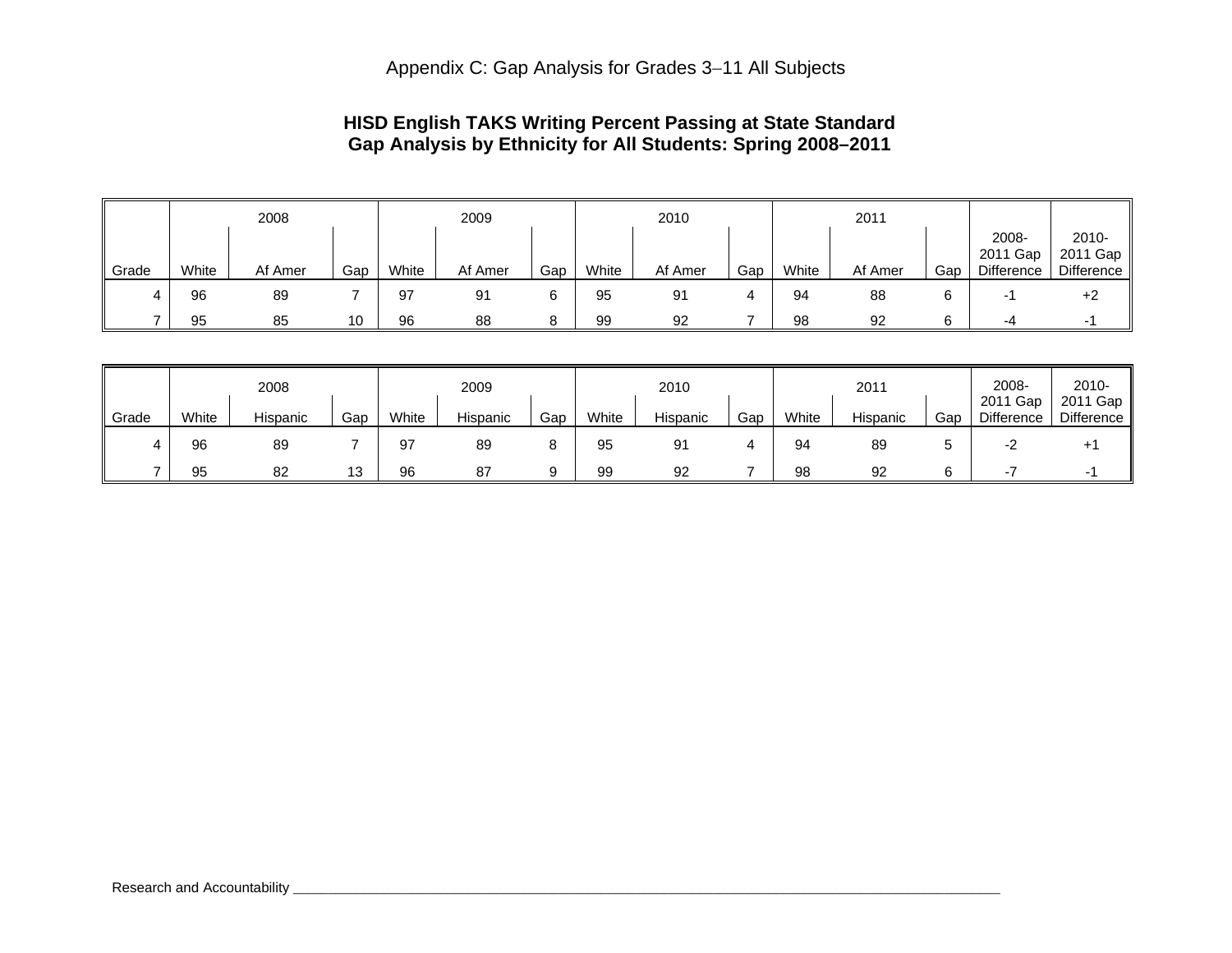Appendix C: Gap Analysis for Grades 3–11 All Subjects

## HISD English TAKS Writing Percent Passing at State Standard
## Gap Analysis by Ethnicity for All Students: Spring 2008–2011

| | 2008 | | | 2009 | | | 2010 | | | 2011 | | | | |
|---|---|---|---|---|---|---|---|---|---|---|---|---|---|---|
| Grade | White | Af Amer | Gap | White | Af Amer | Gap | White | Af Amer | Gap | White | Af Amer | Gap | 2008-2011 Gap Difference | 2010-2011 Gap Difference |
| 4 | 96 | 89 | 7 | 97 | 91 | 6 | 95 | 91 | 4 | 94 | 88 | 6 | -1 | +2 |
| 7 | 95 | 85 | 10 | 96 | 88 | 8 | 99 | 92 | 7 | 98 | 92 | 6 | -4 | -1 |

| | 2008 | | | 2009 | | | 2010 | | | 2011 | | | | |
|---|---|---|---|---|---|---|---|---|---|---|---|---|---|---|
| Grade | White | Hispanic | Gap | White | Hispanic | Gap | White | Hispanic | Gap | White | Hispanic | Gap | 2008-2011 Gap Difference | 2010-2011 Gap Difference |
| 4 | 96 | 89 | 7 | 97 | 89 | 8 | 95 | 91 | 4 | 94 | 89 | 5 | -2 | +1 |
| 7 | 95 | 82 | 13 | 96 | 87 | 9 | 99 | 92 | 7 | 98 | 92 | 6 | -7 | -1 |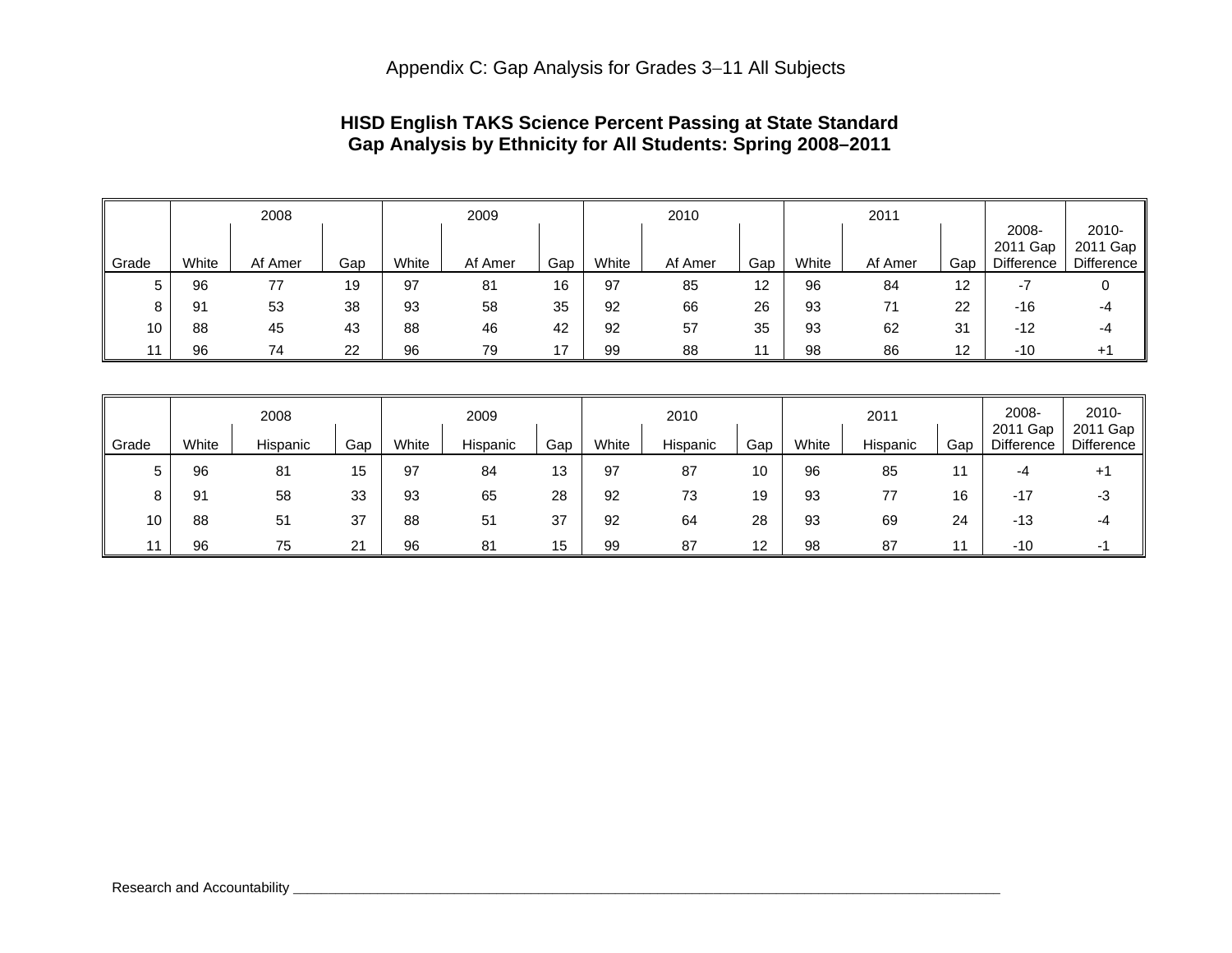Appendix C: Gap Analysis for Grades 3–11 All Subjects

## HISD English TAKS Science Percent Passing at State Standard
## Gap Analysis by Ethnicity for All Students: Spring 2008–2011

| | 2008 | | | 2009 | | | 2010 | | | 2011 | | | | |
|---|---|---|---|---|---|---|---|---|---|---|---|---|---|---|
| Grade | White | Af Amer | Gap | White | Af Amer | Gap | White | Af Amer | Gap | White | Af Amer | Gap | 2008-2011 Gap Difference | 2010-2011 Gap Difference |
| 5 | 96 | 77 | 19 | 97 | 81 | 16 | 97 | 85 | 12 | 96 | 84 | 12 | -7 | 0 |
| 8 | 91 | 53 | 38 | 93 | 58 | 35 | 92 | 66 | 26 | 93 | 71 | 22 | -16 | -4 |
| 10 | 88 | 45 | 43 | 88 | 46 | 42 | 92 | 57 | 35 | 93 | 62 | 31 | -12 | -4 |
| 11 | 96 | 74 | 22 | 96 | 79 | 17 | 99 | 88 | 11 | 98 | 86 | 12 | -10 | +1 |

| | 2008 | | | 2009 | | | 2010 | | | 2011 | | | | |
|---|---|---|---|---|---|---|---|---|---|---|---|---|---|---|
| Grade | White | Hispanic | Gap | White | Hispanic | Gap | White | Hispanic | Gap | White | Hispanic | Gap | 2008-2011 Gap Difference | 2010-2011 Gap Difference |
| 5 | 96 | 81 | 15 | 97 | 84 | 13 | 97 | 87 | 10 | 96 | 85 | 11 | -4 | +1 |
| 8 | 91 | 58 | 33 | 93 | 65 | 28 | 92 | 73 | 19 | 93 | 77 | 16 | -17 | -3 |
| 10 | 88 | 51 | 37 | 88 | 51 | 37 | 92 | 64 | 28 | 93 | 69 | 24 | -13 | -4 |
| 11 | 96 | 75 | 21 | 96 | 81 | 15 | 99 | 87 | 12 | 98 | 87 | 11 | -10 | -1 |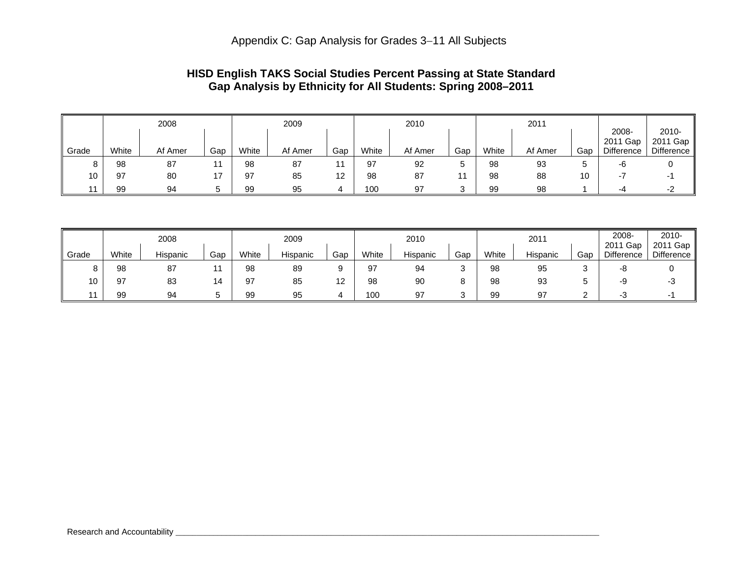# Appendix C: Gap Analysis for Grades 3–11 All Subjects

## HISD English TAKS Social Studies Percent Passing at State Standard
## Gap Analysis by Ethnicity for All Students: Spring 2008–2011

| | 2008 | | | 2009 | | | 2010 | | | 2011 | | | | |
|---|---|---|---|---|---|---|---|---|---|---|---|---|---|---|
| Grade | White | Af Amer | Gap | White | Af Amer | Gap | White | Af Amer | Gap | White | Af Amer | Gap | 2008-2011 Gap Difference | 2010-2011 Gap Difference |
| 8 | 98 | 87 | 11 | 98 | 87 | 11 | 97 | 92 | 5 | 98 | 93 | 5 | -6 | 0 |
| 10 | 97 | 80 | 17 | 97 | 85 | 12 | 98 | 87 | 11 | 98 | 88 | 10 | -7 | -1 |
| 11 | 99 | 94 | 5 | 99 | 95 | 4 | 100 | 97 | 3 | 99 | 98 | 1 | -4 | -2 |

| | 2008 | | | 2009 | | | 2010 | | | 2011 | | | | |
|---|---|---|---|---|---|---|---|---|---|---|---|---|---|---|
| Grade | White | Hispanic | Gap | White | Hispanic | Gap | White | Hispanic | Gap | White | Hispanic | Gap | 2008-2011 Gap Difference | 2010-2011 Gap Difference |
| 8 | 98 | 87 | 11 | 98 | 89 | 9 | 97 | 94 | 3 | 98 | 95 | 3 | -8 | 0 |
| 10 | 97 | 83 | 14 | 97 | 85 | 12 | 98 | 90 | 8 | 98 | 93 | 5 | -9 | -3 |
| 11 | 99 | 94 | 5 | 99 | 95 | 4 | 100 | 97 | 3 | 99 | 97 | 2 | -3 | -1 |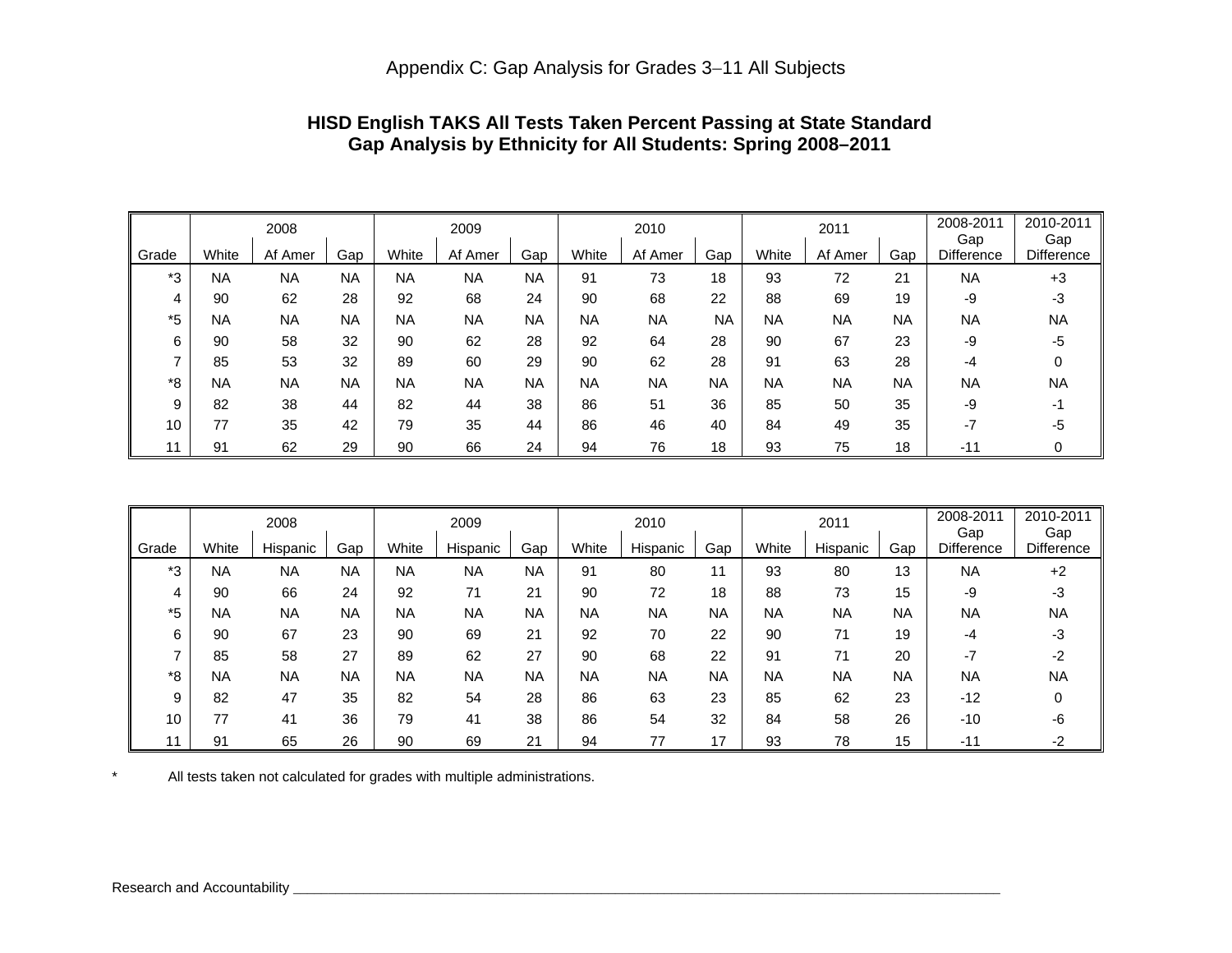# Appendix C: Gap Analysis for Grades 3–11 All Subjects

**HISD English TAKS All Tests Taken Percent Passing at State Standard**
**Gap Analysis by Ethnicity for All Students: Spring 2008–2011**

| | 2008 | | | 2009 | | | 2010 | | | 2011 | | | 2008-2011 | 2010-2011 |
|---|---|---|---|---|---|---|---|---|---|---|---|---|---|---|
| Grade | White | Af Amer | Gap | White | Af Amer | Gap | White | Af Amer | Gap | White | Af Amer | Gap | Gap Difference | Gap Difference |
| *3 | NA | NA | NA | NA | NA | NA | 91 | 73 | 18 | 93 | 72 | 21 | NA | +3 |
| 4 | 90 | 62 | 28 | 92 | 68 | 24 | 90 | 68 | 22 | 88 | 69 | 19 | -9 | -3 |
| *5 | NA | NA | NA | NA | NA | NA | NA | NA | NA | NA | NA | NA | NA | NA |
| 6 | 90 | 58 | 32 | 90 | 62 | 28 | 92 | 64 | 28 | 90 | 67 | 23 | -9 | -5 |
| 7 | 85 | 53 | 32 | 89 | 60 | 29 | 90 | 62 | 28 | 91 | 63 | 28 | -4 | 0 |
| *8 | NA | NA | NA | NA | NA | NA | NA | NA | NA | NA | NA | NA | NA | NA |
| 9 | 82 | 38 | 44 | 82 | 44 | 38 | 86 | 51 | 36 | 85 | 50 | 35 | -9 | -1 |
| 10 | 77 | 35 | 42 | 79 | 35 | 44 | 86 | 46 | 40 | 84 | 49 | 35 | -7 | -5 |
| 11 | 91 | 62 | 29 | 90 | 66 | 24 | 94 | 76 | 18 | 93 | 75 | 18 | -11 | 0 |

| | 2008 | | | 2009 | | | 2010 | | | 2011 | | | 2008-2011 | 2010-2011 |
|---|---|---|---|---|---|---|---|---|---|---|---|---|---|---|
| Grade | White | Hispanic | Gap | White | Hispanic | Gap | White | Hispanic | Gap | White | Hispanic | Gap | Gap Difference | Gap Difference |
| *3 | NA | NA | NA | NA | NA | NA | 91 | 80 | 11 | 93 | 80 | 13 | NA | +2 |
| 4 | 90 | 66 | 24 | 92 | 71 | 21 | 90 | 72 | 18 | 88 | 73 | 15 | -9 | -3 |
| *5 | NA | NA | NA | NA | NA | NA | NA | NA | NA | NA | NA | NA | NA | NA |
| 6 | 90 | 67 | 23 | 90 | 69 | 21 | 92 | 70 | 22 | 90 | 71 | 19 | -4 | -3 |
| 7 | 85 | 58 | 27 | 89 | 62 | 27 | 90 | 68 | 22 | 91 | 71 | 20 | -7 | -2 |
| *8 | NA | NA | NA | NA | NA | NA | NA | NA | NA | NA | NA | NA | NA | NA |
| 9 | 82 | 47 | 35 | 82 | 54 | 28 | 86 | 63 | 23 | 85 | 62 | 23 | -12 | 0 |
| 10 | 77 | 41 | 36 | 79 | 41 | 38 | 86 | 54 | 32 | 84 | 58 | 26 | -10 | -6 |
| 11 | 91 | 65 | 26 | 90 | 69 | 21 | 94 | 77 | 17 | 93 | 78 | 15 | -11 | -2 |

* All tests taken not calculated for grades with multiple administrations.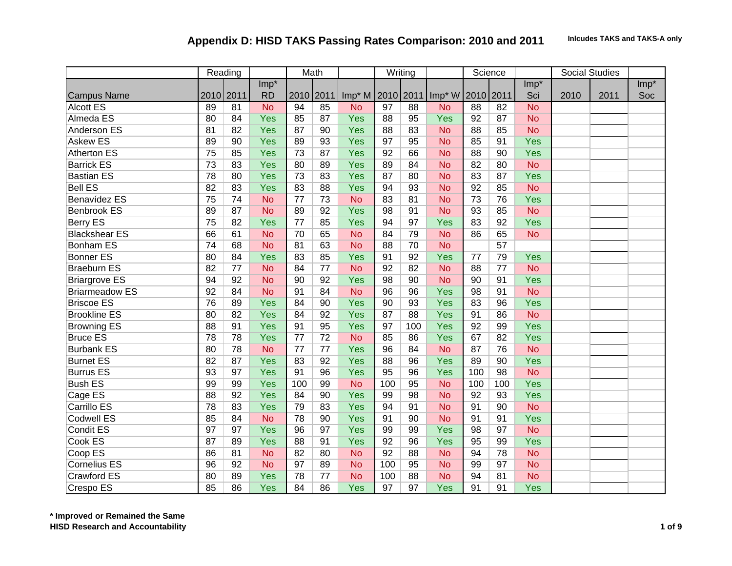# Appendix D: HISD TAKS Passing Rates Comparison: 2010 and 2011

**Inlcudes TAKS and TAKS-A only**

| | Reading | | | Math | | | Writing | | | Science | | | Social Studies | | |
|---|---|---|---|---|---|---|---|---|---|---|---|---|---|---|---|
| Campus Name | 2010 | 2011 | Imp* RD | 2010 | 2011 | Imp* M | 2010 | 2011 | Imp* W | 2010 | 2011 | Imp* Sci | 2010 | 2011 | Imp* Soc |
| Alcott ES | 89 | 81 | No | 94 | 85 | No | 97 | 88 | No | 88 | 82 | No | | | |
| Almeda ES | 80 | 84 | Yes | 85 | 87 | Yes | 88 | 95 | Yes | 92 | 87 | No | | | |
| Anderson ES | 81 | 82 | Yes | 87 | 90 | Yes | 88 | 83 | No | 88 | 85 | No | | | |
| Askew ES | 89 | 90 | Yes | 89 | 93 | Yes | 97 | 95 | No | 85 | 91 | Yes | | | |
| Atherton ES | 75 | 85 | Yes | 73 | 87 | Yes | 92 | 66 | No | 88 | 90 | Yes | | | |
| Barrick ES | 73 | 83 | Yes | 80 | 89 | Yes | 89 | 84 | No | 82 | 80 | No | | | |
| Bastian ES | 78 | 80 | Yes | 73 | 83 | Yes | 87 | 80 | No | 83 | 87 | Yes | | | |
| Bell ES | 82 | 83 | Yes | 83 | 88 | Yes | 94 | 93 | No | 92 | 85 | No | | | |
| Benavídez ES | 75 | 74 | No | 77 | 73 | No | 83 | 81 | No | 73 | 76 | Yes | | | |
| Benbrook ES | 89 | 87 | No | 89 | 92 | Yes | 98 | 91 | No | 93 | 85 | No | | | |
| Berry ES | 75 | 82 | Yes | 77 | 85 | Yes | 94 | 97 | Yes | 83 | 92 | Yes | | | |
| Blackshear ES | 66 | 61 | No | 70 | 65 | No | 84 | 79 | No | 86 | 65 | No | | | |
| Bonham ES | 74 | 68 | No | 81 | 63 | No | 88 | 70 | No | | 57 | | | | |
| Bonner ES | 80 | 84 | Yes | 83 | 85 | Yes | 91 | 92 | Yes | 77 | 79 | Yes | | | |
| Braeburn ES | 82 | 77 | No | 84 | 77 | No | 92 | 82 | No | 88 | 77 | No | | | |
| Briargrove ES | 94 | 92 | No | 90 | 92 | Yes | 98 | 90 | No | 90 | 91 | Yes | | | |
| Briarmeadow ES | 92 | 84 | No | 91 | 84 | No | 96 | 96 | Yes | 98 | 91 | No | | | |
| Briscoe ES | 76 | 89 | Yes | 84 | 90 | Yes | 90 | 93 | Yes | 83 | 96 | Yes | | | |
| Brookline ES | 80 | 82 | Yes | 84 | 92 | Yes | 87 | 88 | Yes | 91 | 86 | No | | | |
| Browning ES | 88 | 91 | Yes | 91 | 95 | Yes | 97 | 100 | Yes | 92 | 99 | Yes | | | |
| Bruce ES | 78 | 78 | Yes | 77 | 72 | No | 85 | 86 | Yes | 67 | 82 | Yes | | | |
| Burbank ES | 80 | 78 | No | 77 | 77 | Yes | 96 | 84 | No | 87 | 76 | No | | | |
| Burnet ES | 82 | 87 | Yes | 83 | 92 | Yes | 88 | 96 | Yes | 89 | 90 | Yes | | | |
| Burrus ES | 93 | 97 | Yes | 91 | 96 | Yes | 95 | 96 | Yes | 100 | 98 | No | | | |
| Bush ES | 99 | 99 | Yes | 100 | 99 | No | 100 | 95 | No | 100 | 100 | Yes | | | |
| Cage ES | 88 | 92 | Yes | 84 | 90 | Yes | 99 | 98 | No | 92 | 93 | Yes | | | |
| Carrillo ES | 78 | 83 | Yes | 79 | 83 | Yes | 94 | 91 | No | 91 | 90 | No | | | |
| Codwell ES | 85 | 84 | No | 78 | 90 | Yes | 91 | 90 | No | 91 | 91 | Yes | | | |
| Condit ES | 97 | 97 | Yes | 96 | 97 | Yes | 99 | 99 | Yes | 98 | 97 | No | | | |
| Cook ES | 87 | 89 | Yes | 88 | 91 | Yes | 92 | 96 | Yes | 95 | 99 | Yes | | | |
| Coop ES | 86 | 81 | No | 82 | 80 | No | 92 | 88 | No | 94 | 78 | No | | | |
| Cornelius ES | 96 | 92 | No | 97 | 89 | No | 100 | 95 | No | 99 | 97 | No | | | |
| Crawford ES | 80 | 89 | Yes | 78 | 77 | No | 100 | 88 | No | 94 | 81 | No | | | |
| Crespo ES | 85 | 86 | Yes | 84 | 86 | Yes | 97 | 97 | Yes | 91 | 91 | Yes | | | |

**\* Improved or Remained the Same**

**HISD Research and Accountability**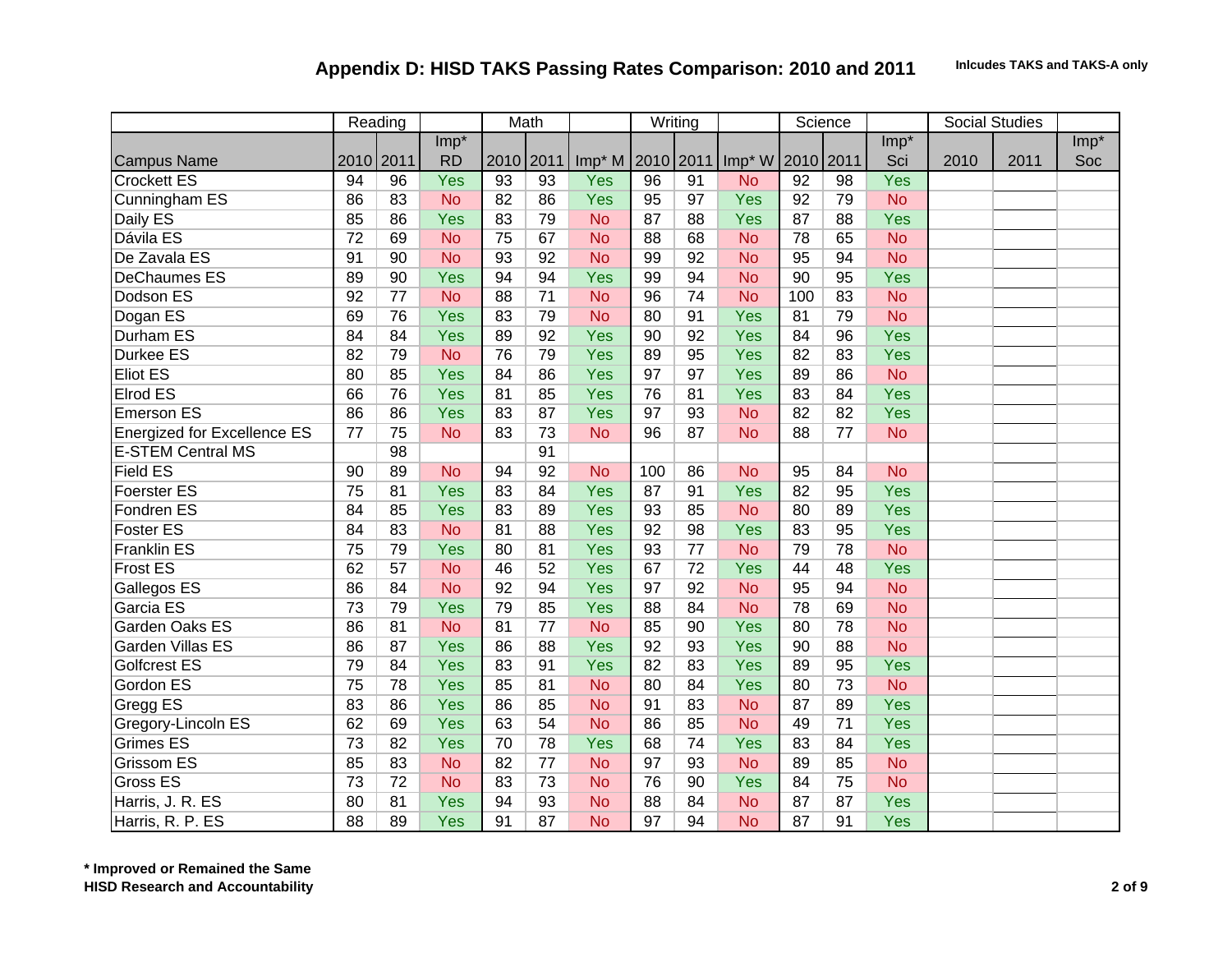## Appendix D: HISD TAKS Passing Rates Comparison: 2010 and 2011

**Inlcudes TAKS and TAKS-A only**

| | Reading | | | Math | | | Writing | | | Science | | | Social Studies | | |
|---|---|---|---|---|---|---|---|---|---|---|---|---|---|---|---|
| Campus Name | 2010 | 2011 | Imp* RD | 2010 | 2011 | Imp* M | 2010 | 2011 | Imp* W | 2010 | 2011 | Imp* Sci | 2010 | 2011 | Imp* Soc |
| Crockett ES | 94 | 96 | Yes | 93 | 93 | Yes | 96 | 91 | No | 92 | 98 | Yes | | | |
| Cunningham ES | 86 | 83 | No | 82 | 86 | Yes | 95 | 97 | Yes | 92 | 79 | No | | | |
| Daily ES | 85 | 86 | Yes | 83 | 79 | No | 87 | 88 | Yes | 87 | 88 | Yes | | | |
| Dávila ES | 72 | 69 | No | 75 | 67 | No | 88 | 68 | No | 78 | 65 | No | | | |
| De Zavala ES | 91 | 90 | No | 93 | 92 | No | 99 | 92 | No | 95 | 94 | No | | | |
| DeChaumes ES | 89 | 90 | Yes | 94 | 94 | Yes | 99 | 94 | No | 90 | 95 | Yes | | | |
| Dodson ES | 92 | 77 | No | 88 | 71 | No | 96 | 74 | No | 100 | 83 | No | | | |
| Dogan ES | 69 | 76 | Yes | 83 | 79 | No | 80 | 91 | Yes | 81 | 79 | No | | | |
| Durham ES | 84 | 84 | Yes | 89 | 92 | Yes | 90 | 92 | Yes | 84 | 96 | Yes | | | |
| Durkee ES | 82 | 79 | No | 76 | 79 | Yes | 89 | 95 | Yes | 82 | 83 | Yes | | | |
| Eliot ES | 80 | 85 | Yes | 84 | 86 | Yes | 97 | 97 | Yes | 89 | 86 | No | | | |
| Elrod ES | 66 | 76 | Yes | 81 | 85 | Yes | 76 | 81 | Yes | 83 | 84 | Yes | | | |
| Emerson ES | 86 | 86 | Yes | 83 | 87 | Yes | 97 | 93 | No | 82 | 82 | Yes | | | |
| Energized for Excellence ES | 77 | 75 | No | 83 | 73 | No | 96 | 87 | No | 88 | 77 | No | | | |
| E-STEM Central MS | | 98 | | | 91 | | | | | | | | | | |
| Field ES | 90 | 89 | No | 94 | 92 | No | 100 | 86 | No | 95 | 84 | No | | | |
| Foerster ES | 75 | 81 | Yes | 83 | 84 | Yes | 87 | 91 | Yes | 82 | 95 | Yes | | | |
| Fondren ES | 84 | 85 | Yes | 83 | 89 | Yes | 93 | 85 | No | 80 | 89 | Yes | | | |
| Foster ES | 84 | 83 | No | 81 | 88 | Yes | 92 | 98 | Yes | 83 | 95 | Yes | | | |
| Franklin ES | 75 | 79 | Yes | 80 | 81 | Yes | 93 | 77 | No | 79 | 78 | No | | | |
| Frost ES | 62 | 57 | No | 46 | 52 | Yes | 67 | 72 | Yes | 44 | 48 | Yes | | | |
| Gallegos ES | 86 | 84 | No | 92 | 94 | Yes | 97 | 92 | No | 95 | 94 | No | | | |
| Garcia ES | 73 | 79 | Yes | 79 | 85 | Yes | 88 | 84 | No | 78 | 69 | No | | | |
| Garden Oaks ES | 86 | 81 | No | 81 | 77 | No | 85 | 90 | Yes | 80 | 78 | No | | | |
| Garden Villas ES | 86 | 87 | Yes | 86 | 88 | Yes | 92 | 93 | Yes | 90 | 88 | No | | | |
| Golfcrest ES | 79 | 84 | Yes | 83 | 91 | Yes | 82 | 83 | Yes | 89 | 95 | Yes | | | |
| Gordon ES | 75 | 78 | Yes | 85 | 81 | No | 80 | 84 | Yes | 80 | 73 | No | | | |
| Gregg ES | 83 | 86 | Yes | 86 | 85 | No | 91 | 83 | No | 87 | 89 | Yes | | | |
| Gregory-Lincoln ES | 62 | 69 | Yes | 63 | 54 | No | 86 | 85 | No | 49 | 71 | Yes | | | |
| Grimes ES | 73 | 82 | Yes | 70 | 78 | Yes | 68 | 74 | Yes | 83 | 84 | Yes | | | |
| Grissom ES | 85 | 83 | No | 82 | 77 | No | 97 | 93 | No | 89 | 85 | No | | | |
| Gross ES | 73 | 72 | No | 83 | 73 | No | 76 | 90 | Yes | 84 | 75 | No | | | |
| Harris, J. R. ES | 80 | 81 | Yes | 94 | 93 | No | 88 | 84 | No | 87 | 87 | Yes | | | |
| Harris, R. P. ES | 88 | 89 | Yes | 91 | 87 | No | 97 | 94 | No | 87 | 91 | Yes | | | |

**\* Improved or Remained the Same**
**HISD Research and Accountability**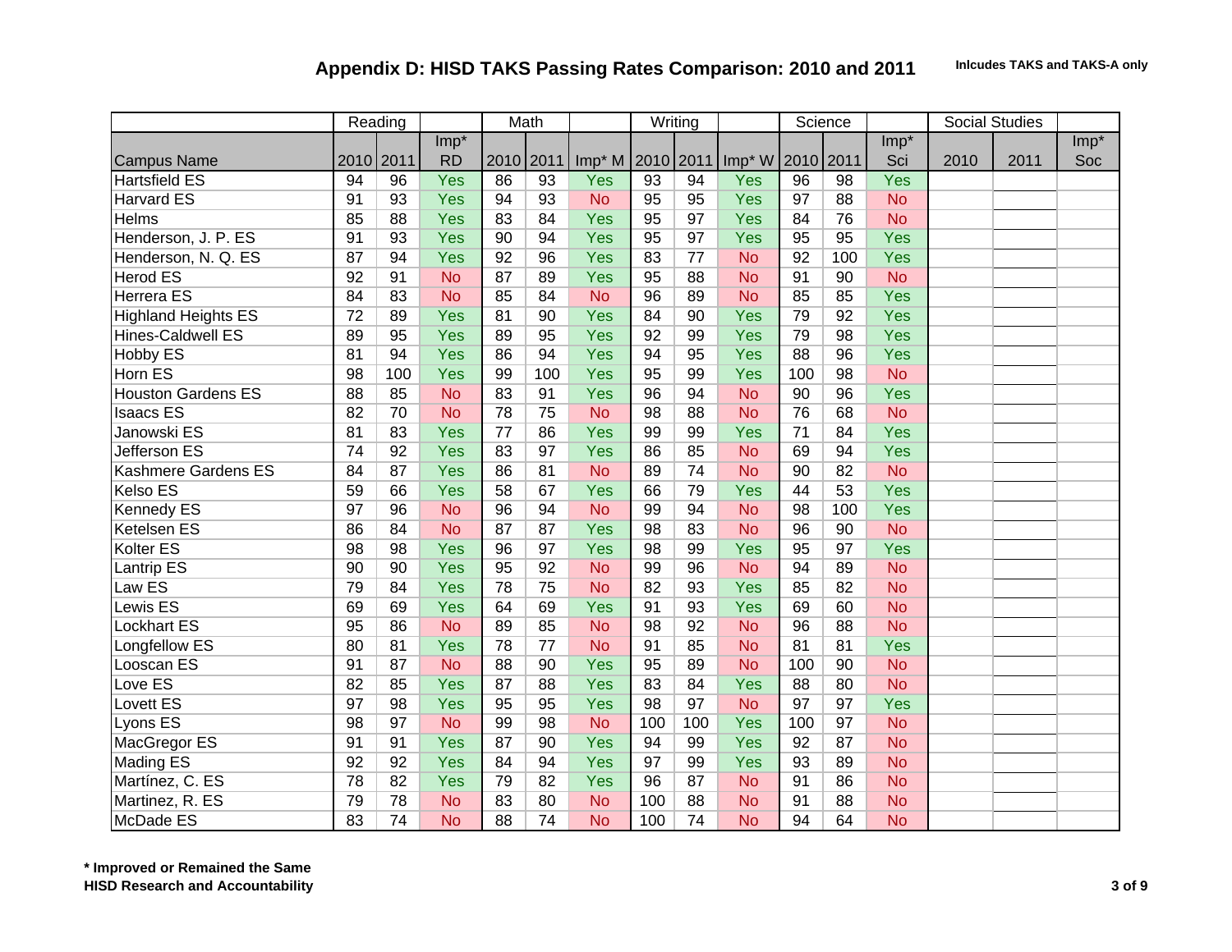## Appendix D: HISD TAKS Passing Rates Comparison: 2010 and 2011

**Inlcudes TAKS and TAKS-A only**

| | Reading | | | Math | | | Writing | | | Science | | | Social Studies | | |
|---|---|---|---|---|---|---|---|---|---|---|---|---|---|---|---|
| Campus Name | 2010 | 2011 | Imp* RD | 2010 | 2011 | Imp* M | 2010 | 2011 | Imp* W | 2010 | 2011 | Imp* Sci | 2010 | 2011 | Imp* Soc |
| Hartsfield ES | 94 | 96 | Yes | 86 | 93 | Yes | 93 | 94 | Yes | 96 | 98 | Yes | | | |
| Harvard ES | 91 | 93 | Yes | 94 | 93 | No | 95 | 95 | Yes | 97 | 88 | No | | | |
| Helms | 85 | 88 | Yes | 83 | 84 | Yes | 95 | 97 | Yes | 84 | 76 | No | | | |
| Henderson, J. P. ES | 91 | 93 | Yes | 90 | 94 | Yes | 95 | 97 | Yes | 95 | 95 | Yes | | | |
| Henderson, N. Q. ES | 87 | 94 | Yes | 92 | 96 | Yes | 83 | 77 | No | 92 | 100 | Yes | | | |
| Herod ES | 92 | 91 | No | 87 | 89 | Yes | 95 | 88 | No | 91 | 90 | No | | | |
| Herrera ES | 84 | 83 | No | 85 | 84 | No | 96 | 89 | No | 85 | 85 | Yes | | | |
| Highland Heights ES | 72 | 89 | Yes | 81 | 90 | Yes | 84 | 90 | Yes | 79 | 92 | Yes | | | |
| Hines-Caldwell ES | 89 | 95 | Yes | 89 | 95 | Yes | 92 | 99 | Yes | 79 | 98 | Yes | | | |
| Hobby ES | 81 | 94 | Yes | 86 | 94 | Yes | 94 | 95 | Yes | 88 | 96 | Yes | | | |
| Horn ES | 98 | 100 | Yes | 99 | 100 | Yes | 95 | 99 | Yes | 100 | 98 | No | | | |
| Houston Gardens ES | 88 | 85 | No | 83 | 91 | Yes | 96 | 94 | No | 90 | 96 | Yes | | | |
| Isaacs ES | 82 | 70 | No | 78 | 75 | No | 98 | 88 | No | 76 | 68 | No | | | |
| Janowski ES | 81 | 83 | Yes | 77 | 86 | Yes | 99 | 99 | Yes | 71 | 84 | Yes | | | |
| Jefferson ES | 74 | 92 | Yes | 83 | 97 | Yes | 86 | 85 | No | 69 | 94 | Yes | | | |
| Kashmere Gardens ES | 84 | 87 | Yes | 86 | 81 | No | 89 | 74 | No | 90 | 82 | No | | | |
| Kelso ES | 59 | 66 | Yes | 58 | 67 | Yes | 66 | 79 | Yes | 44 | 53 | Yes | | | |
| Kennedy ES | 97 | 96 | No | 96 | 94 | No | 99 | 94 | No | 98 | 100 | Yes | | | |
| Ketelsen ES | 86 | 84 | No | 87 | 87 | Yes | 98 | 83 | No | 96 | 90 | No | | | |
| Kolter ES | 98 | 98 | Yes | 96 | 97 | Yes | 98 | 99 | Yes | 95 | 97 | Yes | | | |
| Lantrip ES | 90 | 90 | Yes | 95 | 92 | No | 99 | 96 | No | 94 | 89 | No | | | |
| Law ES | 79 | 84 | Yes | 78 | 75 | No | 82 | 93 | Yes | 85 | 82 | No | | | |
| Lewis ES | 69 | 69 | Yes | 64 | 69 | Yes | 91 | 93 | Yes | 69 | 60 | No | | | |
| Lockhart ES | 95 | 86 | No | 89 | 85 | No | 98 | 92 | No | 96 | 88 | No | | | |
| Longfellow ES | 80 | 81 | Yes | 78 | 77 | No | 91 | 85 | No | 81 | 81 | Yes | | | |
| Looscan ES | 91 | 87 | No | 88 | 90 | Yes | 95 | 89 | No | 100 | 90 | No | | | |
| Love ES | 82 | 85 | Yes | 87 | 88 | Yes | 83 | 84 | Yes | 88 | 80 | No | | | |
| Lovett ES | 97 | 98 | Yes | 95 | 95 | Yes | 98 | 97 | No | 97 | 97 | Yes | | | |
| Lyons ES | 98 | 97 | No | 99 | 98 | No | 100 | 100 | Yes | 100 | 97 | No | | | |
| MacGregor ES | 91 | 91 | Yes | 87 | 90 | Yes | 94 | 99 | Yes | 92 | 87 | No | | | |
| Mading ES | 92 | 92 | Yes | 84 | 94 | Yes | 97 | 99 | Yes | 93 | 89 | No | | | |
| Martínez, C. ES | 78 | 82 | Yes | 79 | 82 | Yes | 96 | 87 | No | 91 | 86 | No | | | |
| Martinez, R. ES | 79 | 78 | No | 83 | 80 | No | 100 | 88 | No | 91 | 88 | No | | | |
| McDade ES | 83 | 74 | No | 88 | 74 | No | 100 | 74 | No | 94 | 64 | No | | | |

**\* Improved or Remained the Same**

**HISD Research and Accountability**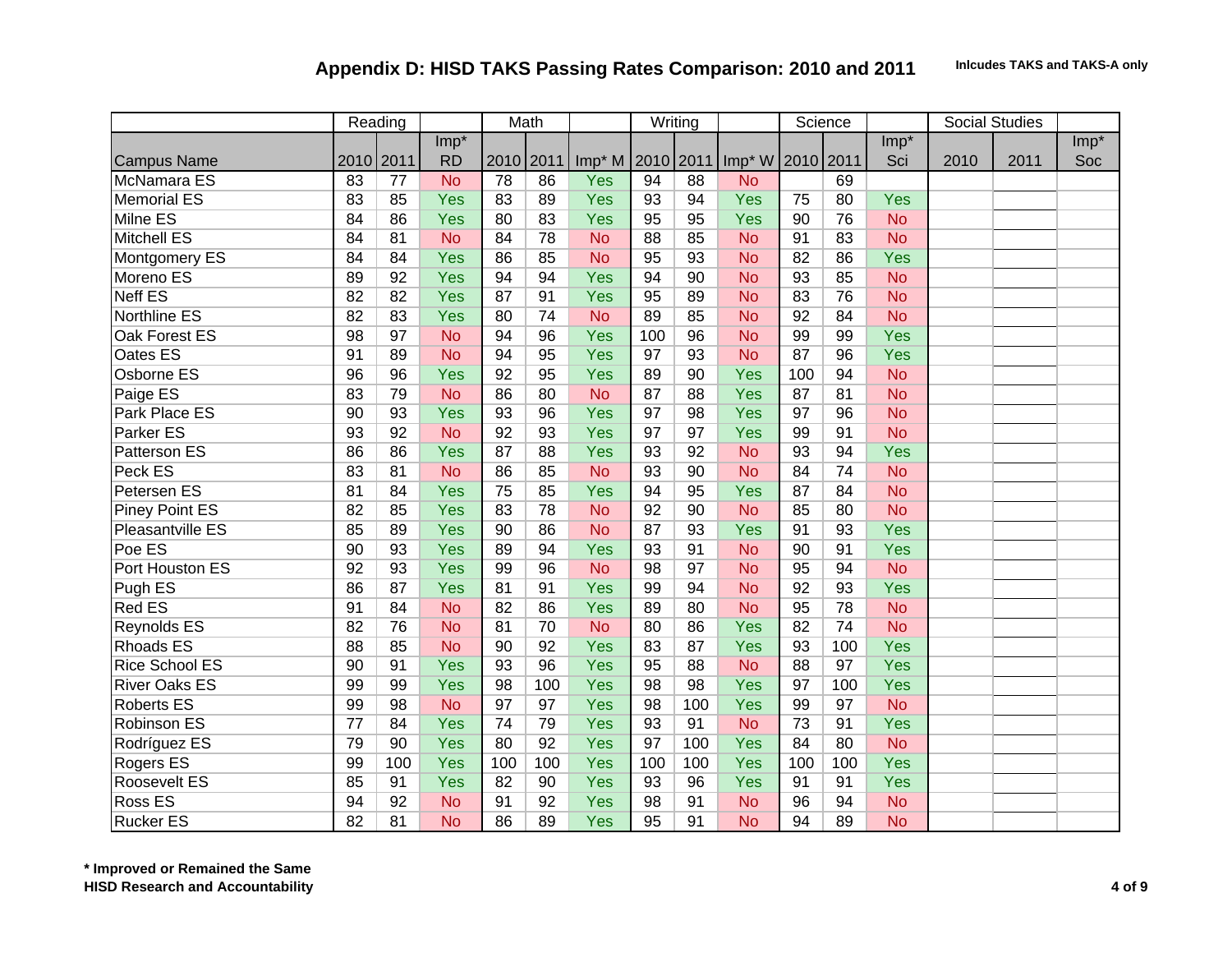## Appendix D: HISD TAKS Passing Rates Comparison: 2010 and 2011

**Inlcudes TAKS and TAKS-A only**

| | Reading | | | Math | | | Writing | | | Science | | | Social Studies | | |
|---|---|---|---|---|---|---|---|---|---|---|---|---|---|---|---|
| Campus Name | 2010 | 2011 | Imp* RD | 2010 | 2011 | Imp* M | 2010 | 2011 | Imp* W | 2010 | 2011 | Imp* Sci | 2010 | 2011 | Imp* Soc |
| McNamara ES | 83 | 77 | No | 78 | 86 | Yes | 94 | 88 | No | | 69 | | | | |
| Memorial ES | 83 | 85 | Yes | 83 | 89 | Yes | 93 | 94 | Yes | 75 | 80 | Yes | | | |
| Milne ES | 84 | 86 | Yes | 80 | 83 | Yes | 95 | 95 | Yes | 90 | 76 | No | | | |
| Mitchell ES | 84 | 81 | No | 84 | 78 | No | 88 | 85 | No | 91 | 83 | No | | | |
| Montgomery ES | 84 | 84 | Yes | 86 | 85 | No | 95 | 93 | No | 82 | 86 | Yes | | | |
| Moreno ES | 89 | 92 | Yes | 94 | 94 | Yes | 94 | 90 | No | 93 | 85 | No | | | |
| Neff ES | 82 | 82 | Yes | 87 | 91 | Yes | 95 | 89 | No | 83 | 76 | No | | | |
| Northline ES | 82 | 83 | Yes | 80 | 74 | No | 89 | 85 | No | 92 | 84 | No | | | |
| Oak Forest ES | 98 | 97 | No | 94 | 96 | Yes | 100 | 96 | No | 99 | 99 | Yes | | | |
| Oates ES | 91 | 89 | No | 94 | 95 | Yes | 97 | 93 | No | 87 | 96 | Yes | | | |
| Osborne ES | 96 | 96 | Yes | 92 | 95 | Yes | 89 | 90 | Yes | 100 | 94 | No | | | |
| Paige ES | 83 | 79 | No | 86 | 80 | No | 87 | 88 | Yes | 87 | 81 | No | | | |
| Park Place ES | 90 | 93 | Yes | 93 | 96 | Yes | 97 | 98 | Yes | 97 | 96 | No | | | |
| Parker ES | 93 | 92 | No | 92 | 93 | Yes | 97 | 97 | Yes | 99 | 91 | No | | | |
| Patterson ES | 86 | 86 | Yes | 87 | 88 | Yes | 93 | 92 | No | 93 | 94 | Yes | | | |
| Peck ES | 83 | 81 | No | 86 | 85 | No | 93 | 90 | No | 84 | 74 | No | | | |
| Petersen ES | 81 | 84 | Yes | 75 | 85 | Yes | 94 | 95 | Yes | 87 | 84 | No | | | |
| Piney Point ES | 82 | 85 | Yes | 83 | 78 | No | 92 | 90 | No | 85 | 80 | No | | | |
| Pleasantville ES | 85 | 89 | Yes | 90 | 86 | No | 87 | 93 | Yes | 91 | 93 | Yes | | | |
| Poe ES | 90 | 93 | Yes | 89 | 94 | Yes | 93 | 91 | No | 90 | 91 | Yes | | | |
| Port Houston ES | 92 | 93 | Yes | 99 | 96 | No | 98 | 97 | No | 95 | 94 | No | | | |
| Pugh ES | 86 | 87 | Yes | 81 | 91 | Yes | 99 | 94 | No | 92 | 93 | Yes | | | |
| Red ES | 91 | 84 | No | 82 | 86 | Yes | 89 | 80 | No | 95 | 78 | No | | | |
| Reynolds ES | 82 | 76 | No | 81 | 70 | No | 80 | 86 | Yes | 82 | 74 | No | | | |
| Rhoads ES | 88 | 85 | No | 90 | 92 | Yes | 83 | 87 | Yes | 93 | 100 | Yes | | | |
| Rice School ES | 90 | 91 | Yes | 93 | 96 | Yes | 95 | 88 | No | 88 | 97 | Yes | | | |
| River Oaks ES | 99 | 99 | Yes | 98 | 100 | Yes | 98 | 98 | Yes | 97 | 100 | Yes | | | |
| Roberts ES | 99 | 98 | No | 97 | 97 | Yes | 98 | 100 | Yes | 99 | 97 | No | | | |
| Robinson ES | 77 | 84 | Yes | 74 | 79 | Yes | 93 | 91 | No | 73 | 91 | Yes | | | |
| Rodríguez ES | 79 | 90 | Yes | 80 | 92 | Yes | 97 | 100 | Yes | 84 | 80 | No | | | |
| Rogers ES | 99 | 100 | Yes | 100 | 100 | Yes | 100 | 100 | Yes | 100 | 100 | Yes | | | |
| Roosevelt ES | 85 | 91 | Yes | 82 | 90 | Yes | 93 | 96 | Yes | 91 | 91 | Yes | | | |
| Ross ES | 94 | 92 | No | 91 | 92 | Yes | 98 | 91 | No | 96 | 94 | No | | | |
| Rucker ES | 82 | 81 | No | 86 | 89 | Yes | 95 | 91 | No | 94 | 89 | No | | | |

**\* Improved or Remained the Same**

**HISD Research and Accountability**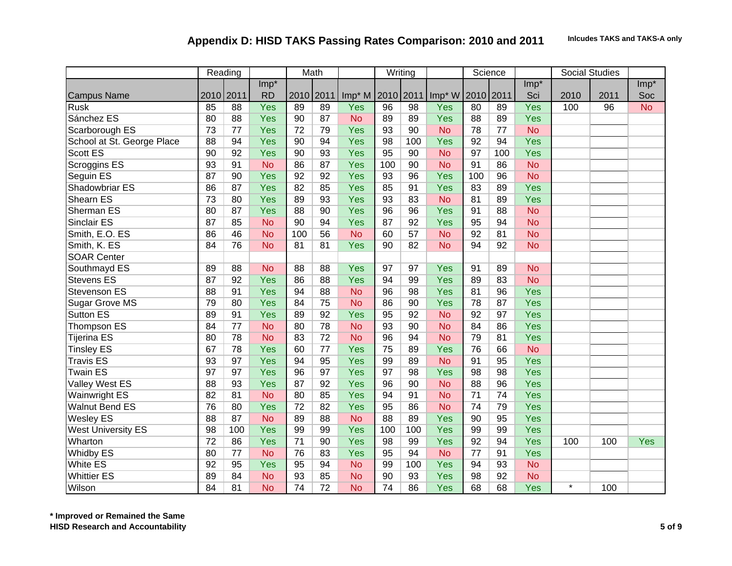## Appendix D: HISD TAKS Passing Rates Comparison: 2010 and 2011

**Inlcudes TAKS and TAKS-A only**

| | Reading | | | Math | | | Writing | | | Science | | | Social Studies | | |
|---|---|---|---|---|---|---|---|---|---|---|---|---|---|---|---|
| Campus Name | 2010 | 2011 | Imp* RD | 2010 | 2011 | Imp* M | 2010 | 2011 | Imp* W | 2010 | 2011 | Imp* Sci | 2010 | 2011 | Imp* Soc |
| Rusk | 85 | 88 | Yes | 89 | 89 | Yes | 96 | 98 | Yes | 80 | 89 | Yes | 100 | 96 | No |
| Sánchez ES | 80 | 88 | Yes | 90 | 87 | No | 89 | 89 | Yes | 88 | 89 | Yes | | | |
| Scarborough ES | 73 | 77 | Yes | 72 | 79 | Yes | 93 | 90 | No | 78 | 77 | No | | | |
| School at St. George Place | 88 | 94 | Yes | 90 | 94 | Yes | 98 | 100 | Yes | 92 | 94 | Yes | | | |
| Scott ES | 90 | 92 | Yes | 90 | 93 | Yes | 95 | 90 | No | 97 | 100 | Yes | | | |
| Scroggins ES | 93 | 91 | No | 86 | 87 | Yes | 100 | 90 | No | 91 | 86 | No | | | |
| Seguin ES | 87 | 90 | Yes | 92 | 92 | Yes | 93 | 96 | Yes | 100 | 96 | No | | | |
| Shadowbriar ES | 86 | 87 | Yes | 82 | 85 | Yes | 85 | 91 | Yes | 83 | 89 | Yes | | | |
| Shearn ES | 73 | 80 | Yes | 89 | 93 | Yes | 93 | 83 | No | 81 | 89 | Yes | | | |
| Sherman ES | 80 | 87 | Yes | 88 | 90 | Yes | 96 | 96 | Yes | 91 | 88 | No | | | |
| Sinclair ES | 87 | 85 | No | 90 | 94 | Yes | 87 | 92 | Yes | 95 | 94 | No | | | |
| Smith, E.O. ES | 86 | 46 | No | 100 | 56 | No | 60 | 57 | No | 92 | 81 | No | | | |
| Smith, K. ES | 84 | 76 | No | 81 | 81 | Yes | 90 | 82 | No | 94 | 92 | No | | | |
| SOAR Center | | | | | | | | | | | | | | | |
| Southmayd ES | 89 | 88 | No | 88 | 88 | Yes | 97 | 97 | Yes | 91 | 89 | No | | | |
| Stevens ES | 87 | 92 | Yes | 86 | 88 | Yes | 94 | 99 | Yes | 89 | 83 | No | | | |
| Stevenson ES | 88 | 91 | Yes | 94 | 88 | No | 96 | 98 | Yes | 81 | 96 | Yes | | | |
| Sugar Grove MS | 79 | 80 | Yes | 84 | 75 | No | 86 | 90 | Yes | 78 | 87 | Yes | | | |
| Sutton ES | 89 | 91 | Yes | 89 | 92 | Yes | 95 | 92 | No | 92 | 97 | Yes | | | |
| Thompson ES | 84 | 77 | No | 80 | 78 | No | 93 | 90 | No | 84 | 86 | Yes | | | |
| Tijerina ES | 80 | 78 | No | 83 | 72 | No | 96 | 94 | No | 79 | 81 | Yes | | | |
| Tinsley ES | 67 | 78 | Yes | 60 | 77 | Yes | 75 | 89 | Yes | 76 | 66 | No | | | |
| Travis ES | 93 | 97 | Yes | 94 | 95 | Yes | 99 | 89 | No | 91 | 95 | Yes | | | |
| Twain ES | 97 | 97 | Yes | 96 | 97 | Yes | 97 | 98 | Yes | 98 | 98 | Yes | | | |
| Valley West ES | 88 | 93 | Yes | 87 | 92 | Yes | 96 | 90 | No | 88 | 96 | Yes | | | |
| Wainwright ES | 82 | 81 | No | 80 | 85 | Yes | 94 | 91 | No | 71 | 74 | Yes | | | |
| Walnut Bend ES | 76 | 80 | Yes | 72 | 82 | Yes | 95 | 86 | No | 74 | 79 | Yes | | | |
| Wesley ES | 88 | 87 | No | 89 | 88 | No | 88 | 89 | Yes | 90 | 95 | Yes | | | |
| West University ES | 98 | 100 | Yes | 99 | 99 | Yes | 100 | 100 | Yes | 99 | 99 | Yes | | | |
| Wharton | 72 | 86 | Yes | 71 | 90 | Yes | 98 | 99 | Yes | 92 | 94 | Yes | 100 | 100 | Yes |
| Whidby ES | 80 | 77 | No | 76 | 83 | Yes | 95 | 94 | No | 77 | 91 | Yes | | | |
| White ES | 92 | 95 | Yes | 95 | 94 | No | 99 | 100 | Yes | 94 | 93 | No | | | |
| Whittier ES | 89 | 84 | No | 93 | 85 | No | 90 | 93 | Yes | 98 | 92 | No | | | |
| Wilson | 84 | 81 | No | 74 | 72 | No | 74 | 86 | Yes | 68 | 68 | Yes | * | 100 | |

**\* Improved or Remained the Same**

**HISD Research and Accountability**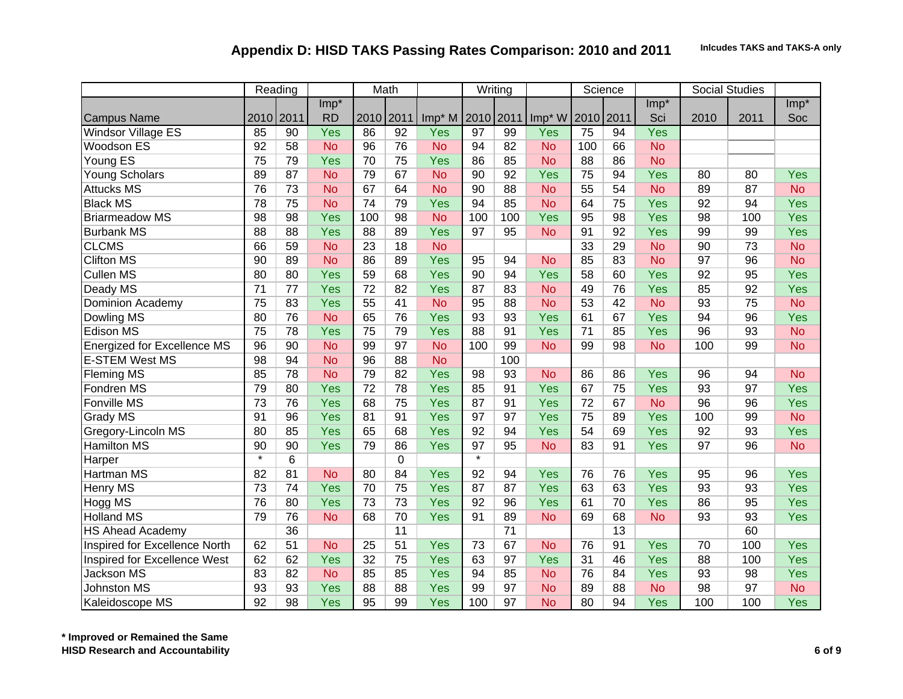## Appendix D: HISD TAKS Passing Rates Comparison: 2010 and 2011

**Inlcudes TAKS and TAKS-A only**

| | Reading | | | Math | | | Writing | | | Science | | | Social Studies | | |
|---|---|---|---|---|---|---|---|---|---|---|---|---|---|---|---|
| Campus Name | 2010 | 2011 | Imp* RD | 2010 | 2011 | Imp* M | 2010 | 2011 | Imp* W | 2010 | 2011 | Imp* Sci | 2010 | 2011 | Imp* Soc |
| Windsor Village ES | 85 | 90 | Yes | 86 | 92 | Yes | 97 | 99 | Yes | 75 | 94 | Yes | | | |
| Woodson ES | 92 | 58 | No | 96 | 76 | No | 94 | 82 | No | 100 | 66 | No | | | |
| Young ES | 75 | 79 | Yes | 70 | 75 | Yes | 86 | 85 | No | 88 | 86 | No | | | |
| Young Scholars | 89 | 87 | No | 79 | 67 | No | 90 | 92 | Yes | 75 | 94 | Yes | 80 | 80 | Yes |
| Attucks MS | 76 | 73 | No | 67 | 64 | No | 90 | 88 | No | 55 | 54 | No | 89 | 87 | No |
| Black MS | 78 | 75 | No | 74 | 79 | Yes | 94 | 85 | No | 64 | 75 | Yes | 92 | 94 | Yes |
| Briarmeadow MS | 98 | 98 | Yes | 100 | 98 | No | 100 | 100 | Yes | 95 | 98 | Yes | 98 | 100 | Yes |
| Burbank MS | 88 | 88 | Yes | 88 | 89 | Yes | 97 | 95 | No | 91 | 92 | Yes | 99 | 99 | Yes |
| CLCMS | 66 | 59 | No | 23 | 18 | No | | | | 33 | 29 | No | 90 | 73 | No |
| Clifton MS | 90 | 89 | No | 86 | 89 | Yes | 95 | 94 | No | 85 | 83 | No | 97 | 96 | No |
| Cullen MS | 80 | 80 | Yes | 59 | 68 | Yes | 90 | 94 | Yes | 58 | 60 | Yes | 92 | 95 | Yes |
| Deady MS | 71 | 77 | Yes | 72 | 82 | Yes | 87 | 83 | No | 49 | 76 | Yes | 85 | 92 | Yes |
| Dominion Academy | 75 | 83 | Yes | 55 | 41 | No | 95 | 88 | No | 53 | 42 | No | 93 | 75 | No |
| Dowling MS | 80 | 76 | No | 65 | 76 | Yes | 93 | 93 | Yes | 61 | 67 | Yes | 94 | 96 | Yes |
| Edison MS | 75 | 78 | Yes | 75 | 79 | Yes | 88 | 91 | Yes | 71 | 85 | Yes | 96 | 93 | No |
| Energized for Excellence MS | 96 | 90 | No | 99 | 97 | No | 100 | 99 | No | 99 | 98 | No | 100 | 99 | No |
| E-STEM West MS | 98 | 94 | No | 96 | 88 | No | | 100 | | | | | | | |
| Fleming MS | 85 | 78 | No | 79 | 82 | Yes | 98 | 93 | No | 86 | 86 | Yes | 96 | 94 | No |
| Fondren MS | 79 | 80 | Yes | 72 | 78 | Yes | 85 | 91 | Yes | 67 | 75 | Yes | 93 | 97 | Yes |
| Fonville MS | 73 | 76 | Yes | 68 | 75 | Yes | 87 | 91 | Yes | 72 | 67 | No | 96 | 96 | Yes |
| Grady MS | 91 | 96 | Yes | 81 | 91 | Yes | 97 | 97 | Yes | 75 | 89 | Yes | 100 | 99 | No |
| Gregory-Lincoln MS | 80 | 85 | Yes | 65 | 68 | Yes | 92 | 94 | Yes | 54 | 69 | Yes | 92 | 93 | Yes |
| Hamilton MS | 90 | 90 | Yes | 79 | 86 | Yes | 97 | 95 | No | 83 | 91 | Yes | 97 | 96 | No |
| Harper | * | 6 | | | 0 | | * | | | | | | | | |
| Hartman MS | 82 | 81 | No | 80 | 84 | Yes | 92 | 94 | Yes | 76 | 76 | Yes | 95 | 96 | Yes |
| Henry MS | 73 | 74 | Yes | 70 | 75 | Yes | 87 | 87 | Yes | 63 | 63 | Yes | 93 | 93 | Yes |
| Hogg MS | 76 | 80 | Yes | 73 | 73 | Yes | 92 | 96 | Yes | 61 | 70 | Yes | 86 | 95 | Yes |
| Holland MS | 79 | 76 | No | 68 | 70 | Yes | 91 | 89 | No | 69 | 68 | No | 93 | 93 | Yes |
| HS Ahead Academy | | 36 | | | 11 | | | 71 | | | 13 | | | 60 | |
| Inspired for Excellence North | 62 | 51 | No | 25 | 51 | Yes | 73 | 67 | No | 76 | 91 | Yes | 70 | 100 | Yes |
| Inspired for Excellence West | 62 | 62 | Yes | 32 | 75 | Yes | 63 | 97 | Yes | 31 | 46 | Yes | 88 | 100 | Yes |
| Jackson MS | 83 | 82 | No | 85 | 85 | Yes | 94 | 85 | No | 76 | 84 | Yes | 93 | 98 | Yes |
| Johnston MS | 93 | 93 | Yes | 88 | 88 | Yes | 99 | 97 | No | 89 | 88 | No | 98 | 97 | No |
| Kaleidoscope MS | 92 | 98 | Yes | 95 | 99 | Yes | 100 | 97 | No | 80 | 94 | Yes | 100 | 100 | Yes |

**\* Improved or Remained the Same**

**HISD Research and Accountability**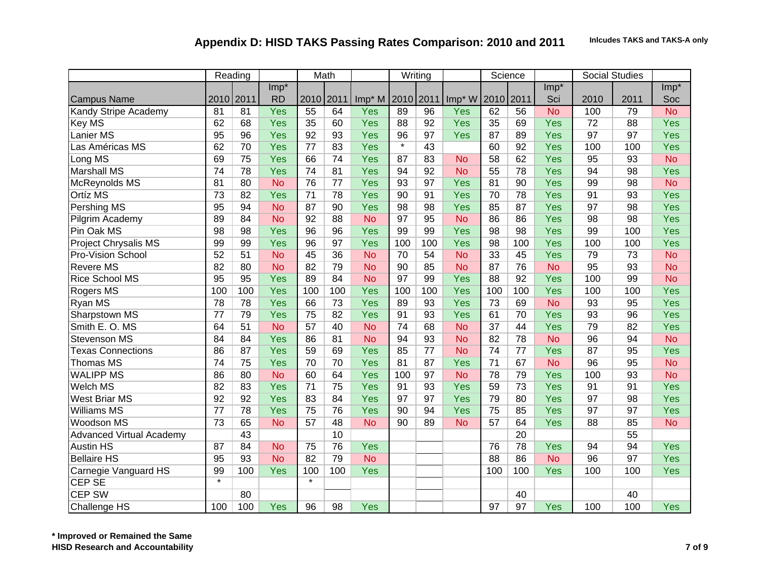## Appendix D: HISD TAKS Passing Rates Comparison: 2010 and 2011

**Inlcudes TAKS and TAKS-A only**

| | Reading | | | Math | | | Writing | | | Science | | | Social Studies | | |
|---|---|---|---|---|---|---|---|---|---|---|---|---|---|---|---|
| Campus Name | 2010 | 2011 | Imp* RD | 2010 | 2011 | Imp* M | 2010 | 2011 | Imp* W | 2010 | 2011 | Imp* Sci | 2010 | 2011 | Imp* Soc |
| Kandy Stripe Academy | 81 | 81 | Yes | 55 | 64 | Yes | 89 | 96 | Yes | 62 | 56 | No | 100 | 79 | No |
| Key MS | 62 | 68 | Yes | 35 | 60 | Yes | 88 | 92 | Yes | 35 | 69 | Yes | 72 | 88 | Yes |
| Lanier MS | 95 | 96 | Yes | 92 | 93 | Yes | 96 | 97 | Yes | 87 | 89 | Yes | 97 | 97 | Yes |
| Las Américas MS | 62 | 70 | Yes | 77 | 83 | Yes | * | 43 | | 60 | 92 | Yes | 100 | 100 | Yes |
| Long MS | 69 | 75 | Yes | 66 | 74 | Yes | 87 | 83 | No | 58 | 62 | Yes | 95 | 93 | No |
| Marshall MS | 74 | 78 | Yes | 74 | 81 | Yes | 94 | 92 | No | 55 | 78 | Yes | 94 | 98 | Yes |
| McReynolds MS | 81 | 80 | No | 76 | 77 | Yes | 93 | 97 | Yes | 81 | 90 | Yes | 99 | 98 | No |
| Ortíz MS | 73 | 82 | Yes | 71 | 78 | Yes | 90 | 91 | Yes | 70 | 78 | Yes | 91 | 93 | Yes |
| Pershing MS | 95 | 94 | No | 87 | 90 | Yes | 98 | 98 | Yes | 85 | 87 | Yes | 97 | 98 | Yes |
| Pilgrim Academy | 89 | 84 | No | 92 | 88 | No | 97 | 95 | No | 86 | 86 | Yes | 98 | 98 | Yes |
| Pin Oak MS | 98 | 98 | Yes | 96 | 96 | Yes | 99 | 99 | Yes | 98 | 98 | Yes | 99 | 100 | Yes |
| Project Chrysalis MS | 99 | 99 | Yes | 96 | 97 | Yes | 100 | 100 | Yes | 98 | 100 | Yes | 100 | 100 | Yes |
| Pro-Vision School | 52 | 51 | No | 45 | 36 | No | 70 | 54 | No | 33 | 45 | Yes | 79 | 73 | No |
| Revere MS | 82 | 80 | No | 82 | 79 | No | 90 | 85 | No | 87 | 76 | No | 95 | 93 | No |
| Rice School MS | 95 | 95 | Yes | 89 | 84 | No | 97 | 99 | Yes | 88 | 92 | Yes | 100 | 99 | No |
| Rogers MS | 100 | 100 | Yes | 100 | 100 | Yes | 100 | 100 | Yes | 100 | 100 | Yes | 100 | 100 | Yes |
| Ryan MS | 78 | 78 | Yes | 66 | 73 | Yes | 89 | 93 | Yes | 73 | 69 | No | 93 | 95 | Yes |
| Sharpstown MS | 77 | 79 | Yes | 75 | 82 | Yes | 91 | 93 | Yes | 61 | 70 | Yes | 93 | 96 | Yes |
| Smith E. O. MS | 64 | 51 | No | 57 | 40 | No | 74 | 68 | No | 37 | 44 | Yes | 79 | 82 | Yes |
| Stevenson MS | 84 | 84 | Yes | 86 | 81 | No | 94 | 93 | No | 82 | 78 | No | 96 | 94 | No |
| Texas Connections | 86 | 87 | Yes | 59 | 69 | Yes | 85 | 77 | No | 74 | 77 | Yes | 87 | 95 | Yes |
| Thomas MS | 74 | 75 | Yes | 70 | 70 | Yes | 81 | 87 | Yes | 71 | 67 | No | 96 | 95 | No |
| WALIPP MS | 86 | 80 | No | 60 | 64 | Yes | 100 | 97 | No | 78 | 79 | Yes | 100 | 93 | No |
| Welch MS | 82 | 83 | Yes | 71 | 75 | Yes | 91 | 93 | Yes | 59 | 73 | Yes | 91 | 91 | Yes |
| West Briar MS | 92 | 92 | Yes | 83 | 84 | Yes | 97 | 97 | Yes | 79 | 80 | Yes | 97 | 98 | Yes |
| Williams MS | 77 | 78 | Yes | 75 | 76 | Yes | 90 | 94 | Yes | 75 | 85 | Yes | 97 | 97 | Yes |
| Woodson MS | 73 | 65 | No | 57 | 48 | No | 90 | 89 | No | 57 | 64 | Yes | 88 | 85 | No |
| Advanced Virtual Academy | | 43 | | | 10 | | | | | | 20 | | | 55 | |
| Austin HS | 87 | 84 | No | 75 | 76 | Yes | | | | 76 | 78 | Yes | 94 | 94 | Yes |
| Bellaire HS | 95 | 93 | No | 82 | 79 | No | | | | 88 | 86 | No | 96 | 97 | Yes |
| Carnegie Vanguard HS | 99 | 100 | Yes | 100 | 100 | Yes | | | | 100 | 100 | Yes | 100 | 100 | Yes |
| CEP SE | * | | | * | | | | | | | | | | | |
| CEP SW | | 80 | | | | | | | | | 40 | | | 40 | |
| Challenge HS | 100 | 100 | Yes | 96 | 98 | Yes | | | | 97 | 97 | Yes | 100 | 100 | Yes |

**\* Improved or Remained the Same**

**HISD Research and Accountability**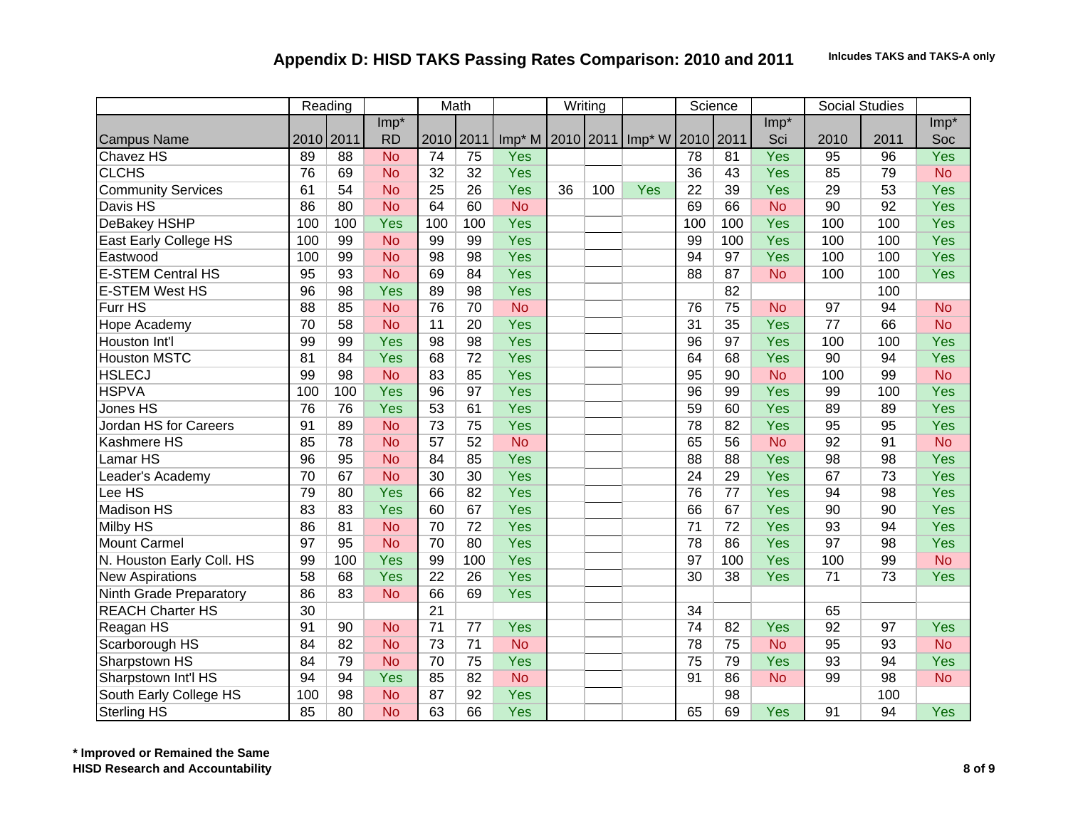## Appendix D: HISD TAKS Passing Rates Comparison: 2010 and 2011

**Inlcudes TAKS and TAKS-A only**

| | Reading | | | Math | | | Writing | | | Science | | | Social Studies | | |
|---|---|---|---|---|---|---|---|---|---|---|---|---|---|---|---|
| Campus Name | 2010 | 2011 | Imp* RD | 2010 | 2011 | Imp* M | 2010 | 2011 | Imp* W | 2010 | 2011 | Imp* Sci | 2010 | 2011 | Imp* Soc |
| Chavez HS | 89 | 88 | No | 74 | 75 | Yes | | | | 78 | 81 | Yes | 95 | 96 | Yes |
| CLCHS | 76 | 69 | No | 32 | 32 | Yes | | | | 36 | 43 | Yes | 85 | 79 | No |
| Community Services | 61 | 54 | No | 25 | 26 | Yes | 36 | 100 | Yes | 22 | 39 | Yes | 29 | 53 | Yes |
| Davis HS | 86 | 80 | No | 64 | 60 | No | | | | 69 | 66 | No | 90 | 92 | Yes |
| DeBakey HSHP | 100 | 100 | Yes | 100 | 100 | Yes | | | | 100 | 100 | Yes | 100 | 100 | Yes |
| East Early College HS | 100 | 99 | No | 99 | 99 | Yes | | | | 99 | 100 | Yes | 100 | 100 | Yes |
| Eastwood | 100 | 99 | No | 98 | 98 | Yes | | | | 94 | 97 | Yes | 100 | 100 | Yes |
| E-STEM Central HS | 95 | 93 | No | 69 | 84 | Yes | | | | 88 | 87 | No | 100 | 100 | Yes |
| E-STEM West HS | 96 | 98 | Yes | 89 | 98 | Yes | | | | | 82 | | | 100 | |
| Furr HS | 88 | 85 | No | 76 | 70 | No | | | | 76 | 75 | No | 97 | 94 | No |
| Hope Academy | 70 | 58 | No | 11 | 20 | Yes | | | | 31 | 35 | Yes | 77 | 66 | No |
| Houston Int'l | 99 | 99 | Yes | 98 | 98 | Yes | | | | 96 | 97 | Yes | 100 | 100 | Yes |
| Houston MSTC | 81 | 84 | Yes | 68 | 72 | Yes | | | | 64 | 68 | Yes | 90 | 94 | Yes |
| HSLECJ | 99 | 98 | No | 83 | 85 | Yes | | | | 95 | 90 | No | 100 | 99 | No |
| HSPVA | 100 | 100 | Yes | 96 | 97 | Yes | | | | 96 | 99 | Yes | 99 | 100 | Yes |
| Jones HS | 76 | 76 | Yes | 53 | 61 | Yes | | | | 59 | 60 | Yes | 89 | 89 | Yes |
| Jordan HS for Careers | 91 | 89 | No | 73 | 75 | Yes | | | | 78 | 82 | Yes | 95 | 95 | Yes |
| Kashmere HS | 85 | 78 | No | 57 | 52 | No | | | | 65 | 56 | No | 92 | 91 | No |
| Lamar HS | 96 | 95 | No | 84 | 85 | Yes | | | | 88 | 88 | Yes | 98 | 98 | Yes |
| Leader's Academy | 70 | 67 | No | 30 | 30 | Yes | | | | 24 | 29 | Yes | 67 | 73 | Yes |
| Lee HS | 79 | 80 | Yes | 66 | 82 | Yes | | | | 76 | 77 | Yes | 94 | 98 | Yes |
| Madison HS | 83 | 83 | Yes | 60 | 67 | Yes | | | | 66 | 67 | Yes | 90 | 90 | Yes |
| Milby HS | 86 | 81 | No | 70 | 72 | Yes | | | | 71 | 72 | Yes | 93 | 94 | Yes |
| Mount Carmel | 97 | 95 | No | 70 | 80 | Yes | | | | 78 | 86 | Yes | 97 | 98 | Yes |
| N. Houston Early Coll. HS | 99 | 100 | Yes | 99 | 100 | Yes | | | | 97 | 100 | Yes | 100 | 99 | No |
| New Aspirations | 58 | 68 | Yes | 22 | 26 | Yes | | | | 30 | 38 | Yes | 71 | 73 | Yes |
| Ninth Grade Preparatory | 86 | 83 | No | 66 | 69 | Yes | | | | | | | | | |
| REACH Charter HS | 30 | | | 21 | | | | | | 34 | | | 65 | | |
| Reagan HS | 91 | 90 | No | 71 | 77 | Yes | | | | 74 | 82 | Yes | 92 | 97 | Yes |
| Scarborough HS | 84 | 82 | No | 73 | 71 | No | | | | 78 | 75 | No | 95 | 93 | No |
| Sharpstown HS | 84 | 79 | No | 70 | 75 | Yes | | | | 75 | 79 | Yes | 93 | 94 | Yes |
| Sharpstown Int'l HS | 94 | 94 | Yes | 85 | 82 | No | | | | 91 | 86 | No | 99 | 98 | No |
| South Early College HS | 100 | 98 | No | 87 | 92 | Yes | | | | | 98 | | | 100 | |
| Sterling HS | 85 | 80 | No | 63 | 66 | Yes | | | | 65 | 69 | Yes | 91 | 94 | Yes |

**\* Improved or Remained the Same**
**HISD Research and Accountability**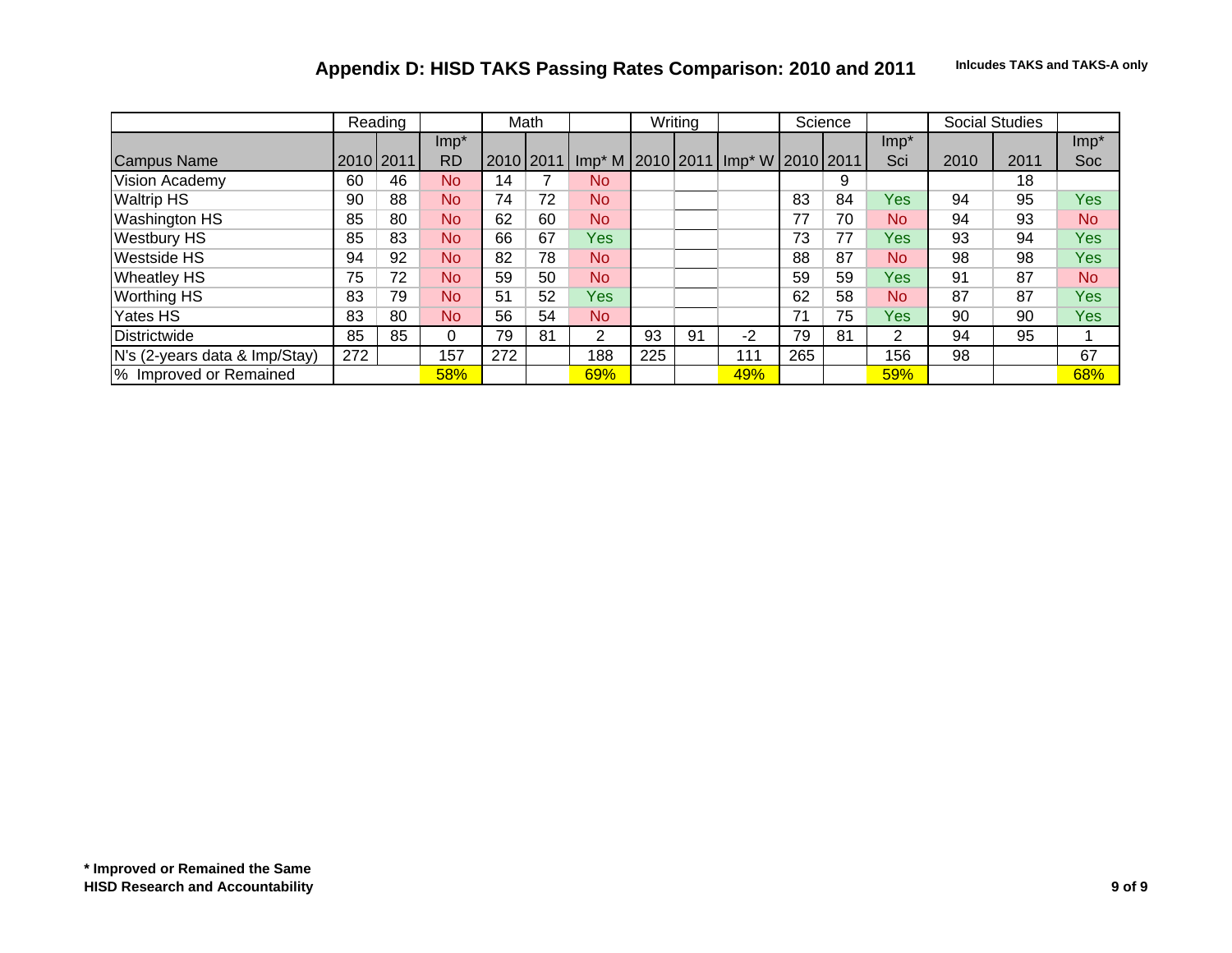## Appendix D: HISD TAKS Passing Rates Comparison: 2010 and 2011

**Inlcudes TAKS and TAKS-A only**

| | Reading | | | Math | | | Writing | | | Science | | | Social Studies | | |
|---|---|---|---|---|---|---|---|---|---|---|---|---|---|---|---|
| Campus Name | 2010 | 2011 | Imp* RD | 2010 | 2011 | Imp* M | 2010 | 2011 | Imp* W | 2010 | 2011 | Imp* Sci | 2010 | 2011 | Imp* Soc |
| Vision Academy | 60 | 46 | No | 14 | 7 | No | | | | | 9 | | | 18 | |
| Waltrip HS | 90 | 88 | No | 74 | 72 | No | | | | 83 | 84 | Yes | 94 | 95 | Yes |
| Washington HS | 85 | 80 | No | 62 | 60 | No | | | | 77 | 70 | No | 94 | 93 | No |
| Westbury HS | 85 | 83 | No | 66 | 67 | Yes | | | | 73 | 77 | Yes | 93 | 94 | Yes |
| Westside HS | 94 | 92 | No | 82 | 78 | No | | | | 88 | 87 | No | 98 | 98 | Yes |
| Wheatley HS | 75 | 72 | No | 59 | 50 | No | | | | 59 | 59 | Yes | 91 | 87 | No |
| Worthing HS | 83 | 79 | No | 51 | 52 | Yes | | | | 62 | 58 | No | 87 | 87 | Yes |
| Yates HS | 83 | 80 | No | 56 | 54 | No | | | | 71 | 75 | Yes | 90 | 90 | Yes |
| Districtwide | 85 | 85 | 0 | 79 | 81 | 2 | 93 | 91 | -2 | 79 | 81 | 2 | 94 | 95 | 1 |
| N's (2-years data & Imp/Stay) | 272 | | 157 | 272 | | 188 | 225 | | 111 | 265 | | 156 | 98 | | 67 |
| % Improved or Remained | | | 58% | | | 69% | | | 49% | | | 59% | | | 68% |

**\* Improved or Remained the Same**
**HISD Research and Accountability**